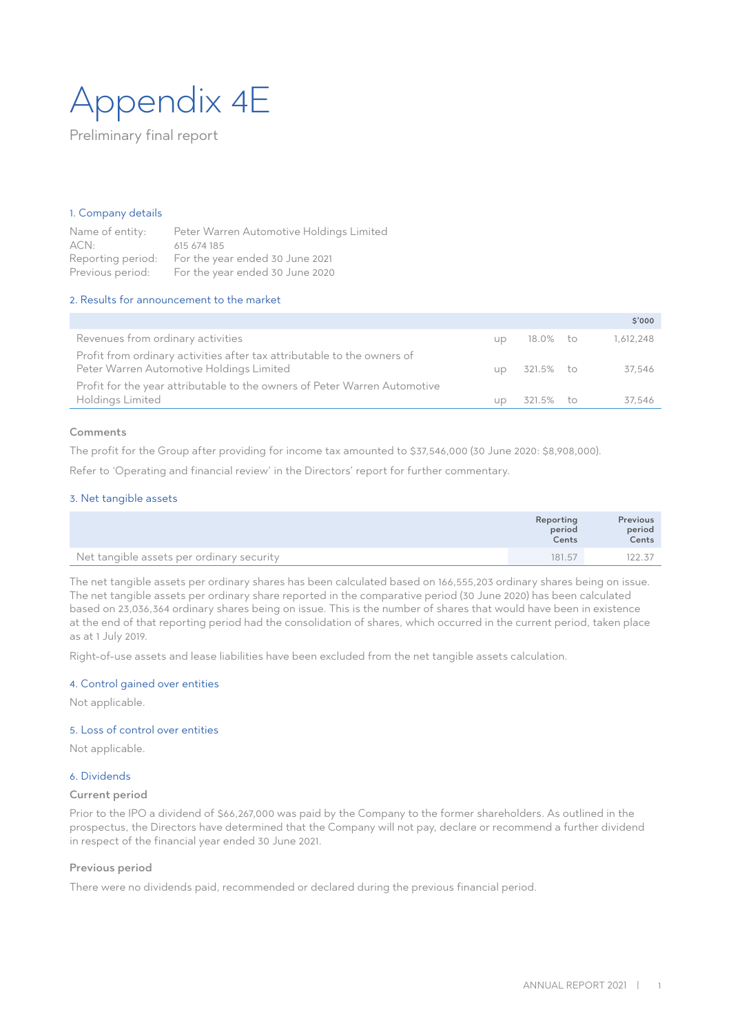# Appendix 4E

Preliminary final report

## 1. Company details

| | |
|---|---|
| Name of entity: | Peter Warren Automotive Holdings Limited |
| ACN: | 615 674 185 |
| Reporting period: | For the year ended 30 June 2021 |
| Previous period: | For the year ended 30 June 2020 |

## 2. Results for announcement to the market

| | | | | $'000 |
|---|---|---|---|---|
| Revenues from ordinary activities | up | 18.0% | to | 1,612,248 |
| Profit from ordinary activities after tax attributable to the owners of Peter Warren Automotive Holdings Limited | up | 321.5% | to | 37,546 |
| Profit for the year attributable to the owners of Peter Warren Automotive Holdings Limited | up | 321.5% | to | 37,546 |

### Comments

The profit for the Group after providing for income tax amounted to $37,546,000 (30 June 2020: $8,908,000).

Refer to 'Operating and financial review' in the Directors' report for further commentary.

## 3. Net tangible assets

| | Reporting period Cents | Previous period Cents |
|---|---|---|
| Net tangible assets per ordinary security | 181.57 | 122.37 |

The net tangible assets per ordinary shares has been calculated based on 166,555,203 ordinary shares being on issue. The net tangible assets per ordinary share reported in the comparative period (30 June 2020) has been calculated based on 23,036,364 ordinary shares being on issue. This is the number of shares that would have been in existence at the end of that reporting period had the consolidation of shares, which occurred in the current period, taken place as at 1 July 2019.

Right-of-use assets and lease liabilities have been excluded from the net tangible assets calculation.

## 4. Control gained over entities

Not applicable.

## 5. Loss of control over entities

Not applicable.

## 6. Dividends

### Current period

Prior to the IPO a dividend of $66,267,000 was paid by the Company to the former shareholders. As outlined in the prospectus, the Directors have determined that the Company will not pay, declare or recommend a further dividend in respect of the financial year ended 30 June 2021.

### Previous period

There were no dividends paid, recommended or declared during the previous financial period.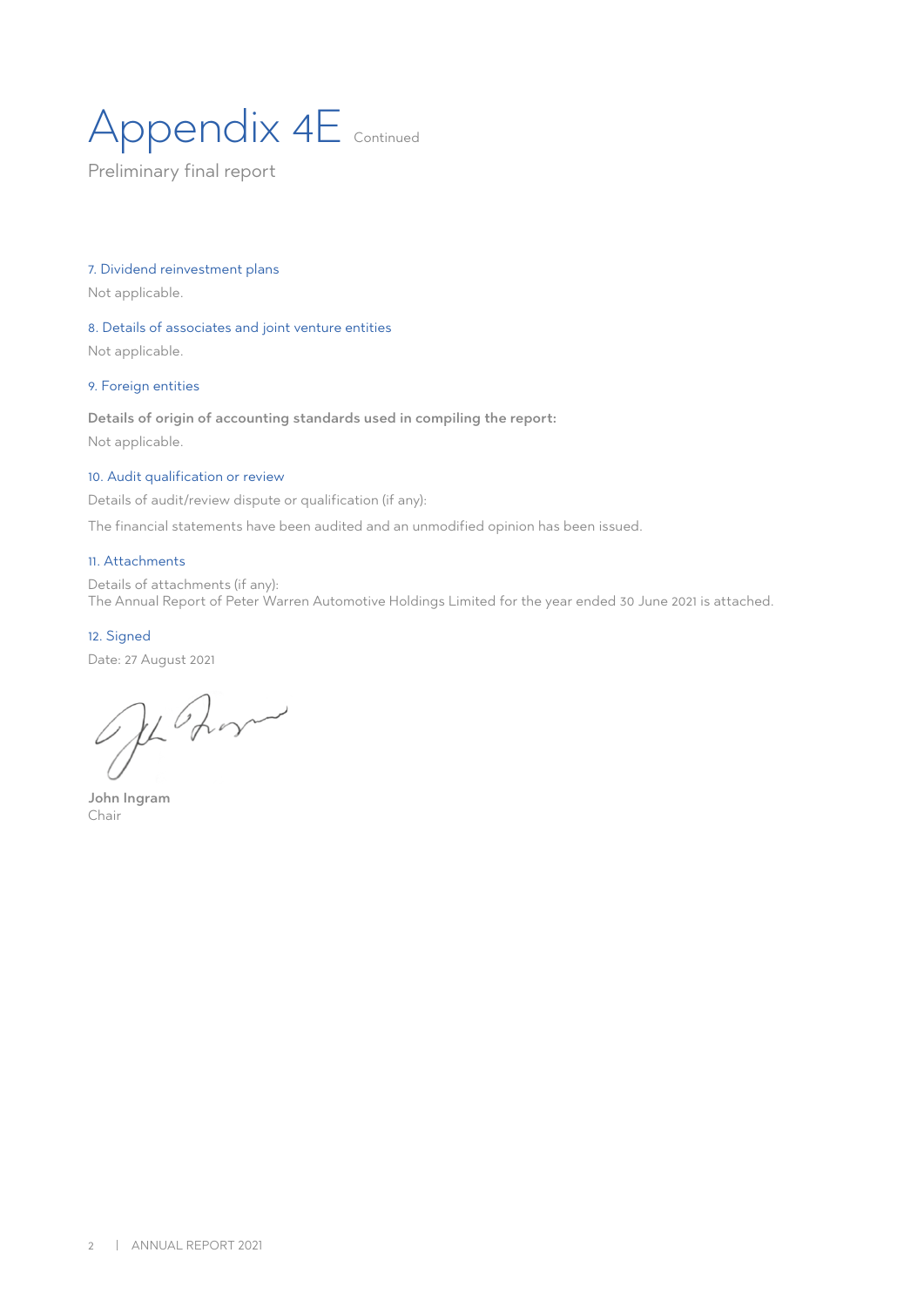# Appendix 4E Continued

Preliminary final report

### 7. Dividend reinvestment plans

Not applicable.

### 8. Details of associates and joint venture entities

Not applicable.

### 9. Foreign entities

**Details of origin of accounting standards used in compiling the report:**

Not applicable.

### 10. Audit qualification or review

Details of audit/review dispute or qualification (if any):

The financial statements have been audited and an unmodified opinion has been issued.

### 11. Attachments

Details of attachments (if any):
The Annual Report of Peter Warren Automotive Holdings Limited for the year ended 30 June 2021 is attached.

### 12. Signed

Date: 27 August 2021

**John Ingram**
Chair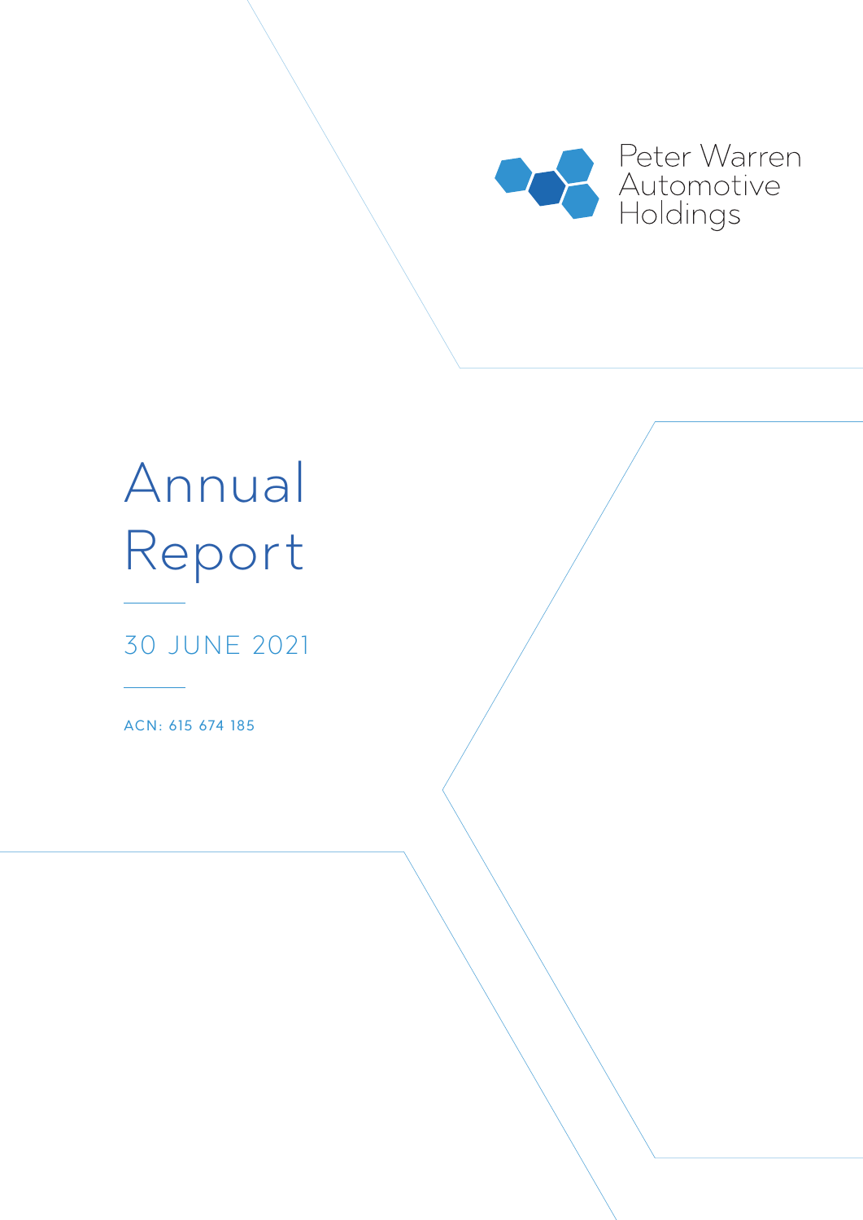Peter Warren Automotive Holdings

# Annual Report

30 JUNE 2021

ACN: 615 674 185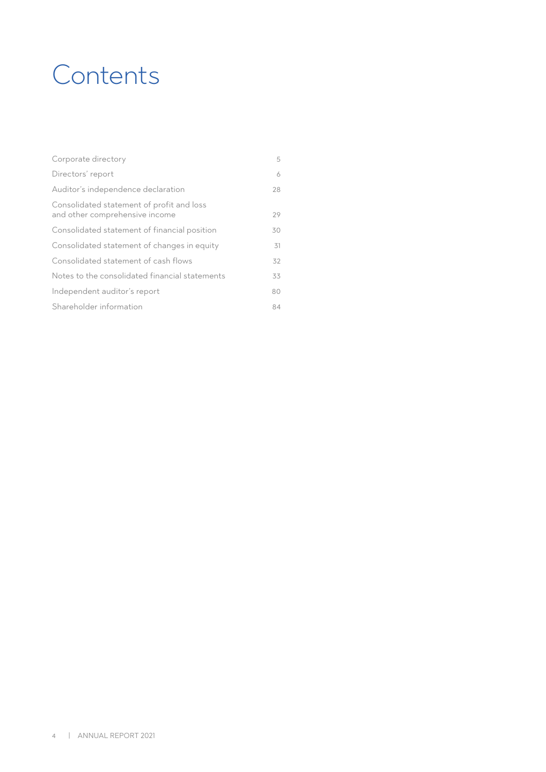# Contents

| | |
|---|---|
| Corporate directory | 5 |
| Directors' report | 6 |
| Auditor's independence declaration | 28 |
| Consolidated statement of profit and loss and other comprehensive income | 29 |
| Consolidated statement of financial position | 30 |
| Consolidated statement of changes in equity | 31 |
| Consolidated statement of cash flows | 32 |
| Notes to the consolidated financial statements | 33 |
| Independent auditor's report | 80 |
| Shareholder information | 84 |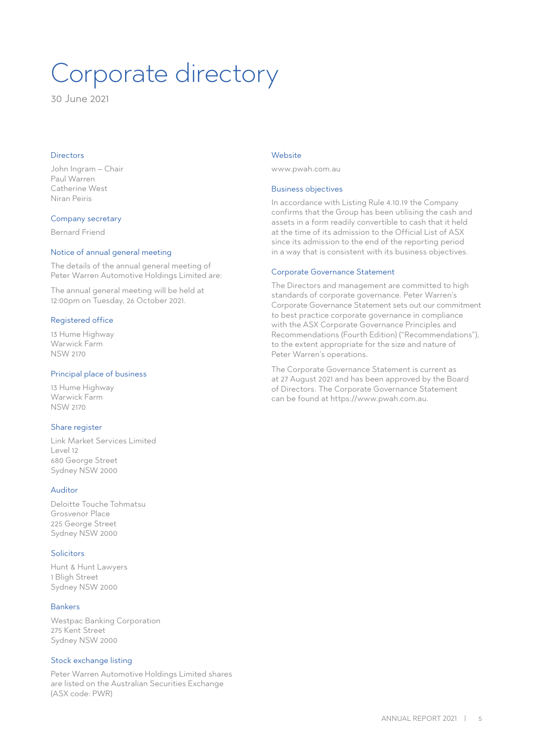# Corporate directory

30 June 2021

## Directors

John Ingram – Chair
Paul Warren
Catherine West
Niran Peiris

## Company secretary

Bernard Friend

## Notice of annual general meeting

The details of the annual general meeting of Peter Warren Automotive Holdings Limited are:

The annual general meeting will be held at 12:00pm on Tuesday, 26 October 2021.

## Registered office

13 Hume Highway
Warwick Farm
NSW 2170

## Principal place of business

13 Hume Highway
Warwick Farm
NSW 2170

## Share register

Link Market Services Limited
Level 12
680 George Street
Sydney NSW 2000

## Auditor

Deloitte Touche Tohmatsu
Grosvenor Place
225 George Street
Sydney NSW 2000

## Solicitors

Hunt & Hunt Lawyers
1 Bligh Street
Sydney NSW 2000

## Bankers

Westpac Banking Corporation
275 Kent Street
Sydney NSW 2000

## Stock exchange listing

Peter Warren Automotive Holdings Limited shares are listed on the Australian Securities Exchange (ASX code: PWR)

## Website

www.pwah.com.au

## Business objectives

In accordance with Listing Rule 4.10.19 the Company confirms that the Group has been utilising the cash and assets in a form readily convertible to cash that it held at the time of its admission to the Official List of ASX since its admission to the end of the reporting period in a way that is consistent with its business objectives.

## Corporate Governance Statement

The Directors and management are committed to high standards of corporate governance. Peter Warren's Corporate Governance Statement sets out our commitment to best practice corporate governance in compliance with the ASX Corporate Governance Principles and Recommendations (Fourth Edition) ("Recommendations"), to the extent appropriate for the size and nature of Peter Warren's operations.

The Corporate Governance Statement is current as at 27 August 2021 and has been approved by the Board of Directors. The Corporate Governance Statement can be found at https://www.pwah.com.au.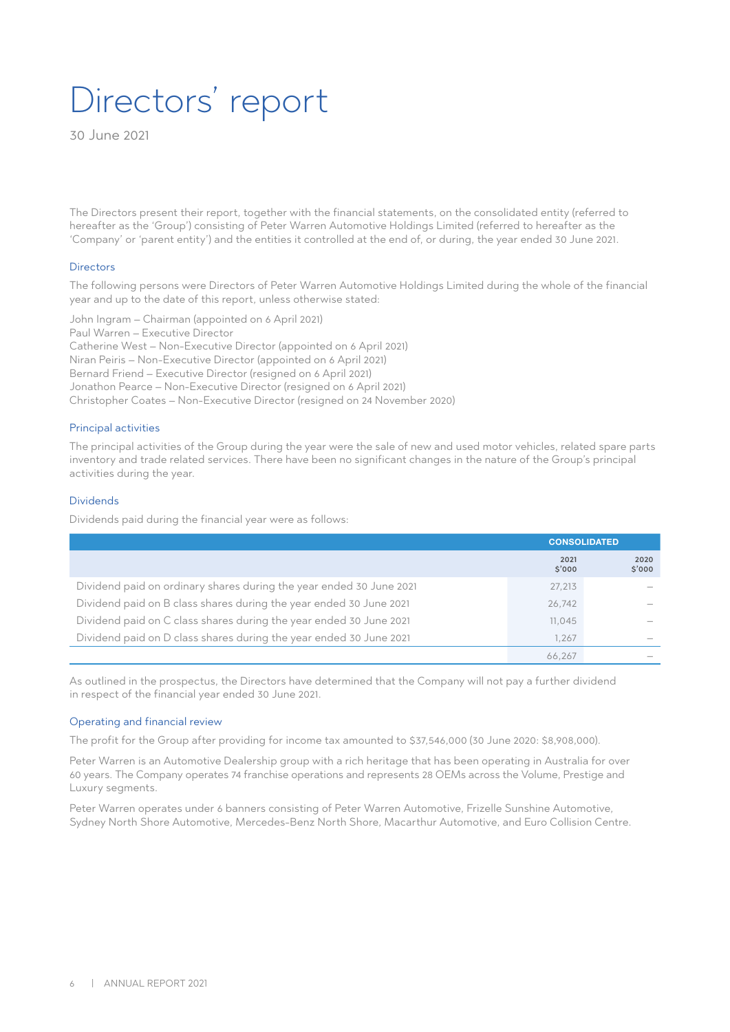# Directors' report

30 June 2021

The Directors present their report, together with the financial statements, on the consolidated entity (referred to hereafter as the 'Group') consisting of Peter Warren Automotive Holdings Limited (referred to hereafter as the 'Company' or 'parent entity') and the entities it controlled at the end of, or during, the year ended 30 June 2021.

## Directors

The following persons were Directors of Peter Warren Automotive Holdings Limited during the whole of the financial year and up to the date of this report, unless otherwise stated:

John Ingram – Chairman (appointed on 6 April 2021)
Paul Warren – Executive Director
Catherine West – Non-Executive Director (appointed on 6 April 2021)
Niran Peiris – Non-Executive Director (appointed on 6 April 2021)
Bernard Friend – Executive Director (resigned on 6 April 2021)
Jonathon Pearce – Non-Executive Director (resigned on 6 April 2021)
Christopher Coates – Non-Executive Director (resigned on 24 November 2020)

## Principal activities

The principal activities of the Group during the year were the sale of new and used motor vehicles, related spare parts inventory and trade related services. There have been no significant changes in the nature of the Group's principal activities during the year.

## Dividends

Dividends paid during the financial year were as follows:

| | CONSOLIDATED | |
|---|---|---|
| | 2021 $'000 | 2020 $'000 |
| Dividend paid on ordinary shares during the year ended 30 June 2021 | 27,213 | – |
| Dividend paid on B class shares during the year ended 30 June 2021 | 26,742 | – |
| Dividend paid on C class shares during the year ended 30 June 2021 | 11,045 | – |
| Dividend paid on D class shares during the year ended 30 June 2021 | 1,267 | – |
| | 66,267 | – |

As outlined in the prospectus, the Directors have determined that the Company will not pay a further dividend in respect of the financial year ended 30 June 2021.

## Operating and financial review

The profit for the Group after providing for income tax amounted to $37,546,000 (30 June 2020: $8,908,000).

Peter Warren is an Automotive Dealership group with a rich heritage that has been operating in Australia for over 60 years. The Company operates 74 franchise operations and represents 28 OEMs across the Volume, Prestige and Luxury segments.

Peter Warren operates under 6 banners consisting of Peter Warren Automotive, Frizelle Sunshine Automotive, Sydney North Shore Automotive, Mercedes-Benz North Shore, Macarthur Automotive, and Euro Collision Centre.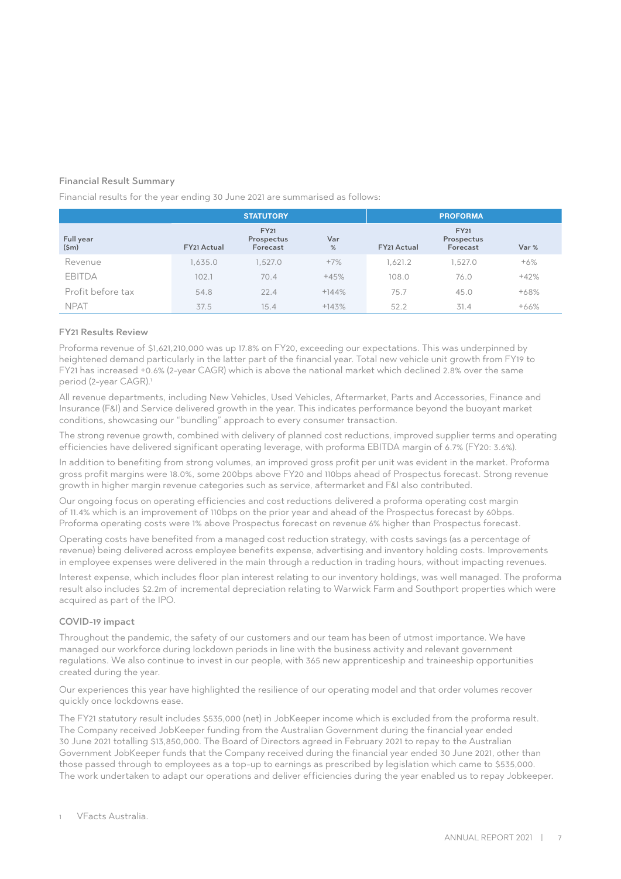### Financial Result Summary

Financial results for the year ending 30 June 2021 are summarised as follows:

| | STATUTORY | | | PROFORMA | | |
|---|---|---|---|---|---|---|
| Full year ($m) | FY21 Actual | FY21 Prospectus Forecast | Var % | FY21 Actual | FY21 Prospectus Forecast | Var % |
| Revenue | 1,635.0 | 1,527.0 | +7% | 1,621.2 | 1,527.0 | +6% |
| EBITDA | 102.1 | 70.4 | +45% | 108.0 | 76.0 | +42% |
| Profit before tax | 54.8 | 22.4 | +144% | 75.7 | 45.0 | +68% |
| NPAT | 37.5 | 15.4 | +143% | 52.2 | 31.4 | +66% |

### FY21 Results Review

Proforma revenue of $1,621,210,000 was up 17.8% on FY20, exceeding our expectations. This was underpinned by heightened demand particularly in the latter part of the financial year. Total new vehicle unit growth from FY19 to FY21 has increased +0.6% (2-year CAGR) which is above the national market which declined 2.8% over the same period (2-year CAGR).[1]

All revenue departments, including New Vehicles, Used Vehicles, Aftermarket, Parts and Accessories, Finance and Insurance (F&I) and Service delivered growth in the year. This indicates performance beyond the buoyant market conditions, showcasing our "bundling" approach to every consumer transaction.

The strong revenue growth, combined with delivery of planned cost reductions, improved supplier terms and operating efficiencies have delivered significant operating leverage, with proforma EBITDA margin of 6.7% (FY20: 3.6%).

In addition to benefiting from strong volumes, an improved gross profit per unit was evident in the market. Proforma gross profit margins were 18.0%, some 200bps above FY20 and 110bps ahead of Prospectus forecast. Strong revenue growth in higher margin revenue categories such as service, aftermarket and F&I also contributed.

Our ongoing focus on operating efficiencies and cost reductions delivered a proforma operating cost margin of 11.4% which is an improvement of 110bps on the prior year and ahead of the Prospectus forecast by 60bps. Proforma operating costs were 1% above Prospectus forecast on revenue 6% higher than Prospectus forecast.

Operating costs have benefited from a managed cost reduction strategy, with costs savings (as a percentage of revenue) being delivered across employee benefits expense, advertising and inventory holding costs. Improvements in employee expenses were delivered in the main through a reduction in trading hours, without impacting revenues.

Interest expense, which includes floor plan interest relating to our inventory holdings, was well managed. The proforma result also includes $2.2m of incremental depreciation relating to Warwick Farm and Southport properties which were acquired as part of the IPO.

### COVID-19 impact

Throughout the pandemic, the safety of our customers and our team has been of utmost importance. We have managed our workforce during lockdown periods in line with the business activity and relevant government regulations. We also continue to invest in our people, with 365 new apprenticeship and traineeship opportunities created during the year.

Our experiences this year have highlighted the resilience of our operating model and that order volumes recover quickly once lockdowns ease.

The FY21 statutory result includes $535,000 (net) in JobKeeper income which is excluded from the proforma result. The Company received JobKeeper funding from the Australian Government during the financial year ended 30 June 2021 totalling $13,850,000. The Board of Directors agreed in February 2021 to repay to the Australian Government JobKeeper funds that the Company received during the financial year ended 30 June 2021, other than those passed through to employees as a top-up to earnings as prescribed by legislation which came to $535,000. The work undertaken to adapt our operations and deliver efficiencies during the year enabled us to repay Jobkeeper.

[1] VFacts Australia.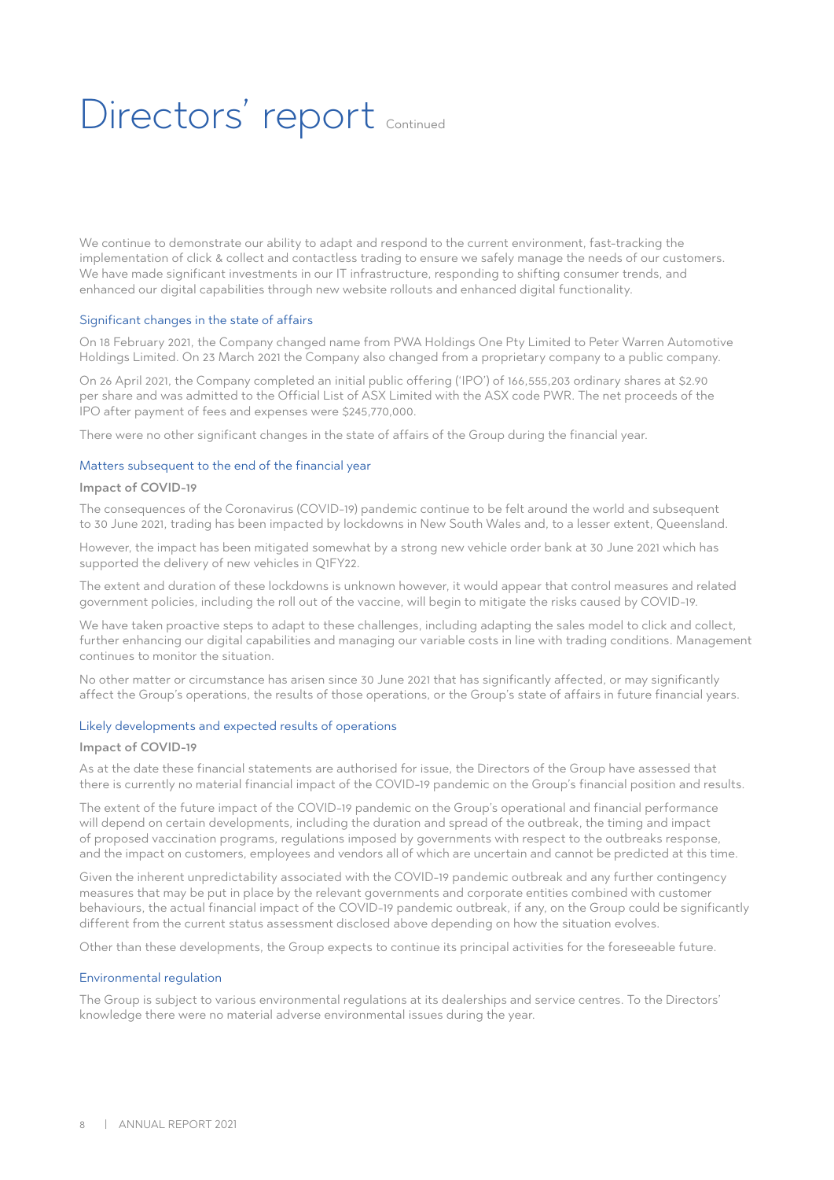# Directors' report Continued

We continue to demonstrate our ability to adapt and respond to the current environment, fast-tracking the implementation of click & collect and contactless trading to ensure we safely manage the needs of our customers. We have made significant investments in our IT infrastructure, responding to shifting consumer trends, and enhanced our digital capabilities through new website rollouts and enhanced digital functionality.

## Significant changes in the state of affairs

On 18 February 2021, the Company changed name from PWA Holdings One Pty Limited to Peter Warren Automotive Holdings Limited. On 23 March 2021 the Company also changed from a proprietary company to a public company.

On 26 April 2021, the Company completed an initial public offering ('IPO') of 166,555,203 ordinary shares at $2.90 per share and was admitted to the Official List of ASX Limited with the ASX code PWR. The net proceeds of the IPO after payment of fees and expenses were $245,770,000.

There were no other significant changes in the state of affairs of the Group during the financial year.

## Matters subsequent to the end of the financial year

### Impact of COVID-19

The consequences of the Coronavirus (COVID-19) pandemic continue to be felt around the world and subsequent to 30 June 2021, trading has been impacted by lockdowns in New South Wales and, to a lesser extent, Queensland.

However, the impact has been mitigated somewhat by a strong new vehicle order bank at 30 June 2021 which has supported the delivery of new vehicles in Q1FY22.

The extent and duration of these lockdowns is unknown however, it would appear that control measures and related government policies, including the roll out of the vaccine, will begin to mitigate the risks caused by COVID-19.

We have taken proactive steps to adapt to these challenges, including adapting the sales model to click and collect, further enhancing our digital capabilities and managing our variable costs in line with trading conditions. Management continues to monitor the situation.

No other matter or circumstance has arisen since 30 June 2021 that has significantly affected, or may significantly affect the Group's operations, the results of those operations, or the Group's state of affairs in future financial years.

## Likely developments and expected results of operations

### Impact of COVID-19

As at the date these financial statements are authorised for issue, the Directors of the Group have assessed that there is currently no material financial impact of the COVID-19 pandemic on the Group's financial position and results.

The extent of the future impact of the COVID-19 pandemic on the Group's operational and financial performance will depend on certain developments, including the duration and spread of the outbreak, the timing and impact of proposed vaccination programs, regulations imposed by governments with respect to the outbreaks response, and the impact on customers, employees and vendors all of which are uncertain and cannot be predicted at this time.

Given the inherent unpredictability associated with the COVID-19 pandemic outbreak and any further contingency measures that may be put in place by the relevant governments and corporate entities combined with customer behaviours, the actual financial impact of the COVID-19 pandemic outbreak, if any, on the Group could be significantly different from the current status assessment disclosed above depending on how the situation evolves.

Other than these developments, the Group expects to continue its principal activities for the foreseeable future.

## Environmental regulation

The Group is subject to various environmental regulations at its dealerships and service centres. To the Directors' knowledge there were no material adverse environmental issues during the year.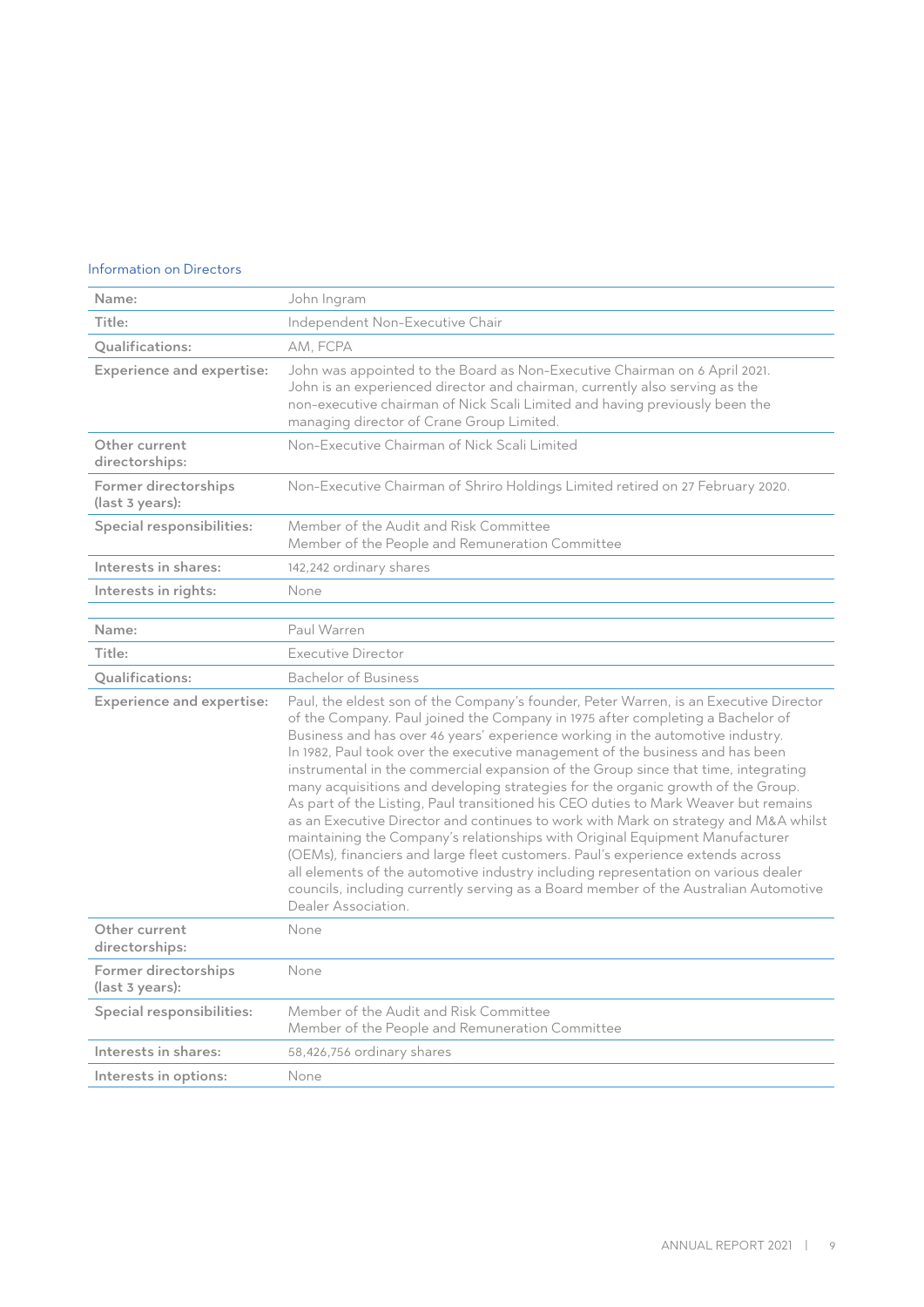## Information on Directors

| Name: | John Ingram |
|---|---|
| Title: | Independent Non-Executive Chair |
| Qualifications: | AM, FCPA |
| Experience and expertise: | John was appointed to the Board as Non-Executive Chairman on 6 April 2021. John is an experienced director and chairman, currently also serving as the non-executive chairman of Nick Scali Limited and having previously been the managing director of Crane Group Limited. |
| Other current directorships: | Non-Executive Chairman of Nick Scali Limited |
| Former directorships (last 3 years): | Non-Executive Chairman of Shriro Holdings Limited retired on 27 February 2020. |
| Special responsibilities: | Member of the Audit and Risk Committee<br>Member of the People and Remuneration Committee |
| Interests in shares: | 142,242 ordinary shares |
| Interests in rights: | None |

| Name: | Paul Warren |
|---|---|
| Title: | Executive Director |
| Qualifications: | Bachelor of Business |
| Experience and expertise: | Paul, the eldest son of the Company's founder, Peter Warren, is an Executive Director of the Company. Paul joined the Company in 1975 after completing a Bachelor of Business and has over 46 years' experience working in the automotive industry. In 1982, Paul took over the executive management of the business and has been instrumental in the commercial expansion of the Group since that time, integrating many acquisitions and developing strategies for the organic growth of the Group. As part of the Listing, Paul transitioned his CEO duties to Mark Weaver but remains as an Executive Director and continues to work with Mark on strategy and M&A whilst maintaining the Company's relationships with Original Equipment Manufacturer (OEMs), financiers and large fleet customers. Paul's experience extends across all elements of the automotive industry including representation on various dealer councils, including currently serving as a Board member of the Australian Automotive Dealer Association. |
| Other current directorships: | None |
| Former directorships (last 3 years): | None |
| Special responsibilities: | Member of the Audit and Risk Committee<br>Member of the People and Remuneration Committee |
| Interests in shares: | 58,426,756 ordinary shares |
| Interests in options: | None |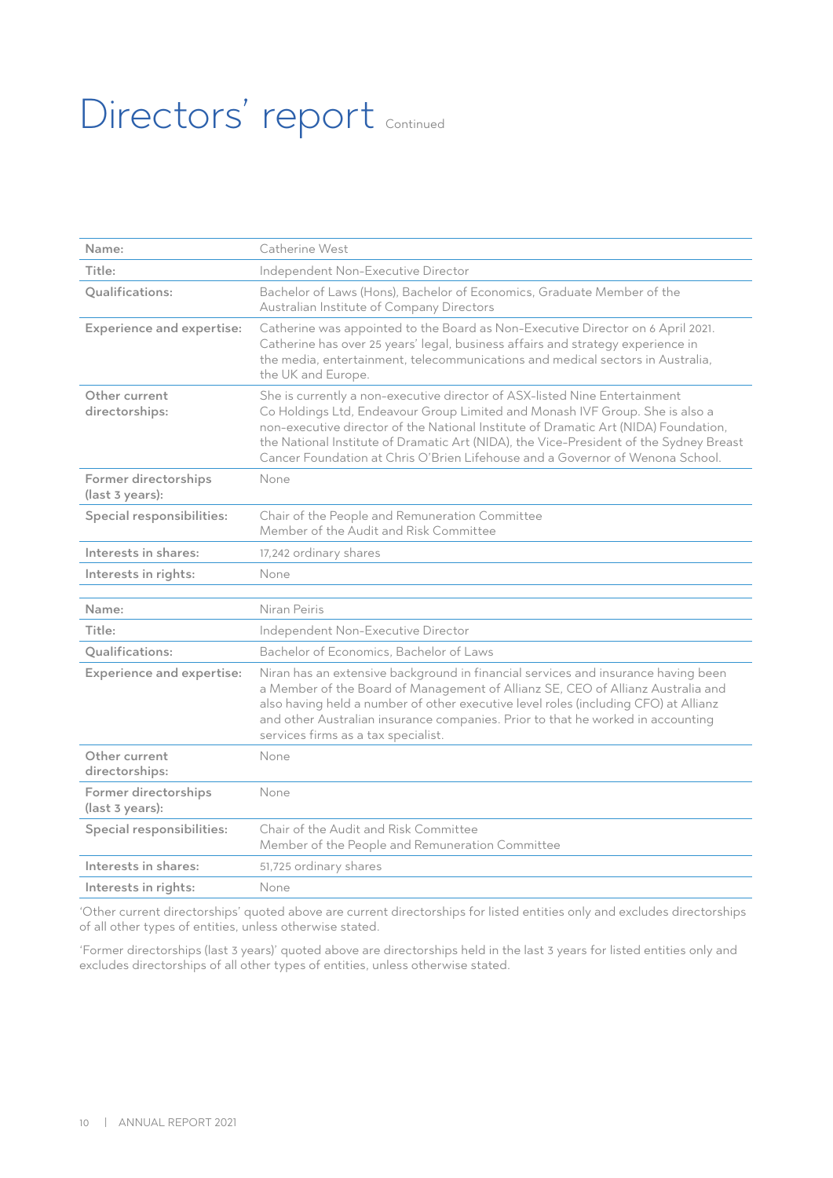# Directors' report Continued

| Name: | Catherine West |
|---|---|
| Title: | Independent Non-Executive Director |
| Qualifications: | Bachelor of Laws (Hons), Bachelor of Economics, Graduate Member of the Australian Institute of Company Directors |
| Experience and expertise: | Catherine was appointed to the Board as Non-Executive Director on 6 April 2021. Catherine has over 25 years' legal, business affairs and strategy experience in the media, entertainment, telecommunications and medical sectors in Australia, the UK and Europe. |
| Other current directorships: | She is currently a non-executive director of ASX-listed Nine Entertainment Co Holdings Ltd, Endeavour Group Limited and Monash IVF Group. She is also a non-executive director of the National Institute of Dramatic Art (NIDA) Foundation, the National Institute of Dramatic Art (NIDA), the Vice-President of the Sydney Breast Cancer Foundation at Chris O'Brien Lifehouse and a Governor of Wenona School. |
| Former directorships (last 3 years): | None |
| Special responsibilities: | Chair of the People and Remuneration Committee<br>Member of the Audit and Risk Committee |
| Interests in shares: | 17,242 ordinary shares |
| Interests in rights: | None |

| Name: | Niran Peiris |
|---|---|
| Title: | Independent Non-Executive Director |
| Qualifications: | Bachelor of Economics, Bachelor of Laws |
| Experience and expertise: | Niran has an extensive background in financial services and insurance having been a Member of the Board of Management of Allianz SE, CEO of Allianz Australia and also having held a number of other executive level roles (including CFO) at Allianz and other Australian insurance companies. Prior to that he worked in accounting services firms as a tax specialist. |
| Other current directorships: | None |
| Former directorships (last 3 years): | None |
| Special responsibilities: | Chair of the Audit and Risk Committee<br>Member of the People and Remuneration Committee |
| Interests in shares: | 51,725 ordinary shares |
| Interests in rights: | None |

'Other current directorships' quoted above are current directorships for listed entities only and excludes directorships of all other types of entities, unless otherwise stated.

'Former directorships (last 3 years)' quoted above are directorships held in the last 3 years for listed entities only and excludes directorships of all other types of entities, unless otherwise stated.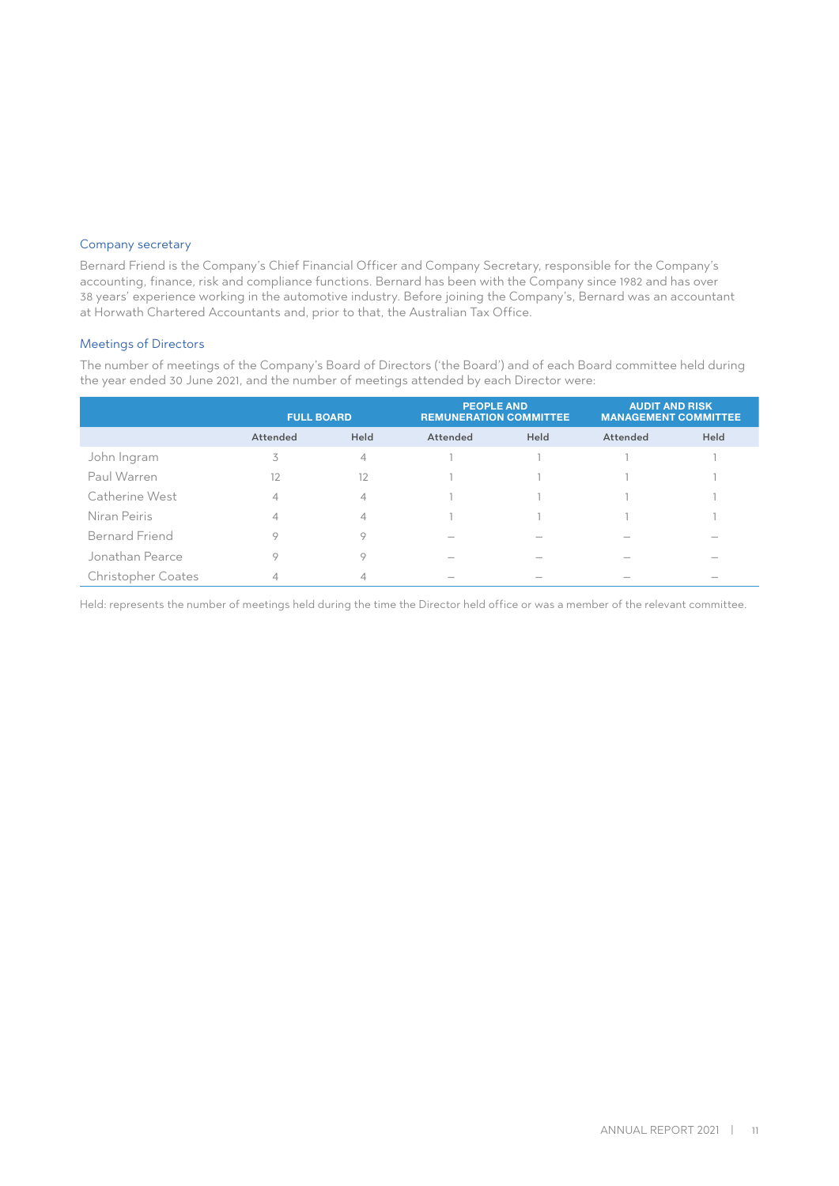## Company secretary

Bernard Friend is the Company's Chief Financial Officer and Company Secretary, responsible for the Company's accounting, finance, risk and compliance functions. Bernard has been with the Company since 1982 and has over 38 years' experience working in the automotive industry. Before joining the Company's, Bernard was an accountant at Horwath Chartered Accountants and, prior to that, the Australian Tax Office.

## Meetings of Directors

The number of meetings of the Company's Board of Directors ('the Board') and of each Board committee held during the year ended 30 June 2021, and the number of meetings attended by each Director were:

| | FULL BOARD | | PEOPLE AND REMUNERATION COMMITTEE | | AUDIT AND RISK MANAGEMENT COMMITTEE | |
|---|---|---|---|---|---|---|
| | Attended | Held | Attended | Held | Attended | Held |
| John Ingram | 3 | 4 | 1 | 1 | 1 | 1 |
| Paul Warren | 12 | 12 | 1 | 1 | 1 | 1 |
| Catherine West | 4 | 4 | 1 | 1 | 1 | 1 |
| Niran Peiris | 4 | 4 | 1 | 1 | 1 | 1 |
| Bernard Friend | 9 | 9 | – | – | – | – |
| Jonathan Pearce | 9 | 9 | – | – | – | – |
| Christopher Coates | 4 | 4 | – | – | – | – |

Held: represents the number of meetings held during the time the Director held office or was a member of the relevant committee.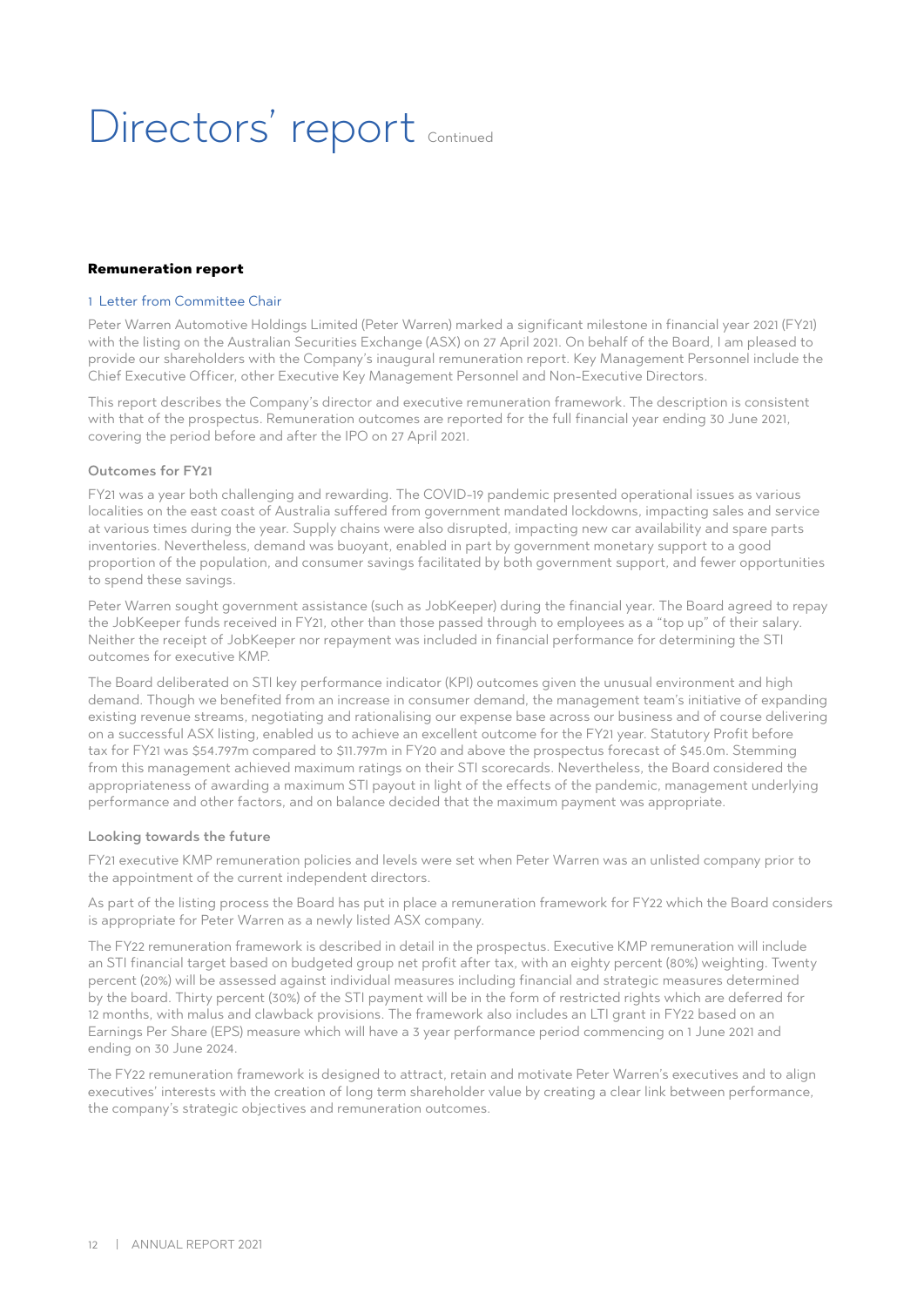# Directors' report Continued

## Remuneration report

### 1 Letter from Committee Chair

Peter Warren Automotive Holdings Limited (Peter Warren) marked a significant milestone in financial year 2021 (FY21) with the listing on the Australian Securities Exchange (ASX) on 27 April 2021. On behalf of the Board, I am pleased to provide our shareholders with the Company's inaugural remuneration report. Key Management Personnel include the Chief Executive Officer, other Executive Key Management Personnel and Non-Executive Directors.

This report describes the Company's director and executive remuneration framework. The description is consistent with that of the prospectus. Remuneration outcomes are reported for the full financial year ending 30 June 2021, covering the period before and after the IPO on 27 April 2021.

#### Outcomes for FY21

FY21 was a year both challenging and rewarding. The COVID-19 pandemic presented operational issues as various localities on the east coast of Australia suffered from government mandated lockdowns, impacting sales and service at various times during the year. Supply chains were also disrupted, impacting new car availability and spare parts inventories. Nevertheless, demand was buoyant, enabled in part by government monetary support to a good proportion of the population, and consumer savings facilitated by both government support, and fewer opportunities to spend these savings.

Peter Warren sought government assistance (such as JobKeeper) during the financial year. The Board agreed to repay the JobKeeper funds received in FY21, other than those passed through to employees as a "top up" of their salary. Neither the receipt of JobKeeper nor repayment was included in financial performance for determining the STI outcomes for executive KMP.

The Board deliberated on STI key performance indicator (KPI) outcomes given the unusual environment and high demand. Though we benefited from an increase in consumer demand, the management team's initiative of expanding existing revenue streams, negotiating and rationalising our expense base across our business and of course delivering on a successful ASX listing, enabled us to achieve an excellent outcome for the FY21 year. Statutory Profit before tax for FY21 was $54.797m compared to $11.797m in FY20 and above the prospectus forecast of $45.0m. Stemming from this management achieved maximum ratings on their STI scorecards. Nevertheless, the Board considered the appropriateness of awarding a maximum STI payout in light of the effects of the pandemic, management underlying performance and other factors, and on balance decided that the maximum payment was appropriate.

#### Looking towards the future

FY21 executive KMP remuneration policies and levels were set when Peter Warren was an unlisted company prior to the appointment of the current independent directors.

As part of the listing process the Board has put in place a remuneration framework for FY22 which the Board considers is appropriate for Peter Warren as a newly listed ASX company.

The FY22 remuneration framework is described in detail in the prospectus. Executive KMP remuneration will include an STI financial target based on budgeted group net profit after tax, with an eighty percent (80%) weighting. Twenty percent (20%) will be assessed against individual measures including financial and strategic measures determined by the board. Thirty percent (30%) of the STI payment will be in the form of restricted rights which are deferred for 12 months, with malus and clawback provisions. The framework also includes an LTI grant in FY22 based on an Earnings Per Share (EPS) measure which will have a 3 year performance period commencing on 1 June 2021 and ending on 30 June 2024.

The FY22 remuneration framework is designed to attract, retain and motivate Peter Warren's executives and to align executives' interests with the creation of long term shareholder value by creating a clear link between performance, the company's strategic objectives and remuneration outcomes.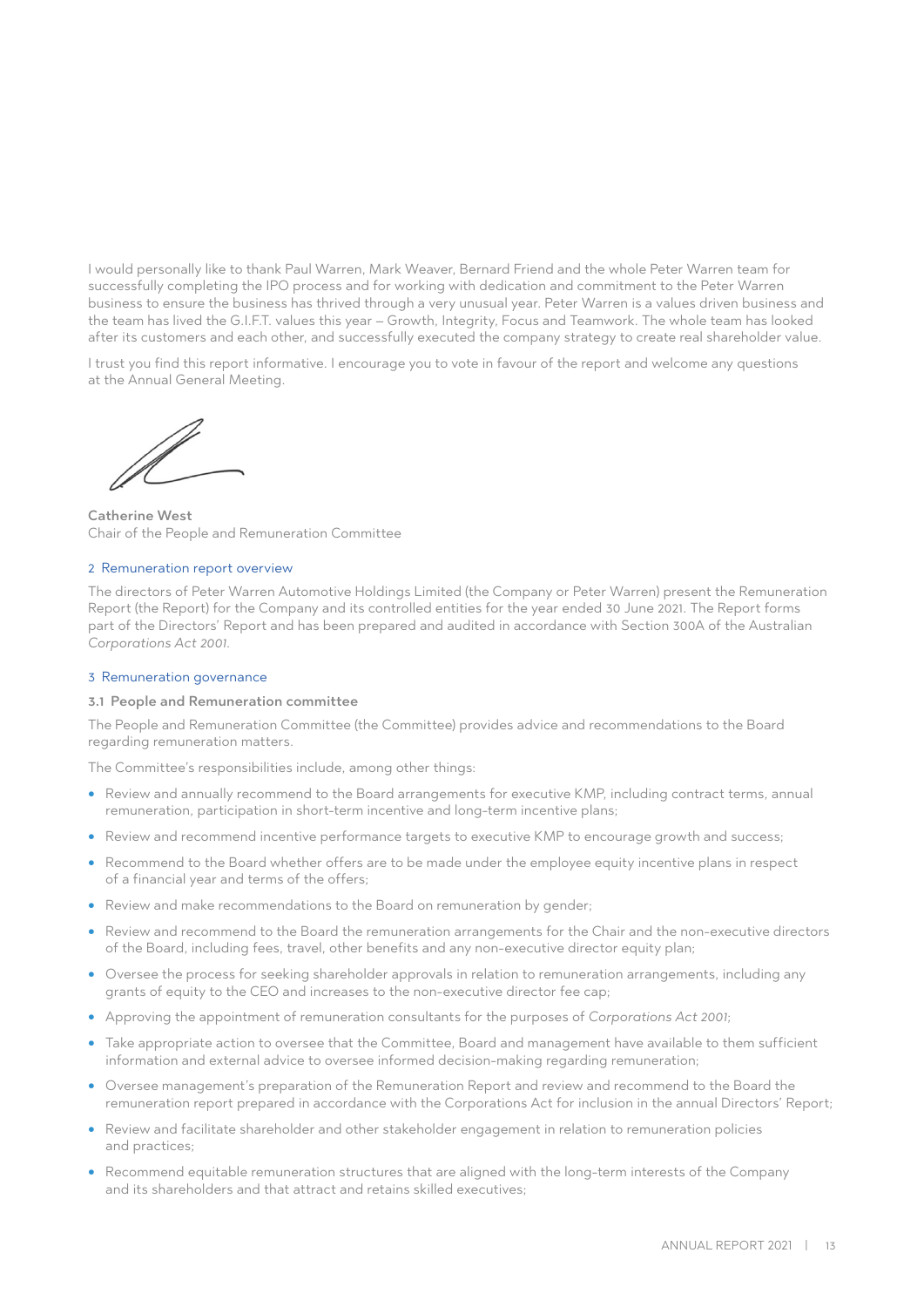I would personally like to thank Paul Warren, Mark Weaver, Bernard Friend and the whole Peter Warren team for successfully completing the IPO process and for working with dedication and commitment to the Peter Warren business to ensure the business has thrived through a very unusual year. Peter Warren is a values driven business and the team has lived the G.I.F.T. values this year – Growth, Integrity, Focus and Teamwork. The whole team has looked after its customers and each other, and successfully executed the company strategy to create real shareholder value.

I trust you find this report informative. I encourage you to vote in favour of the report and welcome any questions at the Annual General Meeting.

**Catherine West**
Chair of the People and Remuneration Committee

## 2 Remuneration report overview

The directors of Peter Warren Automotive Holdings Limited (the Company or Peter Warren) present the Remuneration Report (the Report) for the Company and its controlled entities for the year ended 30 June 2021. The Report forms part of the Directors' Report and has been prepared and audited in accordance with Section 300A of the Australian *Corporations Act 2001*.

## 3 Remuneration governance

### 3.1 People and Remuneration committee

The People and Remuneration Committee (the Committee) provides advice and recommendations to the Board regarding remuneration matters.

The Committee's responsibilities include, among other things:

- Review and annually recommend to the Board arrangements for executive KMP, including contract terms, annual remuneration, participation in short-term incentive and long-term incentive plans;
- Review and recommend incentive performance targets to executive KMP to encourage growth and success;
- Recommend to the Board whether offers are to be made under the employee equity incentive plans in respect of a financial year and terms of the offers;
- Review and make recommendations to the Board on remuneration by gender;
- Review and recommend to the Board the remuneration arrangements for the Chair and the non-executive directors of the Board, including fees, travel, other benefits and any non-executive director equity plan;
- Oversee the process for seeking shareholder approvals in relation to remuneration arrangements, including any grants of equity to the CEO and increases to the non-executive director fee cap;
- Approving the appointment of remuneration consultants for the purposes of *Corporations Act 2001*;
- Take appropriate action to oversee that the Committee, Board and management have available to them sufficient information and external advice to oversee informed decision-making regarding remuneration;
- Oversee management's preparation of the Remuneration Report and review and recommend to the Board the remuneration report prepared in accordance with the Corporations Act for inclusion in the annual Directors' Report;
- Review and facilitate shareholder and other stakeholder engagement in relation to remuneration policies and practices;
- Recommend equitable remuneration structures that are aligned with the long-term interests of the Company and its shareholders and that attract and retains skilled executives;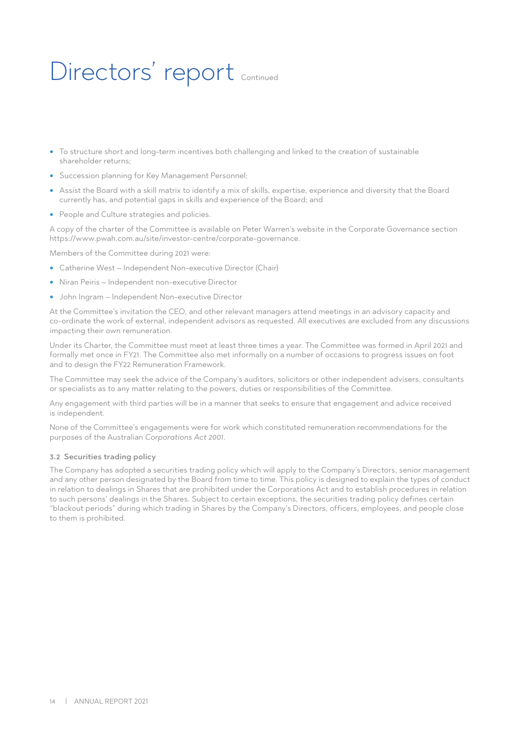- To structure short and long-term incentives both challenging and linked to the creation of sustainable shareholder returns;
- Succession planning for Key Management Personnel;
- Assist the Board with a skill matrix to identify a mix of skills, expertise, experience and diversity that the Board currently has, and potential gaps in skills and experience of the Board; and
- People and Culture strategies and policies.

A copy of the charter of the Committee is available on Peter Warren's website in the Corporate Governance section https://www.pwah.com.au/site/investor-centre/corporate-governance.

Members of the Committee during 2021 were:

- Catherine West – Independent Non-executive Director (Chair)
- Niran Peiris – Independent non-executive Director
- John Ingram – Independent Non-executive Director

At the Committee's invitation the CEO, and other relevant managers attend meetings in an advisory capacity and co-ordinate the work of external, independent advisors as requested. All executives are excluded from any discussions impacting their own remuneration.

Under its Charter, the Committee must meet at least three times a year. The Committee was formed in April 2021 and formally met once in FY21. The Committee also met informally on a number of occasions to progress issues on foot and to design the FY22 Remuneration Framework.

The Committee may seek the advice of the Company's auditors, solicitors or other independent advisers, consultants or specialists as to any matter relating to the powers, duties or responsibilities of the Committee.

Any engagement with third parties will be in a manner that seeks to ensure that engagement and advice received is independent.

None of the Committee's engagements were for work which constituted remuneration recommendations for the purposes of the Australian *Corporations Act 2001*.

### 3.2 Securities trading policy

The Company has adopted a securities trading policy which will apply to the Company's Directors, senior management and any other person designated by the Board from time to time. This policy is designed to explain the types of conduct in relation to dealings in Shares that are prohibited under the Corporations Act and to establish procedures in relation to such persons' dealings in the Shares. Subject to certain exceptions, the securities trading policy defines certain "blackout periods" during which trading in Shares by the Company's Directors, officers, employees, and people close to them is prohibited.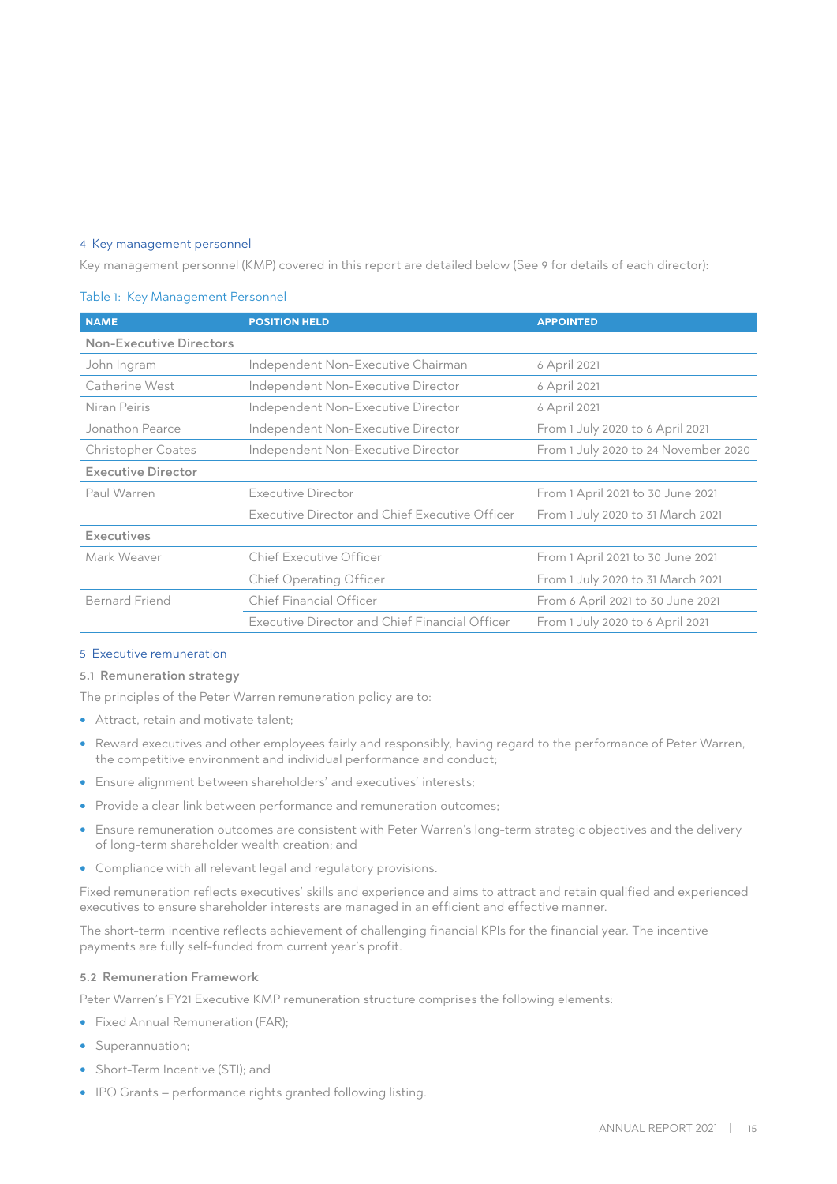## 4 Key management personnel

Key management personnel (KMP) covered in this report are detailed below (See 9 for details of each director):

Table 1: Key Management Personnel

| NAME | POSITION HELD | APPOINTED |
|---|---|---|
| **Non-Executive Directors** | | |
| John Ingram | Independent Non-Executive Chairman | 6 April 2021 |
| Catherine West | Independent Non-Executive Director | 6 April 2021 |
| Niran Peiris | Independent Non-Executive Director | 6 April 2021 |
| Jonathon Pearce | Independent Non-Executive Director | From 1 July 2020 to 6 April 2021 |
| Christopher Coates | Independent Non-Executive Director | From 1 July 2020 to 24 November 2020 |
| **Executive Director** | | |
| Paul Warren | Executive Director | From 1 April 2021 to 30 June 2021 |
| | Executive Director and Chief Executive Officer | From 1 July 2020 to 31 March 2021 |
| **Executives** | | |
| Mark Weaver | Chief Executive Officer | From 1 April 2021 to 30 June 2021 |
| | Chief Operating Officer | From 1 July 2020 to 31 March 2021 |
| Bernard Friend | Chief Financial Officer | From 6 April 2021 to 30 June 2021 |
| | Executive Director and Chief Financial Officer | From 1 July 2020 to 6 April 2021 |

## 5 Executive remuneration

### 5.1 Remuneration strategy

The principles of the Peter Warren remuneration policy are to:

- Attract, retain and motivate talent;
- Reward executives and other employees fairly and responsibly, having regard to the performance of Peter Warren, the competitive environment and individual performance and conduct;
- Ensure alignment between shareholders' and executives' interests;
- Provide a clear link between performance and remuneration outcomes;
- Ensure remuneration outcomes are consistent with Peter Warren's long-term strategic objectives and the delivery of long-term shareholder wealth creation; and
- Compliance with all relevant legal and regulatory provisions.

Fixed remuneration reflects executives' skills and experience and aims to attract and retain qualified and experienced executives to ensure shareholder interests are managed in an efficient and effective manner.

The short-term incentive reflects achievement of challenging financial KPIs for the financial year. The incentive payments are fully self-funded from current year's profit.

### 5.2 Remuneration Framework

Peter Warren's FY21 Executive KMP remuneration structure comprises the following elements:

- Fixed Annual Remuneration (FAR);
- Superannuation;
- Short-Term Incentive (STI); and
- IPO Grants – performance rights granted following listing.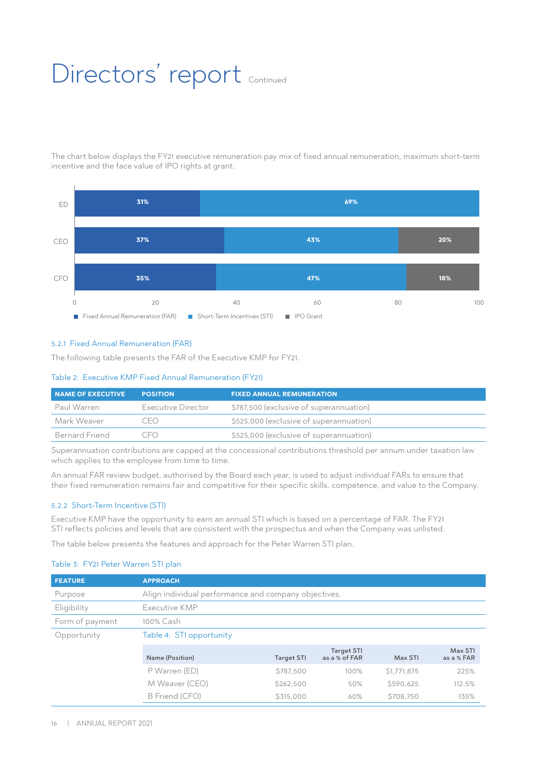# Directors' report Continued

The chart below displays the FY21 executive remuneration pay mix of fixed annual remuneration, maximum short-term incentive and the face value of IPO rights at grant.

| | Fixed Annual Remuneration (FAR) | Short-Term Incentives (STI) | IPO Grant |
|---|---|---|---|
| ED | 31% | 69% | |
| CEO | 37% | 43% | 20% |
| CFO | 35% | 47% | 18% |

### 5.2.1 Fixed Annual Remuneration (FAR)

The following table presents the FAR of the Executive KMP for FY21.

Table 2: Executive KMP Fixed Annual Remuneration (FY21)

| NAME OF EXECUTIVE | POSITION | FIXED ANNUAL REMUNERATION |
|---|---|---|
| Paul Warren | Executive Director | $787,500 (exclusive of superannuation) |
| Mark Weaver | CEO | $525,000 (exclusive of superannuation) |
| Bernard Friend | CFO | $525,000 (exclusive of superannuation) |

Superannuation contributions are capped at the concessional contributions threshold per annum under taxation law which applies to the employee from time to time.

An annual FAR review budget, authorised by the Board each year, is used to adjust individual FARs to ensure that their fixed remuneration remains fair and competitive for their specific skills, competence, and value to the Company.

### 5.2.2 Short-Term Incentive (STI)

Executive KMP have the opportunity to earn an annual STI which is based on a percentage of FAR. The FY21 STI reflects policies and levels that are consistent with the prospectus and when the Company was unlisted.

The table below presents the features and approach for the Peter Warren STI plan.

Table 3: FY21 Peter Warren STI plan

| FEATURE | APPROACH |
|---|---|
| Purpose | Align individual performance and company objectives. |
| Eligibility | Executive KMP |
| Form of payment | 100% Cash |
| Opportunity | Table 4: STI opportunity |

Table 4: STI opportunity

| Name (Position) | Target STI | Target STI as a % of FAR | Max STI | Max STI as a % FAR |
|---|---|---|---|---|
| P Warren (ED) | $787,500 | 100% | $1,771,875 | 225% |
| M Weaver (CEO) | $262,500 | 50% | $590,625 | 112.5% |
| B Friend (CFO) | $315,000 | 60% | $708,750 | 135% |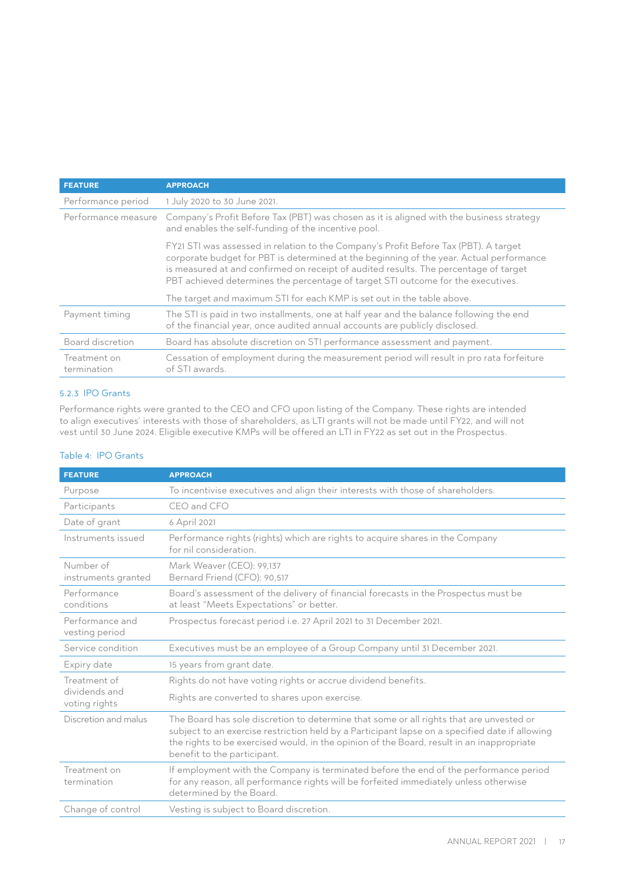| FEATURE | APPROACH |
|---|---|
| Performance period | 1 July 2020 to 30 June 2021. |
| Performance measure | Company's Profit Before Tax (PBT) was chosen as it is aligned with the business strategy and enables the self-funding of the incentive pool.<br><br>FY21 STI was assessed in relation to the Company's Profit Before Tax (PBT). A target corporate budget for PBT is determined at the beginning of the year. Actual performance is measured at and confirmed on receipt of audited results. The percentage of target PBT achieved determines the percentage of target STI outcome for the executives.<br><br>The target and maximum STI for each KMP is set out in the table above. |
| Payment timing | The STI is paid in two installments, one at half year and the balance following the end of the financial year, once audited annual accounts are publicly disclosed. |
| Board discretion | Board has absolute discretion on STI performance assessment and payment. |
| Treatment on termination | Cessation of employment during the measurement period will result in pro rata forfeiture of STI awards. |

### 5.2.3 IPO Grants

Performance rights were granted to the CEO and CFO upon listing of the Company. These rights are intended to align executives' interests with those of shareholders, as LTI grants will not be made until FY22, and will not vest until 30 June 2024. Eligible executive KMPs will be offered an LTI in FY22 as set out in the Prospectus.

Table 4: IPO Grants

| FEATURE | APPROACH |
|---|---|
| Purpose | To incentivise executives and align their interests with those of shareholders. |
| Participants | CEO and CFO |
| Date of grant | 6 April 2021 |
| Instruments issued | Performance rights (rights) which are rights to acquire shares in the Company for nil consideration. |
| Number of instruments granted | Mark Weaver (CEO): 99,137<br>Bernard Friend (CFO): 90,517 |
| Performance conditions | Board's assessment of the delivery of financial forecasts in the Prospectus must be at least "Meets Expectations" or better. |
| Performance and vesting period | Prospectus forecast period i.e. 27 April 2021 to 31 December 2021. |
| Service condition | Executives must be an employee of a Group Company until 31 December 2021. |
| Expiry date | 15 years from grant date. |
| Treatment of dividends and voting rights | Rights do not have voting rights or accrue dividend benefits.<br><br>Rights are converted to shares upon exercise. |
| Discretion and malus | The Board has sole discretion to determine that some or all rights that are unvested or subject to an exercise restriction held by a Participant lapse on a specified date if allowing the rights to be exercised would, in the opinion of the Board, result in an inappropriate benefit to the participant. |
| Treatment on termination | If employment with the Company is terminated before the end of the performance period for any reason, all performance rights will be forfeited immediately unless otherwise determined by the Board. |
| Change of control | Vesting is subject to Board discretion. |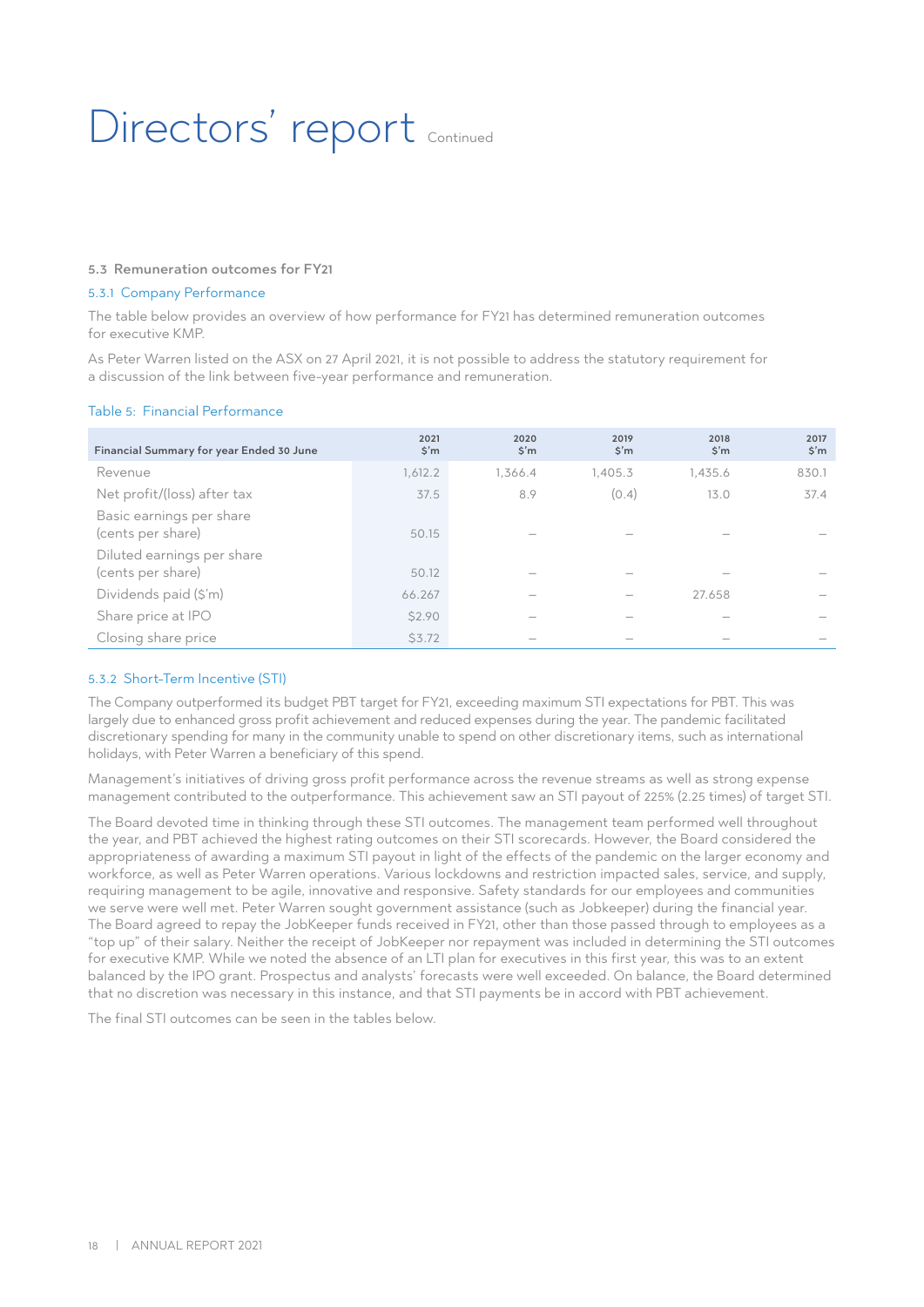# Directors' report Continued

### 5.3 Remuneration outcomes for FY21

#### 5.3.1 Company Performance

The table below provides an overview of how performance for FY21 has determined remuneration outcomes for executive KMP.

As Peter Warren listed on the ASX on 27 April 2021, it is not possible to address the statutory requirement for a discussion of the link between five-year performance and remuneration.

Table 5: Financial Performance

| Financial Summary for year Ended 30 June | 2021 $'m | 2020 $'m | 2019 $'m | 2018 $'m | 2017 $'m |
|---|---|---|---|---|---|
| Revenue | 1,612.2 | 1,366.4 | 1,405.3 | 1,435.6 | 830.1 |
| Net profit/(loss) after tax | 37.5 | 8.9 | (0.4) | 13.0 | 37.4 |
| Basic earnings per share (cents per share) | 50.15 | – | – | – | – |
| Diluted earnings per share (cents per share) | 50.12 | – | – | – | – |
| Dividends paid ($'m) | 66.267 | – | – | 27.658 | – |
| Share price at IPO | $2.90 | – | – | – | – |
| Closing share price | $3.72 | – | – | – | – |

#### 5.3.2 Short-Term Incentive (STI)

The Company outperformed its budget PBT target for FY21, exceeding maximum STI expectations for PBT. This was largely due to enhanced gross profit achievement and reduced expenses during the year. The pandemic facilitated discretionary spending for many in the community unable to spend on other discretionary items, such as international holidays, with Peter Warren a beneficiary of this spend.

Management's initiatives of driving gross profit performance across the revenue streams as well as strong expense management contributed to the outperformance. This achievement saw an STI payout of 225% (2.25 times) of target STI.

The Board devoted time in thinking through these STI outcomes. The management team performed well throughout the year, and PBT achieved the highest rating outcomes on their STI scorecards. However, the Board considered the appropriateness of awarding a maximum STI payout in light of the effects of the pandemic on the larger economy and workforce, as well as Peter Warren operations. Various lockdowns and restriction impacted sales, service, and supply, requiring management to be agile, innovative and responsive. Safety standards for our employees and communities we serve were well met. Peter Warren sought government assistance (such as Jobkeeper) during the financial year. The Board agreed to repay the JobKeeper funds received in FY21, other than those passed through to employees as a "top up" of their salary. Neither the receipt of JobKeeper nor repayment was included in determining the STI outcomes for executive KMP. While we noted the absence of an LTI plan for executives in this first year, this was to an extent balanced by the IPO grant. Prospectus and analysts' forecasts were well exceeded. On balance, the Board determined that no discretion was necessary in this instance, and that STI payments be in accord with PBT achievement.

The final STI outcomes can be seen in the tables below.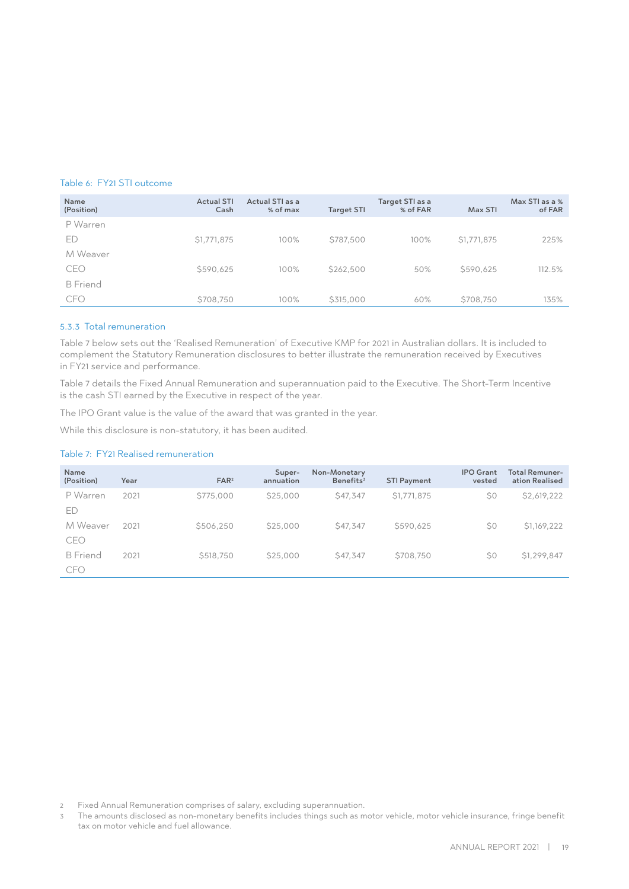Table 6: FY21 STI outcome

| Name (Position) | Actual STI Cash | Actual STI as a % of max | Target STI | Target STI as a % of FAR | Max STI | Max STI as a % of FAR |
|---|---|---|---|---|---|---|
| P Warren ED | $1,771,875 | 100% | $787,500 | 100% | $1,771,875 | 225% |
| M Weaver CEO | $590,625 | 100% | $262,500 | 50% | $590,625 | 112.5% |
| B Friend CFO | $708,750 | 100% | $315,000 | 60% | $708,750 | 135% |

### 5.3.3 Total remuneration

Table 7 below sets out the 'Realised Remuneration' of Executive KMP for 2021 in Australian dollars. It is included to complement the Statutory Remuneration disclosures to better illustrate the remuneration received by Executives in FY21 service and performance.

Table 7 details the Fixed Annual Remuneration and superannuation paid to the Executive. The Short-Term Incentive is the cash STI earned by the Executive in respect of the year.

The IPO Grant value is the value of the award that was granted in the year.

While this disclosure is non-statutory, it has been audited.

Table 7: FY21 Realised remuneration

| Name (Position) | Year | FAR[2] | Super-annuation | Non-Monetary Benefits[3] | STI Payment | IPO Grant vested | Total Remuner-ation Realised |
|---|---|---|---|---|---|---|---|
| P Warren ED | 2021 | $775,000 | $25,000 | $47,347 | $1,771,875 | $0 | $2,619,222 |
| M Weaver CEO | 2021 | $506,250 | $25,000 | $47,347 | $590,625 | $0 | $1,169,222 |
| B Friend CFO | 2021 | $518,750 | $25,000 | $47,347 | $708,750 | $0 | $1,299,847 |

2 Fixed Annual Remuneration comprises of salary, excluding superannuation.

3 The amounts disclosed as non-monetary benefits includes things such as motor vehicle, motor vehicle insurance, fringe benefit tax on motor vehicle and fuel allowance.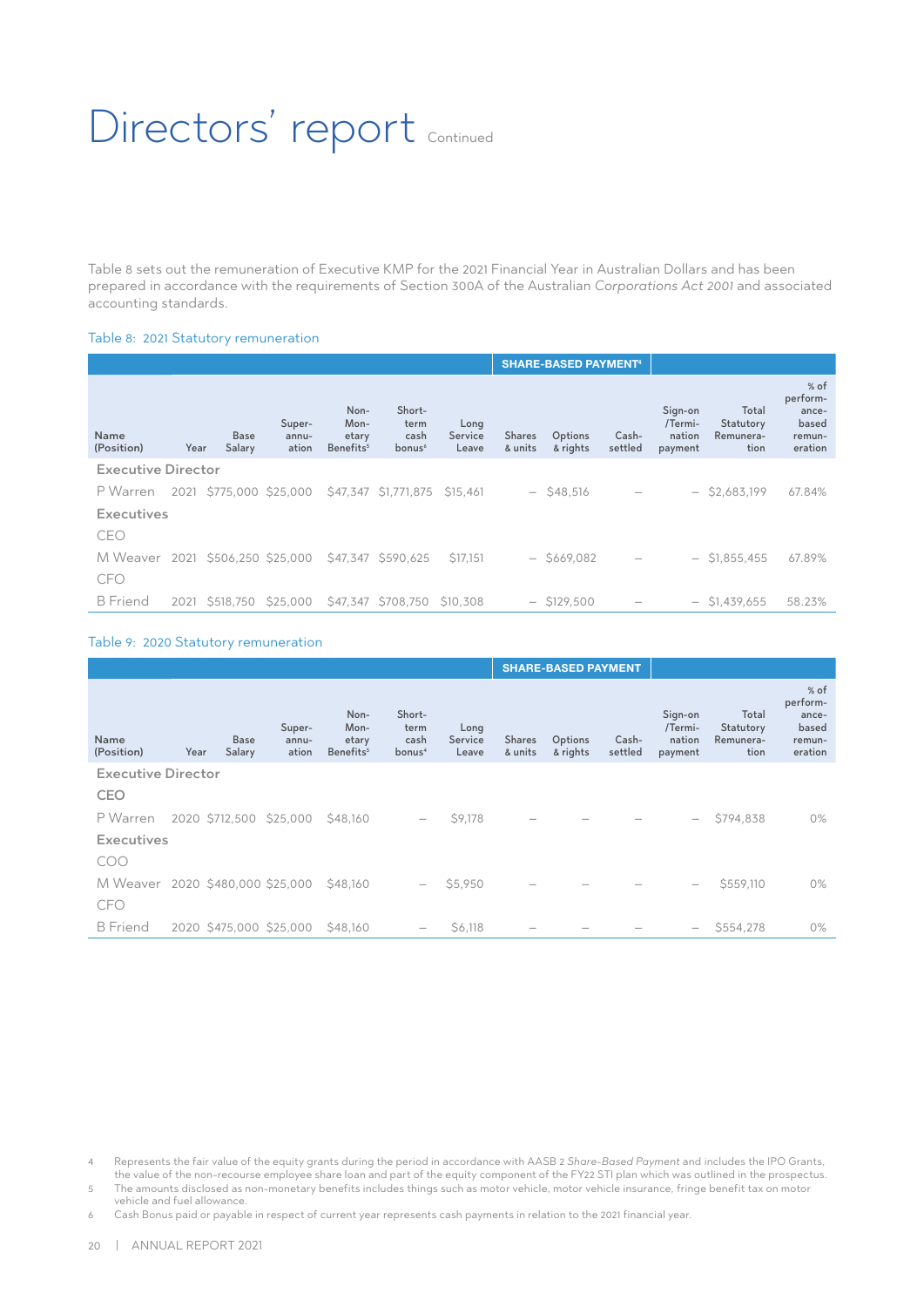# Directors' report Continued

Table 8 sets out the remuneration of Executive KMP for the 2021 Financial Year in Australian Dollars and has been prepared in accordance with the requirements of Section 300A of the Australian *Corporations Act 2001* and associated accounting standards.

Table 8: 2021 Statutory remuneration

| | | | | | | | SHARE-BASED PAYMENT[4] | | | | | |
|---|---|---|---|---|---|---|---|---|---|---|---|---|
| Name (Position) | Year | Base Salary | Super-annu-ation | Non-Mon-etary Benefits[5] | Short-term cash bonus[6] | Long Service Leave | Shares & units | Options & rights | Cash-settled | Sign-on /Termi-nation payment | Total Statutory Remunera-tion | % of perform-ance-based remun-eration |
| **Executive Director** | | | | | | | | | | | | |
| P Warren | 2021 | $775,000 | $25,000 | $47,347 | $1,771,875 | $15,461 | – | $48,516 | – | – | $2,683,199 | 67.84% |
| **Executives** | | | | | | | | | | | | |
| CEO | | | | | | | | | | | | |
| M Weaver | 2021 | $506,250 | $25,000 | $47,347 | $590,625 | $17,151 | – | $669,082 | – | – | $1,855,455 | 67.89% |
| CFO | | | | | | | | | | | | |
| B Friend | 2021 | $518,750 | $25,000 | $47,347 | $708,750 | $10,308 | – | $129,500 | – | – | $1,439,655 | 58.23% |

Table 9: 2020 Statutory remuneration

| | | | | | | | SHARE-BASED PAYMENT | | | | | |
|---|---|---|---|---|---|---|---|---|---|---|---|---|
| Name (Position) | Year | Base Salary | Super-annu-ation | Non-Mon-etary Benefits[5] | Short-term cash bonus[4] | Long Service Leave | Shares & units | Options & rights | Cash-settled | Sign-on /Termi-nation payment | Total Statutory Remunera-tion | % of perform-ance-based remun-eration |
| **Executive Director** | | | | | | | | | | | | |
| CEO | | | | | | | | | | | | |
| P Warren | 2020 | $712,500 | $25,000 | $48,160 | – | $9,178 | – | – | – | – | $794,838 | 0% |
| **Executives** | | | | | | | | | | | | |
| COO | | | | | | | | | | | | |
| M Weaver | 2020 | $480,000 | $25,000 | $48,160 | – | $5,950 | – | – | – | – | $559,110 | 0% |
| CFO | | | | | | | | | | | | |
| B Friend | 2020 | $475,000 | $25,000 | $48,160 | – | $6,118 | – | – | – | – | $554,278 | 0% |

4 Represents the fair value of the equity grants during the period in accordance with AASB 2 *Share-Based Payment* and includes the IPO Grants, the value of the non-recourse employee share loan and part of the equity component of the FY22 STI plan which was outlined in the prospectus.

5 The amounts disclosed as non-monetary benefits includes things such as motor vehicle, motor vehicle insurance, fringe benefit tax on motor vehicle and fuel allowance.

6 Cash Bonus paid or payable in respect of current year represents cash payments in relation to the 2021 financial year.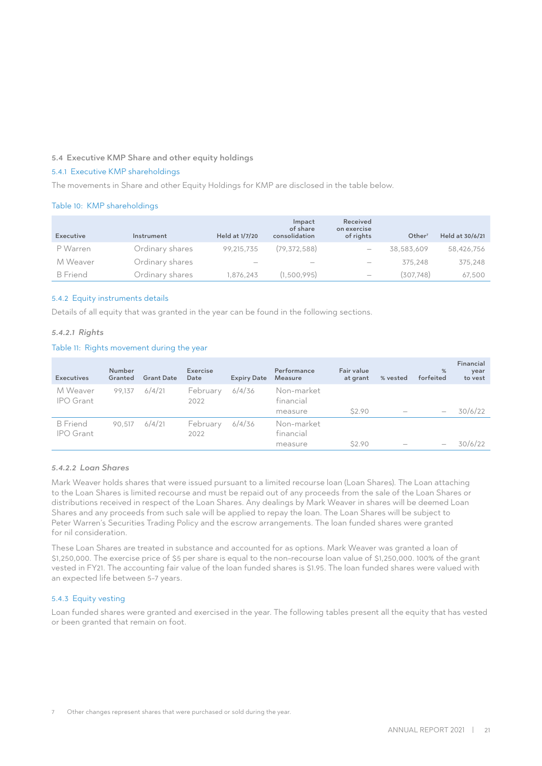### 5.4 Executive KMP Share and other equity holdings

#### 5.4.1 Executive KMP shareholdings

The movements in Share and other Equity Holdings for KMP are disclosed in the table below.

Table 10: KMP shareholdings

| Executive | Instrument | Held at 1/7/20 | Impact of share consolidation | Received on exercise of rights | Other[7] | Held at 30/6/21 |
|---|---|---|---|---|---|---|
| P Warren | Ordinary shares | 99,215,735 | (79,372,588) | – | 38,583,609 | 58,426,756 |
| M Weaver | Ordinary shares | – | – | – | 375,248 | 375,248 |
| B Friend | Ordinary shares | 1,876,243 | (1,500,995) | – | (307,748) | 67,500 |

#### 5.4.2 Equity instruments details

Details of all equity that was granted in the year can be found in the following sections.

##### *5.4.2.1 Rights*

Table 11: Rights movement during the year

| Executives | Number Granted | Grant Date | Exercise Date | Expiry Date | Performance Measure | Fair value at grant | % vested | % forfeited | Financial year to vest |
|---|---|---|---|---|---|---|---|---|---|
| M Weaver IPO Grant | 99,137 | 6/4/21 | February 2022 | 6/4/36 | Non-market financial measure | $2.90 | – | – | 30/6/22 |
| B Friend IPO Grant | 90,517 | 6/4/21 | February 2022 | 6/4/36 | Non-market financial measure | $2.90 | – | – | 30/6/22 |

##### *5.4.2.2 Loan Shares*

Mark Weaver holds shares that were issued pursuant to a limited recourse loan (Loan Shares). The Loan attaching to the Loan Shares is limited recourse and must be repaid out of any proceeds from the sale of the Loan Shares or distributions received in respect of the Loan Shares. Any dealings by Mark Weaver in shares will be deemed Loan Shares and any proceeds from such sale will be applied to repay the loan. The Loan Shares will be subject to Peter Warren's Securities Trading Policy and the escrow arrangements. The loan funded shares were granted for nil consideration.

These Loan Shares are treated in substance and accounted for as options. Mark Weaver was granted a loan of $1,250,000. The exercise price of $5 per share is equal to the non-recourse loan value of $1,250,000. 100% of the grant vested in FY21. The accounting fair value of the loan funded shares is $1.95. The loan funded shares were valued with an expected life between 5-7 years.

#### 5.4.3 Equity vesting

Loan funded shares were granted and exercised in the year. The following tables present all the equity that has vested or been granted that remain on foot.

7 Other changes represent shares that were purchased or sold during the year.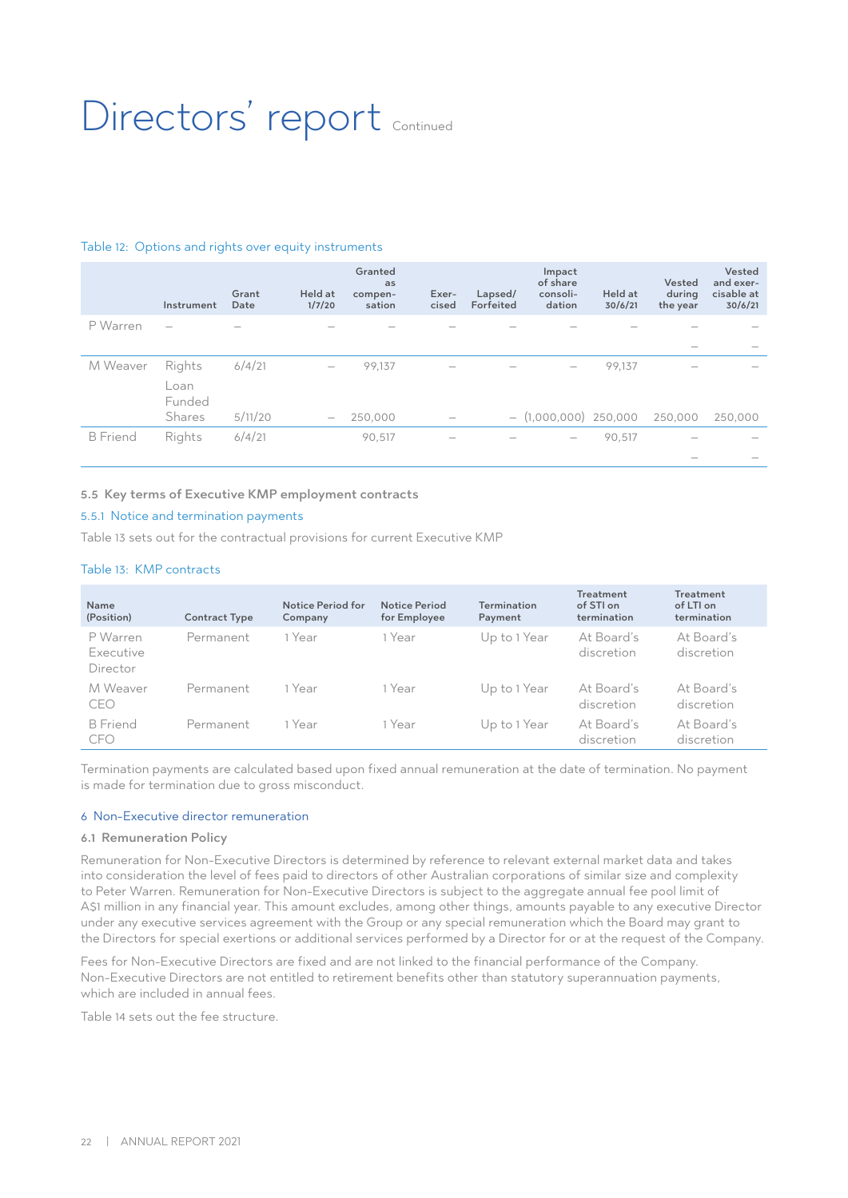# Directors' report Continued

Table 12: Options and rights over equity instruments

| | Instrument | Grant Date | Held at 1/7/20 | Granted as compensation | Exercised | Lapsed/ Forfeited | Impact of share consolidation | Held at 30/6/21 | Vested during the year | Vested and exercisable at 30/6/21 |
|---|---|---|---|---|---|---|---|---|---|---|
| P Warren | – | – | – | – | – | – | – | – | – | – |
| | | | | | | | | | – | – |
| M Weaver | Rights | 6/4/21 | – | 99,137 | – | – | – | 99,137 | – | – |
| | Loan Funded Shares | 5/11/20 | – | 250,000 | – | – | (1,000,000) | 250,000 | 250,000 | 250,000 |
| B Friend | Rights | 6/4/21 | | 90,517 | – | – | – | 90,517 | – | – |
| | | | | | | | | | – | – |

**5.5 Key terms of Executive KMP employment contracts**

5.5.1 Notice and termination payments

Table 13 sets out for the contractual provisions for current Executive KMP

Table 13: KMP contracts

| Name (Position) | Contract Type | Notice Period for Company | Notice Period for Employee | Termination Payment | Treatment of STI on termination | Treatment of LTI on termination |
|---|---|---|---|---|---|---|
| P Warren Executive Director | Permanent | 1 Year | 1 Year | Up to 1 Year | At Board's discretion | At Board's discretion |
| M Weaver CEO | Permanent | 1 Year | 1 Year | Up to 1 Year | At Board's discretion | At Board's discretion |
| B Friend CFO | Permanent | 1 Year | 1 Year | Up to 1 Year | At Board's discretion | At Board's discretion |

Termination payments are calculated based upon fixed annual remuneration at the date of termination. No payment is made for termination due to gross misconduct.

## 6 Non-Executive director remuneration

**6.1 Remuneration Policy**

Remuneration for Non-Executive Directors is determined by reference to relevant external market data and takes into consideration the level of fees paid to directors of other Australian corporations of similar size and complexity to Peter Warren. Remuneration for Non-Executive Directors is subject to the aggregate annual fee pool limit of A$1 million in any financial year. This amount excludes, among other things, amounts payable to any executive Director under any executive services agreement with the Group or any special remuneration which the Board may grant to the Directors for special exertions or additional services performed by a Director for or at the request of the Company.

Fees for Non-Executive Directors are fixed and are not linked to the financial performance of the Company. Non-Executive Directors are not entitled to retirement benefits other than statutory superannuation payments, which are included in annual fees.

Table 14 sets out the fee structure.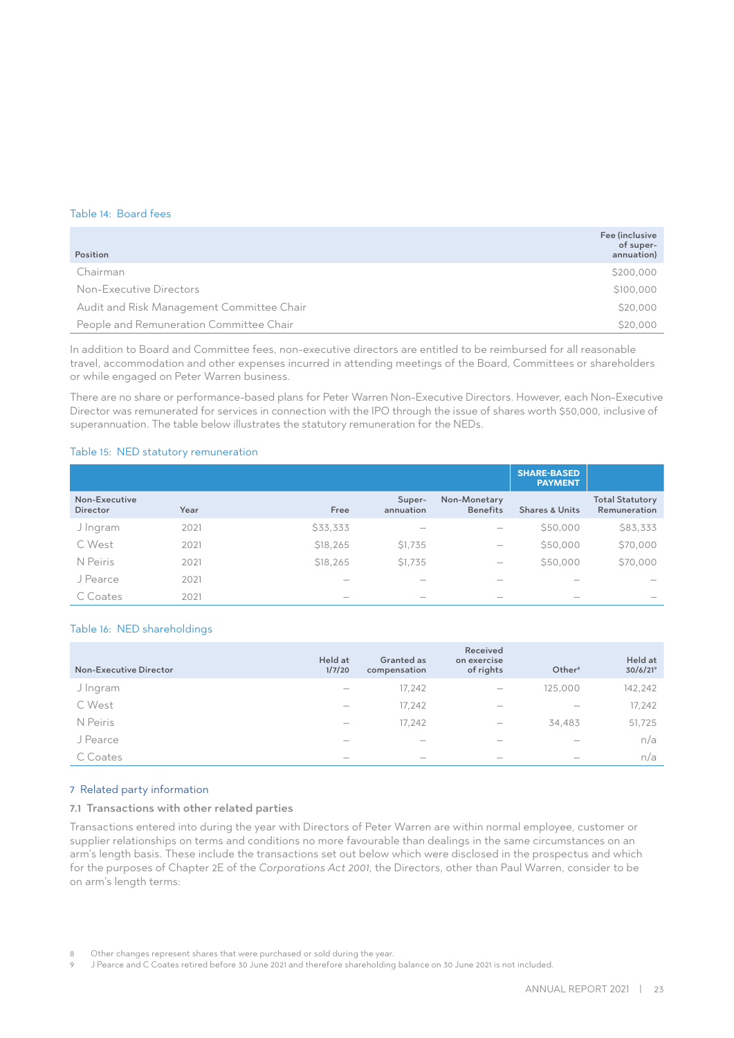Table 14: Board fees

| Position | Fee (inclusive of super-annuation) |
|---|---|
| Chairman | $200,000 |
| Non-Executive Directors | $100,000 |
| Audit and Risk Management Committee Chair | $20,000 |
| People and Remuneration Committee Chair | $20,000 |

In addition to Board and Committee fees, non-executive directors are entitled to be reimbursed for all reasonable travel, accommodation and other expenses incurred in attending meetings of the Board, Committees or shareholders or while engaged on Peter Warren business.

There are no share or performance-based plans for Peter Warren Non-Executive Directors. However, each Non-Executive Director was remunerated for services in connection with the IPO through the issue of shares worth $50,000, inclusive of superannuation. The table below illustrates the statutory remuneration for the NEDs.

Table 15: NED statutory remuneration

| | | | | | SHARE-BASED PAYMENT | |
|---|---|---|---|---|---|---|
| Non-Executive Director | Year | Free | Super-annuation | Non-Monetary Benefits | Shares & Units | Total Statutory Remuneration |
| J Ingram | 2021 | $33,333 | – | – | $50,000 | $83,333 |
| C West | 2021 | $18,265 | $1,735 | – | $50,000 | $70,000 |
| N Peiris | 2021 | $18,265 | $1,735 | – | $50,000 | $70,000 |
| J Pearce | 2021 | – | – | – | – | – |
| C Coates | 2021 | – | – | – | – | – |

Table 16: NED shareholdings

| Non-Executive Director | Held at 1/7/20 | Granted as compensation | Received on exercise of rights | Other[8] | Held at 30/6/21[9] |
|---|---|---|---|---|---|
| J Ingram | – | 17,242 | – | 125,000 | 142,242 |
| C West | – | 17,242 | – | – | 17,242 |
| N Peiris | – | 17,242 | – | 34,483 | 51,725 |
| J Pearce | – | – | – | – | n/a |
| C Coates | – | – | – | – | n/a |

## 7 Related party information

### 7.1 Transactions with other related parties

Transactions entered into during the year with Directors of Peter Warren are within normal employee, customer or supplier relationships on terms and conditions no more favourable than dealings in the same circumstances on an arm's length basis. These include the transactions set out below which were disclosed in the prospectus and which for the purposes of Chapter 2E of the *Corporations Act 2001*, the Directors, other than Paul Warren, consider to be on arm's length terms:

8 Other changes represent shares that were purchased or sold during the year.

9 J Pearce and C Coates retired before 30 June 2021 and therefore shareholding balance on 30 June 2021 is not included.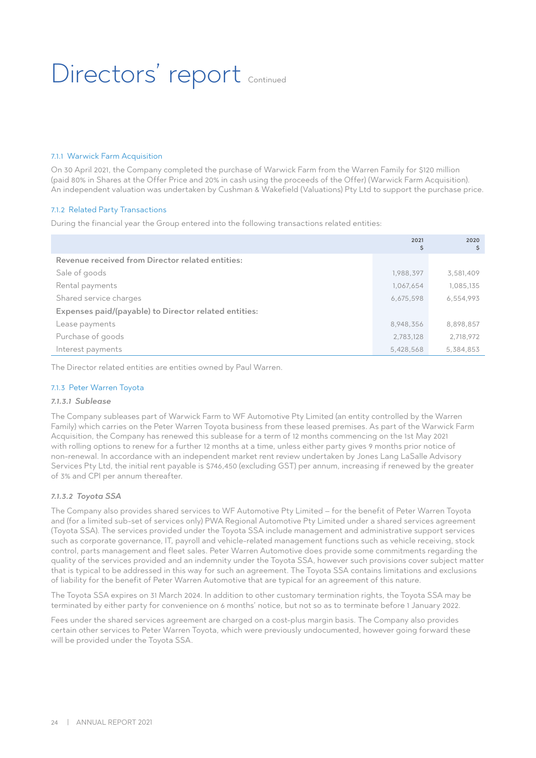# Directors' report Continued

### 7.1.1 Warwick Farm Acquisition

On 30 April 2021, the Company completed the purchase of Warwick Farm from the Warren Family for $120 million (paid 80% in Shares at the Offer Price and 20% in cash using the proceeds of the Offer) (Warwick Farm Acquisition). An independent valuation was undertaken by Cushman & Wakefield (Valuations) Pty Ltd to support the purchase price.

### 7.1.2 Related Party Transactions

During the financial year the Group entered into the following transactions related entities:

| | 2021<br>$ | 2020<br>$ |
|---|---|---|
| **Revenue received from Director related entities:** | | |
| Sale of goods | 1,988,397 | 3,581,409 |
| Rental payments | 1,067,654 | 1,085,135 |
| Shared service charges | 6,675,598 | 6,554,993 |
| **Expenses paid/(payable) to Director related entities:** | | |
| Lease payments | 8,948,356 | 8,898,857 |
| Purchase of goods | 2,783,128 | 2,718,972 |
| Interest payments | 5,428,568 | 5,384,853 |

The Director related entities are entities owned by Paul Warren.

### 7.1.3 Peter Warren Toyota

#### *7.1.3.1 Sublease*

The Company subleases part of Warwick Farm to WF Automotive Pty Limited (an entity controlled by the Warren Family) which carries on the Peter Warren Toyota business from these leased premises. As part of the Warwick Farm Acquisition, the Company has renewed this sublease for a term of 12 months commencing on the 1st May 2021 with rolling options to renew for a further 12 months at a time, unless either party gives 9 months prior notice of non-renewal. In accordance with an independent market rent review undertaken by Jones Lang LaSalle Advisory Services Pty Ltd, the initial rent payable is $746,450 (excluding GST) per annum, increasing if renewed by the greater of 3% and CPI per annum thereafter.

#### *7.1.3.2 Toyota SSA*

The Company also provides shared services to WF Automotive Pty Limited – for the benefit of Peter Warren Toyota and (for a limited sub-set of services only) PWA Regional Automotive Pty Limited under a shared services agreement (Toyota SSA). The services provided under the Toyota SSA include management and administrative support services such as corporate governance, IT, payroll and vehicle-related management functions such as vehicle receiving, stock control, parts management and fleet sales. Peter Warren Automotive does provide some commitments regarding the quality of the services provided and an indemnity under the Toyota SSA, however such provisions cover subject matter that is typical to be addressed in this way for such an agreement. The Toyota SSA contains limitations and exclusions of liability for the benefit of Peter Warren Automotive that are typical for an agreement of this nature.

The Toyota SSA expires on 31 March 2024. In addition to other customary termination rights, the Toyota SSA may be terminated by either party for convenience on 6 months' notice, but not so as to terminate before 1 January 2022.

Fees under the shared services agreement are charged on a cost-plus margin basis. The Company also provides certain other services to Peter Warren Toyota, which were previously undocumented, however going forward these will be provided under the Toyota SSA.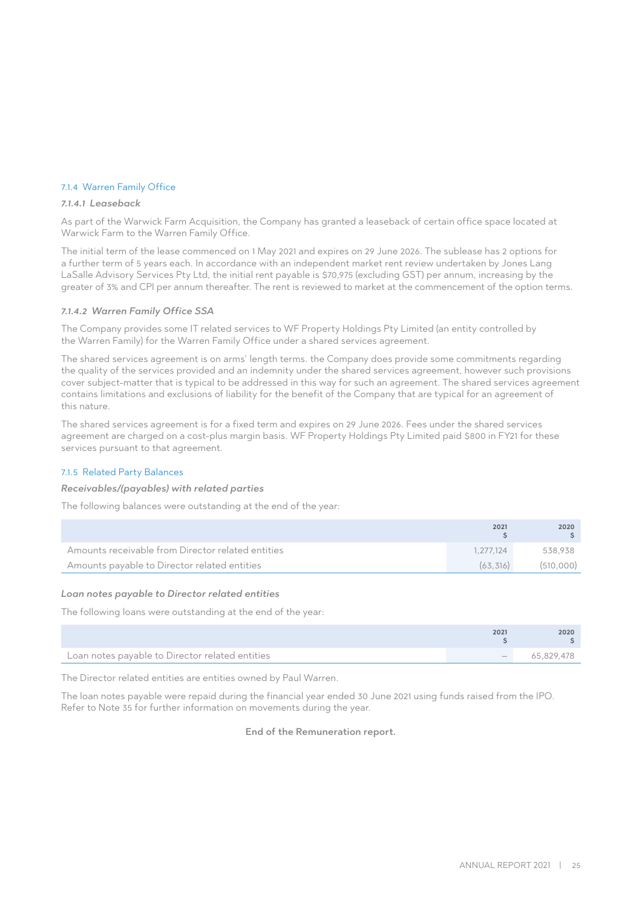### 7.1.4 Warren Family Office

#### *7.1.4.1 Leaseback*

As part of the Warwick Farm Acquisition, the Company has granted a leaseback of certain office space located at Warwick Farm to the Warren Family Office.

The initial term of the lease commenced on 1 May 2021 and expires on 29 June 2026. The sublease has 2 options for a further term of 5 years each. In accordance with an independent market rent review undertaken by Jones Lang LaSalle Advisory Services Pty Ltd, the initial rent payable is $70,975 (excluding GST) per annum, increasing by the greater of 3% and CPI per annum thereafter. The rent is reviewed to market at the commencement of the option terms.

#### *7.1.4.2 Warren Family Office SSA*

The Company provides some IT related services to WF Property Holdings Pty Limited (an entity controlled by the Warren Family) for the Warren Family Office under a shared services agreement.

The shared services agreement is on arms' length terms. the Company does provide some commitments regarding the quality of the services provided and an indemnity under the shared services agreement, however such provisions cover subject-matter that is typical to be addressed in this way for such an agreement. The shared services agreement contains limitations and exclusions of liability for the benefit of the Company that are typical for an agreement of this nature.

The shared services agreement is for a fixed term and expires on 29 June 2026. Fees under the shared services agreement are charged on a cost-plus margin basis. WF Property Holdings Pty Limited paid $800 in FY21 for these services pursuant to that agreement.

### 7.1.5 Related Party Balances

***Receivables/(payables) with related parties***

The following balances were outstanding at the end of the year:

| | 2021<br>$ | 2020<br>$ |
|---|---|---|
| Amounts receivable from Director related entities | 1,277,124 | 538,938 |
| Amounts payable to Director related entities | (63,316) | (510,000) |

***Loan notes payable to Director related entities***

The following loans were outstanding at the end of the year:

| | 2021<br>$ | 2020<br>$ |
|---|---|---|
| Loan notes payable to Director related entities | – | 65,829,478 |

The Director related entities are entities owned by Paul Warren.

The loan notes payable were repaid during the financial year ended 30 June 2021 using funds raised from the IPO. Refer to Note 35 for further information on movements during the year.

**End of the Remuneration report.**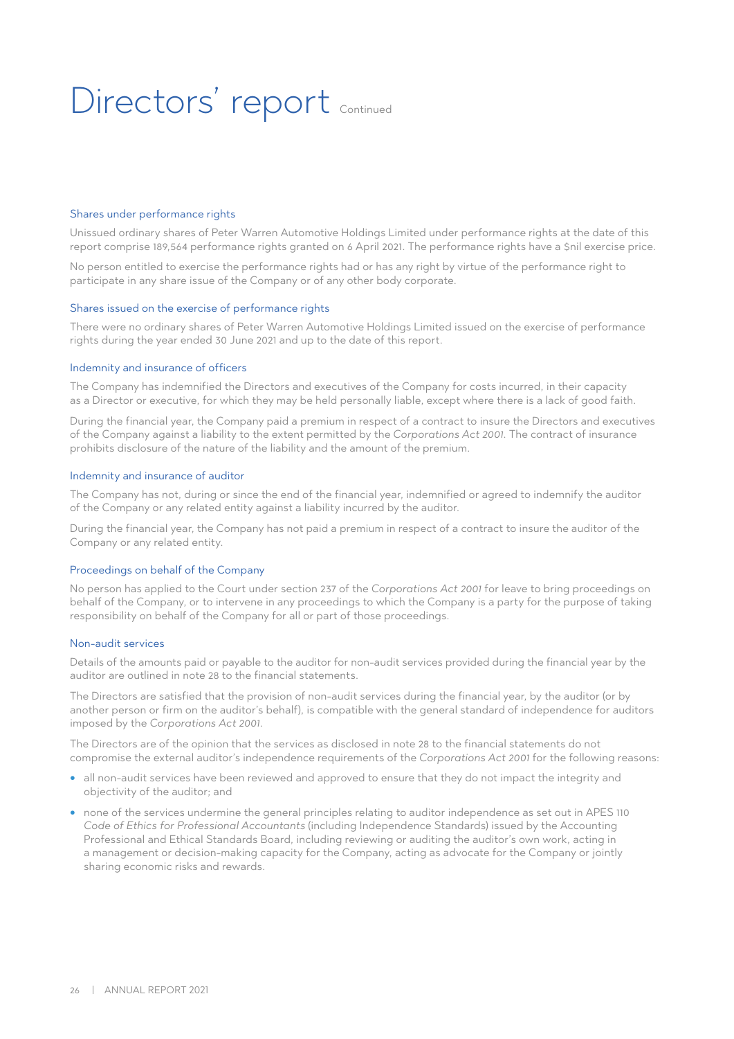# Directors' report Continued

### Shares under performance rights

Unissued ordinary shares of Peter Warren Automotive Holdings Limited under performance rights at the date of this report comprise 189,564 performance rights granted on 6 April 2021. The performance rights have a $nil exercise price.

No person entitled to exercise the performance rights had or has any right by virtue of the performance right to participate in any share issue of the Company or of any other body corporate.

### Shares issued on the exercise of performance rights

There were no ordinary shares of Peter Warren Automotive Holdings Limited issued on the exercise of performance rights during the year ended 30 June 2021 and up to the date of this report.

### Indemnity and insurance of officers

The Company has indemnified the Directors and executives of the Company for costs incurred, in their capacity as a Director or executive, for which they may be held personally liable, except where there is a lack of good faith.

During the financial year, the Company paid a premium in respect of a contract to insure the Directors and executives of the Company against a liability to the extent permitted by the *Corporations Act 2001*. The contract of insurance prohibits disclosure of the nature of the liability and the amount of the premium.

### Indemnity and insurance of auditor

The Company has not, during or since the end of the financial year, indemnified or agreed to indemnify the auditor of the Company or any related entity against a liability incurred by the auditor.

During the financial year, the Company has not paid a premium in respect of a contract to insure the auditor of the Company or any related entity.

### Proceedings on behalf of the Company

No person has applied to the Court under section 237 of the *Corporations Act 2001* for leave to bring proceedings on behalf of the Company, or to intervene in any proceedings to which the Company is a party for the purpose of taking responsibility on behalf of the Company for all or part of those proceedings.

### Non-audit services

Details of the amounts paid or payable to the auditor for non-audit services provided during the financial year by the auditor are outlined in note 28 to the financial statements.

The Directors are satisfied that the provision of non-audit services during the financial year, by the auditor (or by another person or firm on the auditor's behalf), is compatible with the general standard of independence for auditors imposed by the *Corporations Act 2001*.

The Directors are of the opinion that the services as disclosed in note 28 to the financial statements do not compromise the external auditor's independence requirements of the *Corporations Act 2001* for the following reasons:

- all non-audit services have been reviewed and approved to ensure that they do not impact the integrity and objectivity of the auditor; and
- none of the services undermine the general principles relating to auditor independence as set out in APES 110 *Code of Ethics for Professional Accountants* (including Independence Standards) issued by the Accounting Professional and Ethical Standards Board, including reviewing or auditing the auditor's own work, acting in a management or decision-making capacity for the Company, acting as advocate for the Company or jointly sharing economic risks and rewards.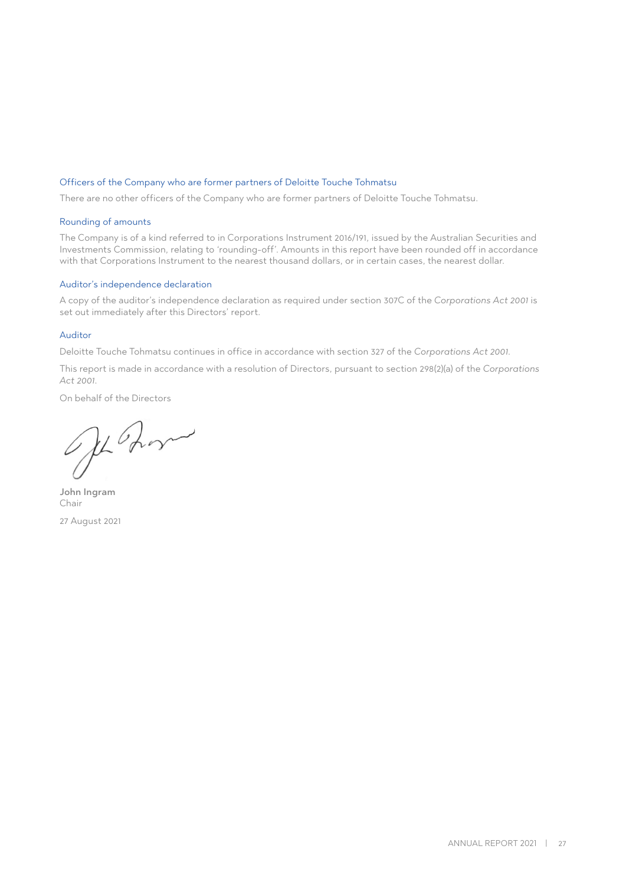### Officers of the Company who are former partners of Deloitte Touche Tohmatsu

There are no other officers of the Company who are former partners of Deloitte Touche Tohmatsu.

### Rounding of amounts

The Company is of a kind referred to in Corporations Instrument 2016/191, issued by the Australian Securities and Investments Commission, relating to 'rounding-off'. Amounts in this report have been rounded off in accordance with that Corporations Instrument to the nearest thousand dollars, or in certain cases, the nearest dollar.

### Auditor's independence declaration

A copy of the auditor's independence declaration as required under section 307C of the *Corporations Act 2001* is set out immediately after this Directors' report.

### Auditor

Deloitte Touche Tohmatsu continues in office in accordance with section 327 of the *Corporations Act 2001*.

This report is made in accordance with a resolution of Directors, pursuant to section 298(2)(a) of the *Corporations Act 2001*.

On behalf of the Directors

**John Ingram**
Chair

27 August 2021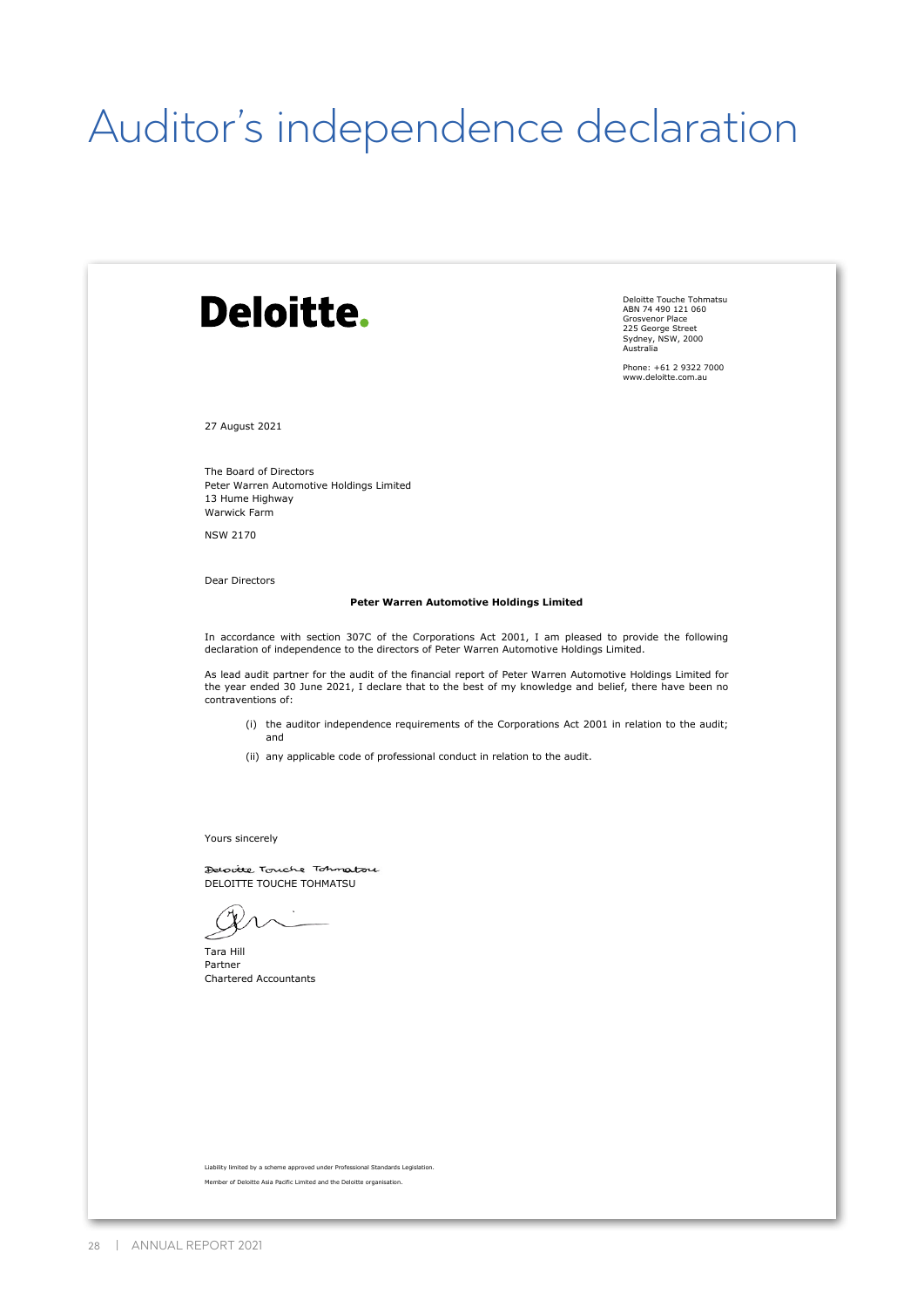# Auditor's independence declaration

**Deloitte.**

Deloitte Touche Tohmatsu
ABN 74 490 121 060
Grosvenor Place
225 George Street
Sydney, NSW, 2000
Australia

Phone: +61 2 9322 7000
www.deloitte.com.au

27 August 2021

The Board of Directors
Peter Warren Automotive Holdings Limited
13 Hume Highway
Warwick Farm

NSW 2170

Dear Directors

**Peter Warren Automotive Holdings Limited**

In accordance with section 307C of the Corporations Act 2001, I am pleased to provide the following declaration of independence to the directors of Peter Warren Automotive Holdings Limited.

As lead audit partner for the audit of the financial report of Peter Warren Automotive Holdings Limited for the year ended 30 June 2021, I declare that to the best of my knowledge and belief, there have been no contraventions of:

(i) the auditor independence requirements of the Corporations Act 2001 in relation to the audit; and

(ii) any applicable code of professional conduct in relation to the audit.

Yours sincerely

DELOITTE TOUCHE TOHMATSU

Tara Hill
Partner
Chartered Accountants

Liability limited by a scheme approved under Professional Standards Legislation.

Member of Deloitte Asia Pacific Limited and the Deloitte organisation.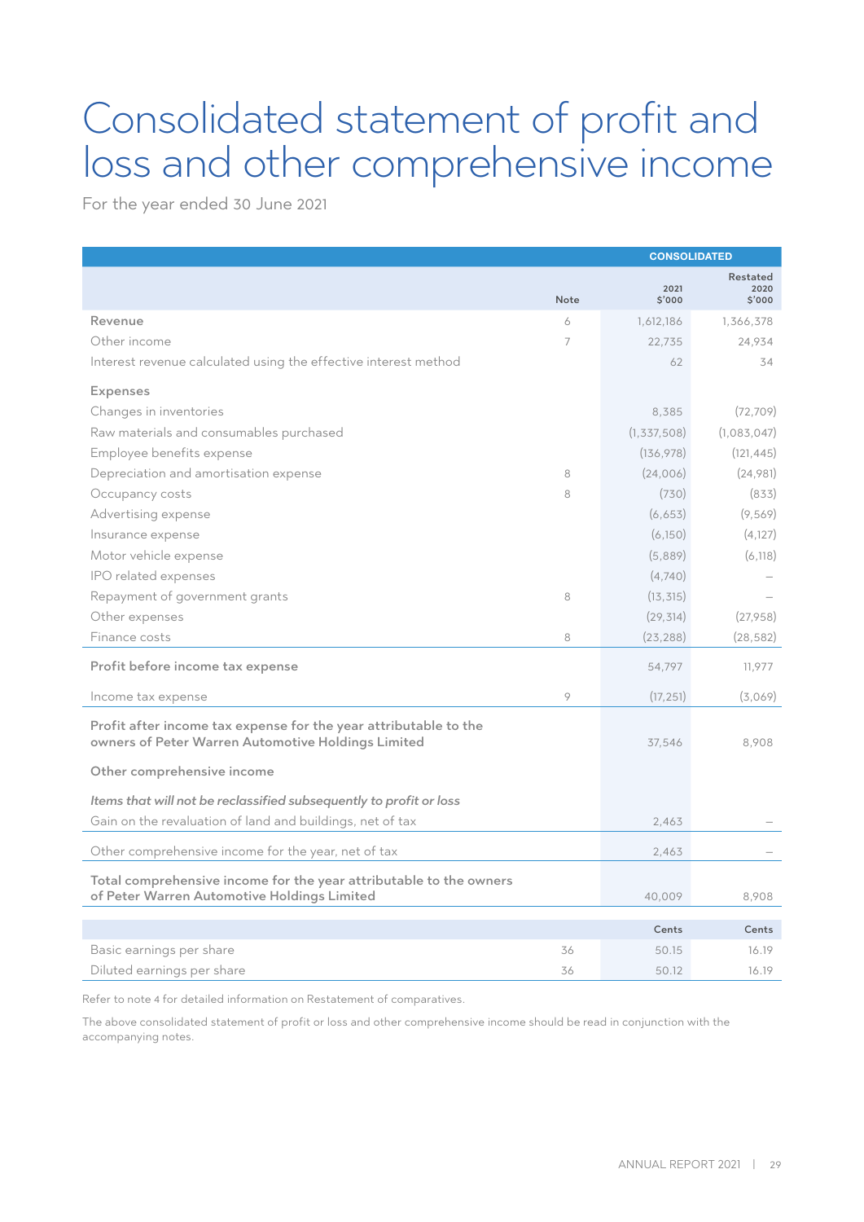# Consolidated statement of profit and loss and other comprehensive income

For the year ended 30 June 2021

| | Note | CONSOLIDATED 2021 $'000 | Restated 2020 $'000 |
|---|---|---|---|
| Revenue | 6 | 1,612,186 | 1,366,378 |
| Other income | 7 | 22,735 | 24,934 |
| Interest revenue calculated using the effective interest method | | 62 | 34 |
| **Expenses** | | | |
| Changes in inventories | | 8,385 | (72,709) |
| Raw materials and consumables purchased | | (1,337,508) | (1,083,047) |
| Employee benefits expense | | (136,978) | (121,445) |
| Depreciation and amortisation expense | 8 | (24,006) | (24,981) |
| Occupancy costs | 8 | (730) | (833) |
| Advertising expense | | (6,653) | (9,569) |
| Insurance expense | | (6,150) | (4,127) |
| Motor vehicle expense | | (5,889) | (6,118) |
| IPO related expenses | | (4,740) | – |
| Repayment of government grants | 8 | (13,315) | – |
| Other expenses | | (29,314) | (27,958) |
| Finance costs | 8 | (23,288) | (28,582) |
| **Profit before income tax expense** | | 54,797 | 11,977 |
| Income tax expense | 9 | (17,251) | (3,069) |
| **Profit after income tax expense for the year attributable to the owners of Peter Warren Automotive Holdings Limited** | | 37,546 | 8,908 |
| **Other comprehensive income** | | | |
| ***Items that will not be reclassified subsequently to profit or loss*** | | | |
| Gain on the revaluation of land and buildings, net of tax | | 2,463 | – |
| Other comprehensive income for the year, net of tax | | 2,463 | – |
| **Total comprehensive income for the year attributable to the owners of Peter Warren Automotive Holdings Limited** | | 40,009 | 8,908 |
| | | **Cents** | **Cents** |
| Basic earnings per share | 36 | 50.15 | 16.19 |
| Diluted earnings per share | 36 | 50.12 | 16.19 |

Refer to note 4 for detailed information on Restatement of comparatives.

The above consolidated statement of profit or loss and other comprehensive income should be read in conjunction with the accompanying notes.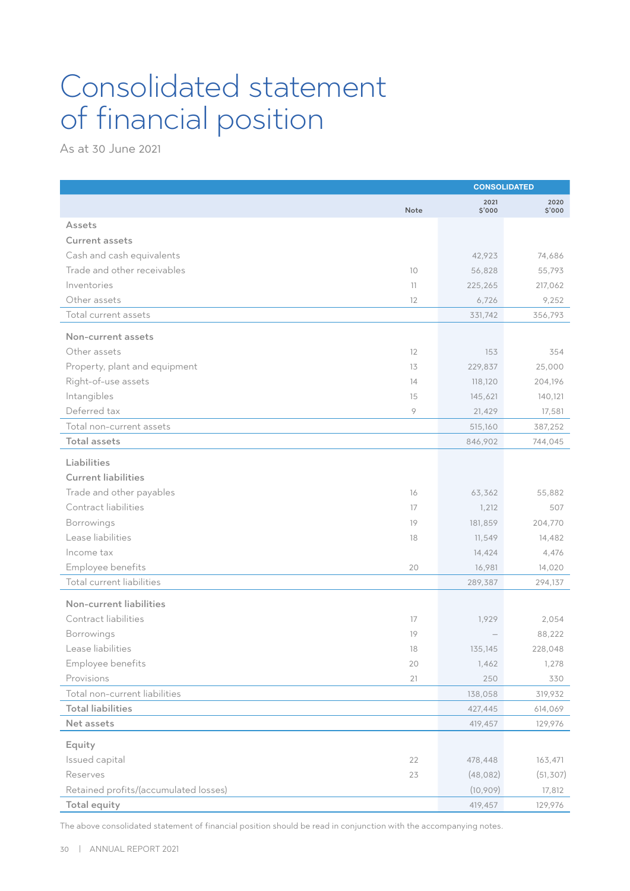# Consolidated statement of financial position

As at 30 June 2021

| | Note | CONSOLIDATED 2021 $'000 | 2020 $'000 |
|---|---|---|---|
| **Assets** | | | |
| **Current assets** | | | |
| Cash and cash equivalents | | 42,923 | 74,686 |
| Trade and other receivables | 10 | 56,828 | 55,793 |
| Inventories | 11 | 225,265 | 217,062 |
| Other assets | 12 | 6,726 | 9,252 |
| Total current assets | | 331,742 | 356,793 |
| **Non-current assets** | | | |
| Other assets | 12 | 153 | 354 |
| Property, plant and equipment | 13 | 229,837 | 25,000 |
| Right-of-use assets | 14 | 118,120 | 204,196 |
| Intangibles | 15 | 145,621 | 140,121 |
| Deferred tax | 9 | 21,429 | 17,581 |
| Total non-current assets | | 515,160 | 387,252 |
| **Total assets** | | 846,902 | 744,045 |
| **Liabilities** | | | |
| **Current liabilities** | | | |
| Trade and other payables | 16 | 63,362 | 55,882 |
| Contract liabilities | 17 | 1,212 | 507 |
| Borrowings | 19 | 181,859 | 204,770 |
| Lease liabilities | 18 | 11,549 | 14,482 |
| Income tax | | 14,424 | 4,476 |
| Employee benefits | 20 | 16,981 | 14,020 |
| Total current liabilities | | 289,387 | 294,137 |
| **Non-current liabilities** | | | |
| Contract liabilities | 17 | 1,929 | 2,054 |
| Borrowings | 19 | – | 88,222 |
| Lease liabilities | 18 | 135,145 | 228,048 |
| Employee benefits | 20 | 1,462 | 1,278 |
| Provisions | 21 | 250 | 330 |
| Total non-current liabilities | | 138,058 | 319,932 |
| **Total liabilities** | | 427,445 | 614,069 |
| **Net assets** | | 419,457 | 129,976 |
| **Equity** | | | |
| Issued capital | 22 | 478,448 | 163,471 |
| Reserves | 23 | (48,082) | (51,307) |
| Retained profits/(accumulated losses) | | (10,909) | 17,812 |
| **Total equity** | | 419,457 | 129,976 |

The above consolidated statement of financial position should be read in conjunction with the accompanying notes.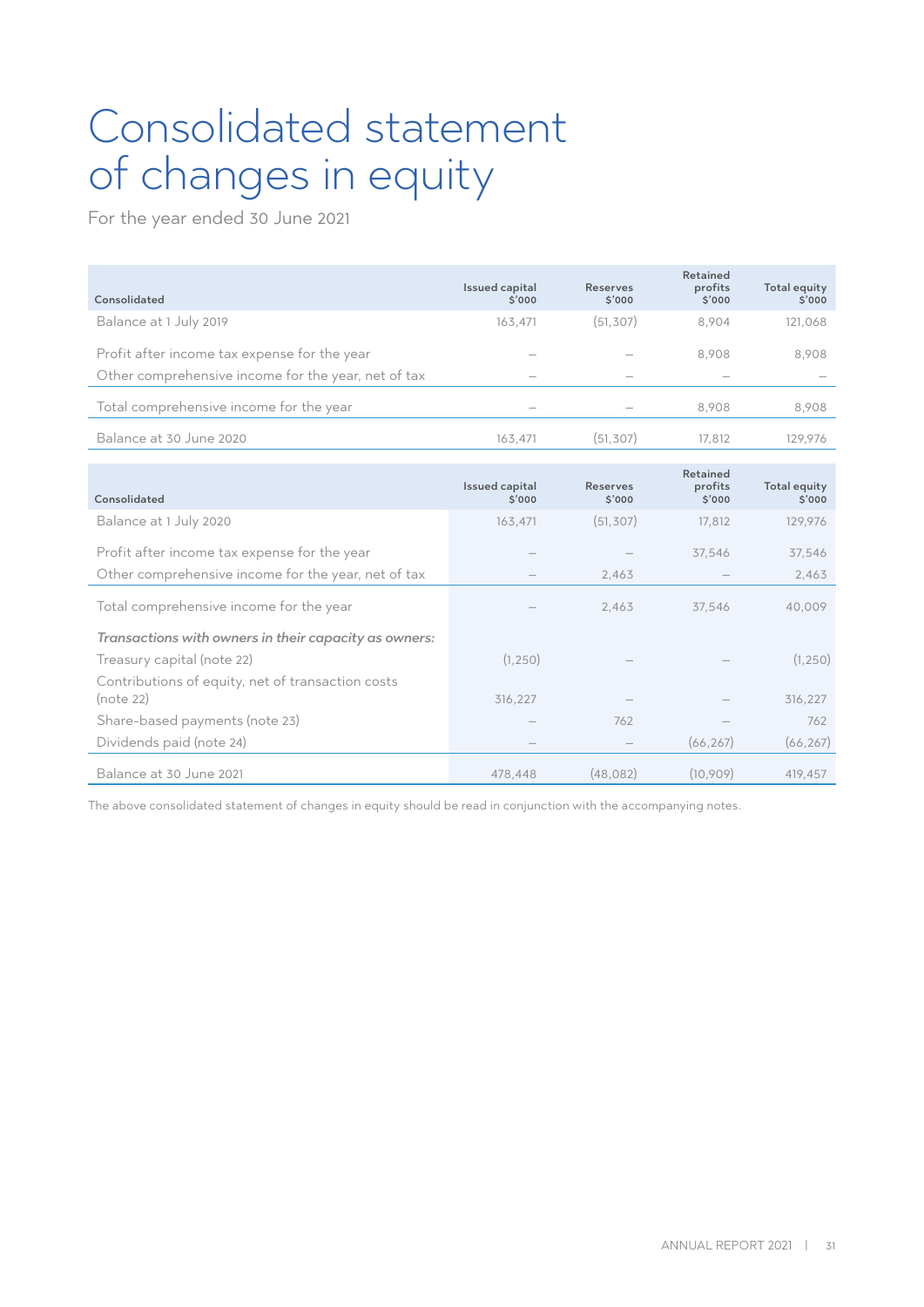# Consolidated statement of changes in equity

For the year ended 30 June 2021

| Consolidated | Issued capital $'000 | Reserves $'000 | Retained profits $'000 | Total equity $'000 |
|---|---|---|---|---|
| Balance at 1 July 2019 | 163,471 | (51,307) | 8,904 | 121,068 |
| Profit after income tax expense for the year | – | – | 8,908 | 8,908 |
| Other comprehensive income for the year, net of tax | – | – | – | – |
| Total comprehensive income for the year | – | – | 8,908 | 8,908 |
| Balance at 30 June 2020 | 163,471 | (51,307) | 17,812 | 129,976 |

| Consolidated | Issued capital $'000 | Reserves $'000 | Retained profits $'000 | Total equity $'000 |
|---|---|---|---|---|
| Balance at 1 July 2020 | 163,471 | (51,307) | 17,812 | 129,976 |
| Profit after income tax expense for the year | – | – | 37,546 | 37,546 |
| Other comprehensive income for the year, net of tax | – | 2,463 | – | 2,463 |
| Total comprehensive income for the year | – | 2,463 | 37,546 | 40,009 |
| *Transactions with owners in their capacity as owners:* | | | | |
| Treasury capital (note 22) | (1,250) | – | – | (1,250) |
| Contributions of equity, net of transaction costs (note 22) | 316,227 | – | – | 316,227 |
| Share-based payments (note 23) | – | 762 | – | 762 |
| Dividends paid (note 24) | – | – | (66,267) | (66,267) |
| Balance at 30 June 2021 | 478,448 | (48,082) | (10,909) | 419,457 |

The above consolidated statement of changes in equity should be read in conjunction with the accompanying notes.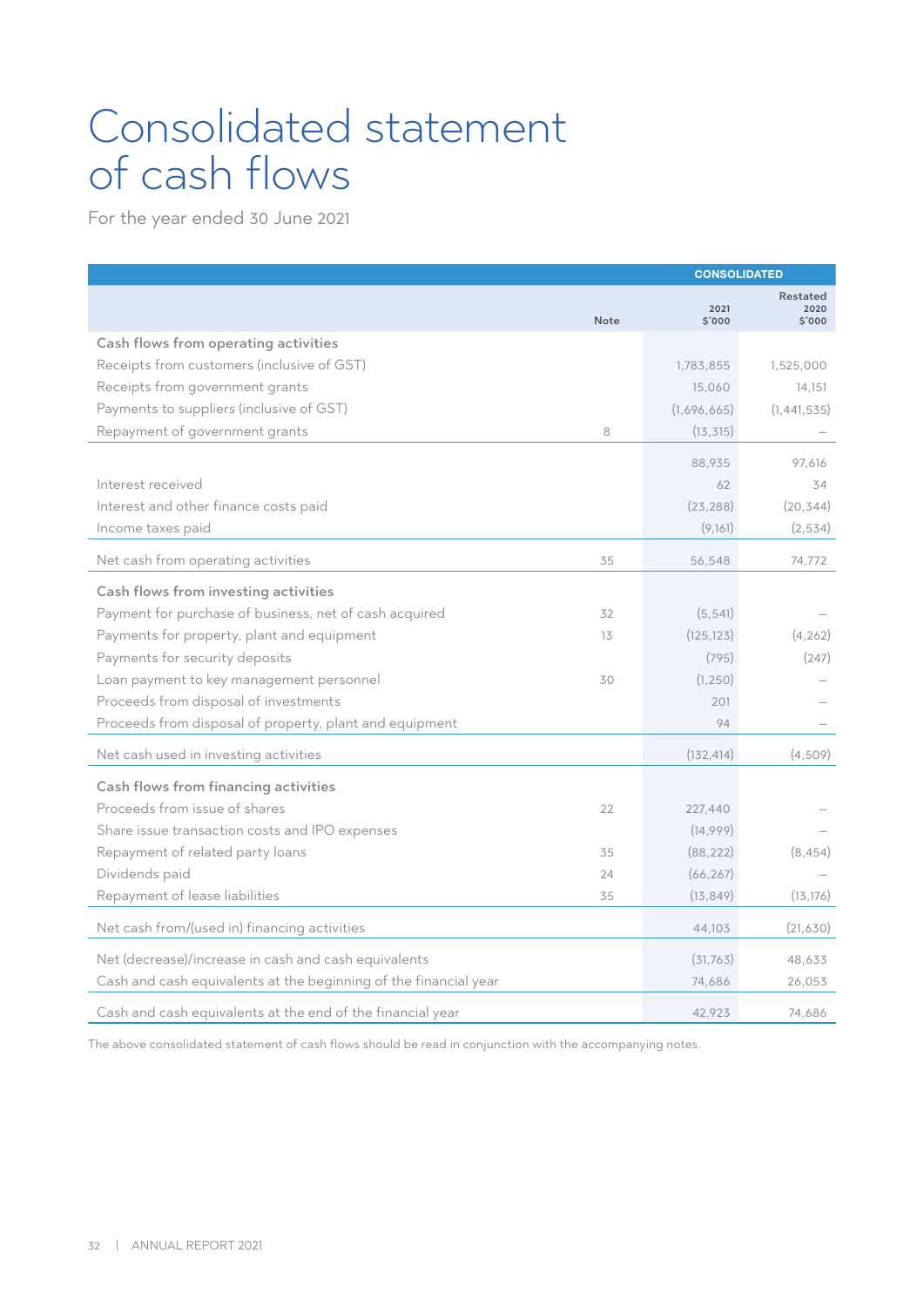# Consolidated statement of cash flows

For the year ended 30 June 2021

| | Note | CONSOLIDATED 2021 $'000 | Restated 2020 $'000 |
|---|---|---|---|
| **Cash flows from operating activities** | | | |
| Receipts from customers (inclusive of GST) | | 1,783,855 | 1,525,000 |
| Receipts from government grants | | 15,060 | 14,151 |
| Payments to suppliers (inclusive of GST) | | (1,696,665) | (1,441,535) |
| Repayment of government grants | 8 | (13,315) | – |
| | | 88,935 | 97,616 |
| Interest received | | 62 | 34 |
| Interest and other finance costs paid | | (23,288) | (20,344) |
| Income taxes paid | | (9,161) | (2,534) |
| Net cash from operating activities | 35 | 56,548 | 74,772 |
| **Cash flows from investing activities** | | | |
| Payment for purchase of business, net of cash acquired | 32 | (5,541) | – |
| Payments for property, plant and equipment | 13 | (125,123) | (4,262) |
| Payments for security deposits | | (795) | (247) |
| Loan payment to key management personnel | 30 | (1,250) | – |
| Proceeds from disposal of investments | | 201 | – |
| Proceeds from disposal of property, plant and equipment | | 94 | – |
| Net cash used in investing activities | | (132,414) | (4,509) |
| **Cash flows from financing activities** | | | |
| Proceeds from issue of shares | 22 | 227,440 | – |
| Share issue transaction costs and IPO expenses | | (14,999) | – |
| Repayment of related party loans | 35 | (88,222) | (8,454) |
| Dividends paid | 24 | (66,267) | – |
| Repayment of lease liabilities | 35 | (13,849) | (13,176) |
| Net cash from/(used in) financing activities | | 44,103 | (21,630) |
| Net (decrease)/increase in cash and cash equivalents | | (31,763) | 48,633 |
| Cash and cash equivalents at the beginning of the financial year | | 74,686 | 26,053 |
| Cash and cash equivalents at the end of the financial year | | 42,923 | 74,686 |

The above consolidated statement of cash flows should be read in conjunction with the accompanying notes.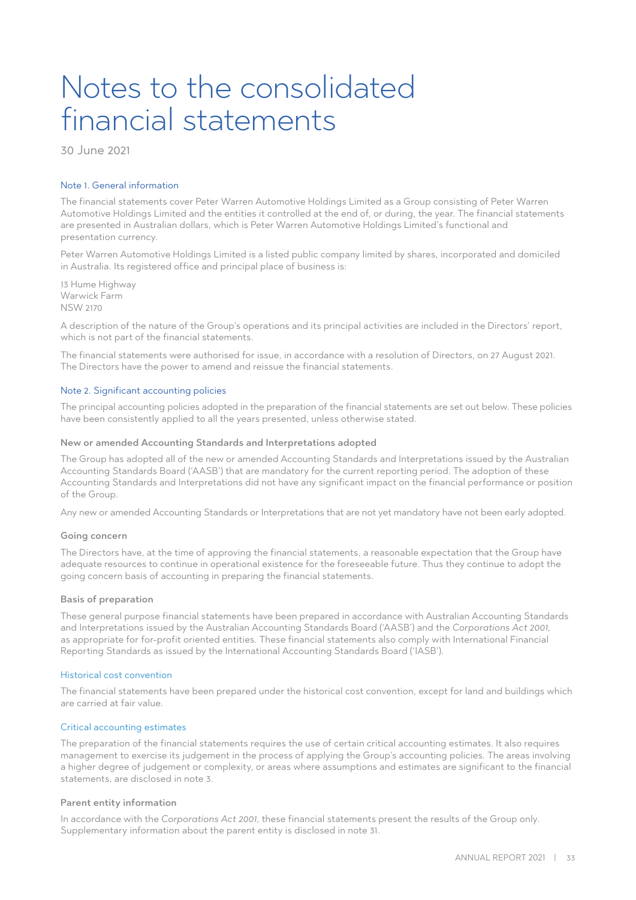# Notes to the consolidated financial statements

30 June 2021

## Note 1. General information

The financial statements cover Peter Warren Automotive Holdings Limited as a Group consisting of Peter Warren Automotive Holdings Limited and the entities it controlled at the end of, or during, the year. The financial statements are presented in Australian dollars, which is Peter Warren Automotive Holdings Limited's functional and presentation currency.

Peter Warren Automotive Holdings Limited is a listed public company limited by shares, incorporated and domiciled in Australia. Its registered office and principal place of business is:

13 Hume Highway
Warwick Farm
NSW 2170

A description of the nature of the Group's operations and its principal activities are included in the Directors' report, which is not part of the financial statements.

The financial statements were authorised for issue, in accordance with a resolution of Directors, on 27 August 2021. The Directors have the power to amend and reissue the financial statements.

## Note 2. Significant accounting policies

The principal accounting policies adopted in the preparation of the financial statements are set out below. These policies have been consistently applied to all the years presented, unless otherwise stated.

### New or amended Accounting Standards and Interpretations adopted

The Group has adopted all of the new or amended Accounting Standards and Interpretations issued by the Australian Accounting Standards Board ('AASB') that are mandatory for the current reporting period. The adoption of these Accounting Standards and Interpretations did not have any significant impact on the financial performance or position of the Group.

Any new or amended Accounting Standards or Interpretations that are not yet mandatory have not been early adopted.

### Going concern

The Directors have, at the time of approving the financial statements, a reasonable expectation that the Group have adequate resources to continue in operational existence for the foreseeable future. Thus they continue to adopt the going concern basis of accounting in preparing the financial statements.

### Basis of preparation

These general purpose financial statements have been prepared in accordance with Australian Accounting Standards and Interpretations issued by the Australian Accounting Standards Board ('AASB') and the *Corporations Act 2001*, as appropriate for for-profit oriented entities. These financial statements also comply with International Financial Reporting Standards as issued by the International Accounting Standards Board ('IASB').

#### Historical cost convention

The financial statements have been prepared under the historical cost convention, except for land and buildings which are carried at fair value.

#### Critical accounting estimates

The preparation of the financial statements requires the use of certain critical accounting estimates. It also requires management to exercise its judgement in the process of applying the Group's accounting policies. The areas involving a higher degree of judgement or complexity, or areas where assumptions and estimates are significant to the financial statements, are disclosed in note 3.

### Parent entity information

In accordance with the *Corporations Act 2001*, these financial statements present the results of the Group only. Supplementary information about the parent entity is disclosed in note 31.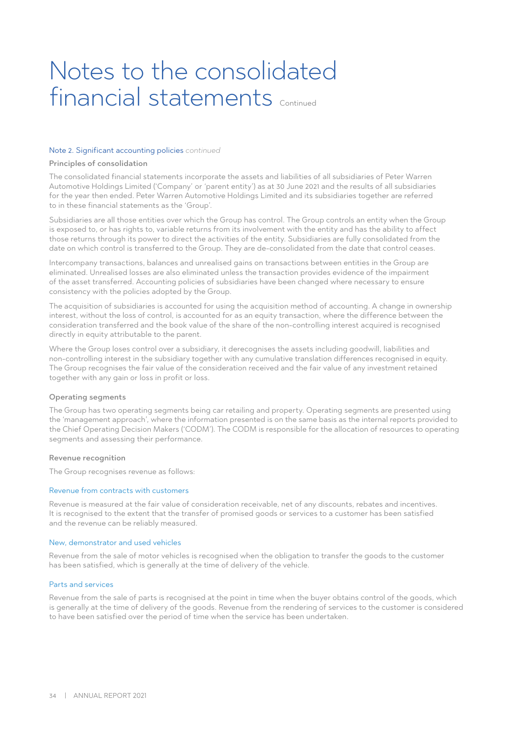# Notes to the consolidated financial statements Continued

## Note 2. Significant accounting policies *continued*

### Principles of consolidation

The consolidated financial statements incorporate the assets and liabilities of all subsidiaries of Peter Warren Automotive Holdings Limited ('Company' or 'parent entity') as at 30 June 2021 and the results of all subsidiaries for the year then ended. Peter Warren Automotive Holdings Limited and its subsidiaries together are referred to in these financial statements as the 'Group'.

Subsidiaries are all those entities over which the Group has control. The Group controls an entity when the Group is exposed to, or has rights to, variable returns from its involvement with the entity and has the ability to affect those returns through its power to direct the activities of the entity. Subsidiaries are fully consolidated from the date on which control is transferred to the Group. They are de-consolidated from the date that control ceases.

Intercompany transactions, balances and unrealised gains on transactions between entities in the Group are eliminated. Unrealised losses are also eliminated unless the transaction provides evidence of the impairment of the asset transferred. Accounting policies of subsidiaries have been changed where necessary to ensure consistency with the policies adopted by the Group.

The acquisition of subsidiaries is accounted for using the acquisition method of accounting. A change in ownership interest, without the loss of control, is accounted for as an equity transaction, where the difference between the consideration transferred and the book value of the share of the non-controlling interest acquired is recognised directly in equity attributable to the parent.

Where the Group loses control over a subsidiary, it derecognises the assets including goodwill, liabilities and non-controlling interest in the subsidiary together with any cumulative translation differences recognised in equity. The Group recognises the fair value of the consideration received and the fair value of any investment retained together with any gain or loss in profit or loss.

### Operating segments

The Group has two operating segments being car retailing and property. Operating segments are presented using the 'management approach', where the information presented is on the same basis as the internal reports provided to the Chief Operating Decision Makers ('CODM'). The CODM is responsible for the allocation of resources to operating segments and assessing their performance.

### Revenue recognition

The Group recognises revenue as follows:

#### Revenue from contracts with customers

Revenue is measured at the fair value of consideration receivable, net of any discounts, rebates and incentives. It is recognised to the extent that the transfer of promised goods or services to a customer has been satisfied and the revenue can be reliably measured.

#### New, demonstrator and used vehicles

Revenue from the sale of motor vehicles is recognised when the obligation to transfer the goods to the customer has been satisfied, which is generally at the time of delivery of the vehicle.

#### Parts and services

Revenue from the sale of parts is recognised at the point in time when the buyer obtains control of the goods, which is generally at the time of delivery of the goods. Revenue from the rendering of services to the customer is considered to have been satisfied over the period of time when the service has been undertaken.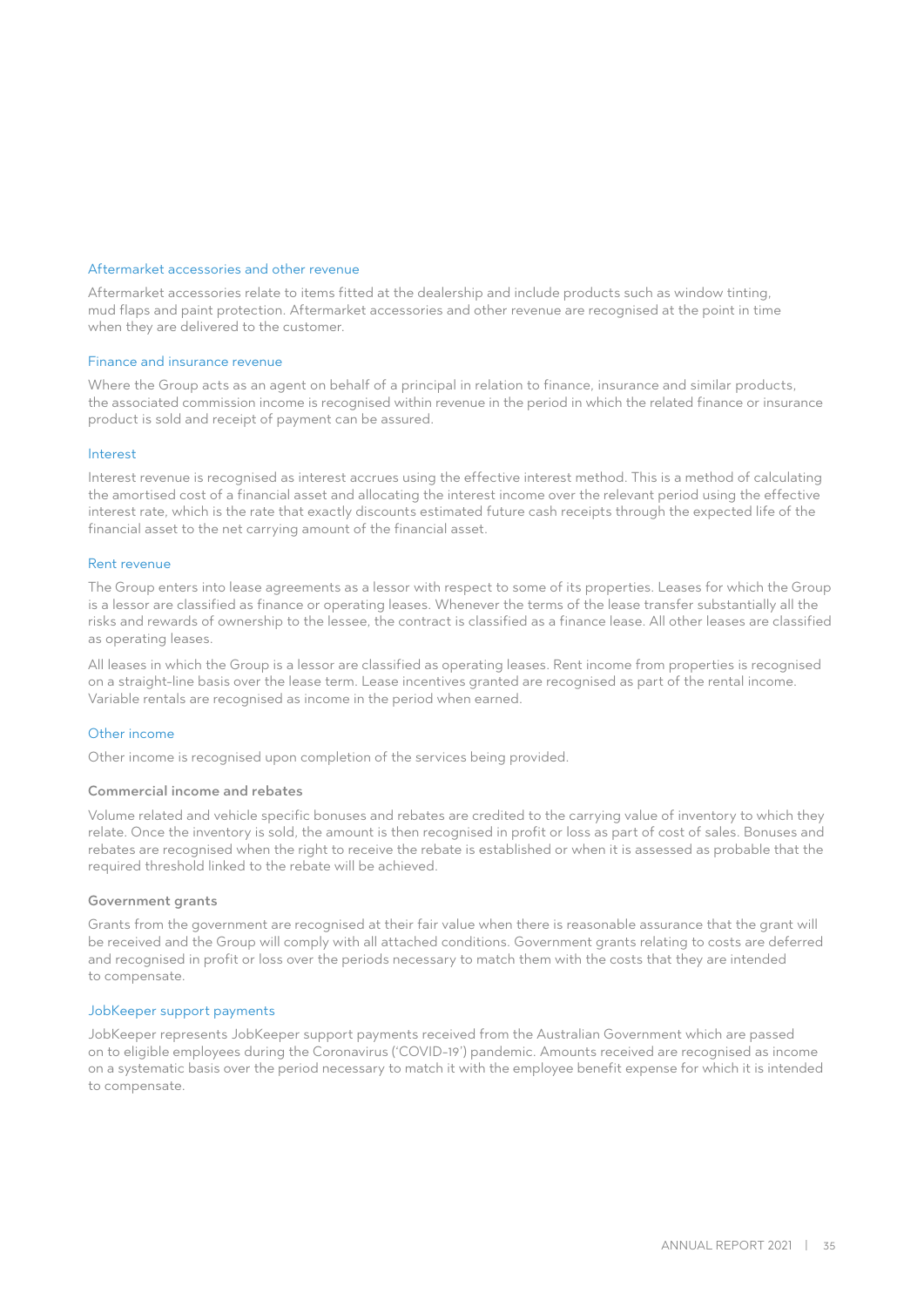### Aftermarket accessories and other revenue

Aftermarket accessories relate to items fitted at the dealership and include products such as window tinting, mud flaps and paint protection. Aftermarket accessories and other revenue are recognised at the point in time when they are delivered to the customer.

### Finance and insurance revenue

Where the Group acts as an agent on behalf of a principal in relation to finance, insurance and similar products, the associated commission income is recognised within revenue in the period in which the related finance or insurance product is sold and receipt of payment can be assured.

### Interest

Interest revenue is recognised as interest accrues using the effective interest method. This is a method of calculating the amortised cost of a financial asset and allocating the interest income over the relevant period using the effective interest rate, which is the rate that exactly discounts estimated future cash receipts through the expected life of the financial asset to the net carrying amount of the financial asset.

### Rent revenue

The Group enters into lease agreements as a lessor with respect to some of its properties. Leases for which the Group is a lessor are classified as finance or operating leases. Whenever the terms of the lease transfer substantially all the risks and rewards of ownership to the lessee, the contract is classified as a finance lease. All other leases are classified as operating leases.

All leases in which the Group is a lessor are classified as operating leases. Rent income from properties is recognised on a straight-line basis over the lease term. Lease incentives granted are recognised as part of the rental income. Variable rentals are recognised as income in the period when earned.

### Other income

Other income is recognised upon completion of the services being provided.

### Commercial income and rebates

Volume related and vehicle specific bonuses and rebates are credited to the carrying value of inventory to which they relate. Once the inventory is sold, the amount is then recognised in profit or loss as part of cost of sales. Bonuses and rebates are recognised when the right to receive the rebate is established or when it is assessed as probable that the required threshold linked to the rebate will be achieved.

### Government grants

Grants from the government are recognised at their fair value when there is reasonable assurance that the grant will be received and the Group will comply with all attached conditions. Government grants relating to costs are deferred and recognised in profit or loss over the periods necessary to match them with the costs that they are intended to compensate.

### JobKeeper support payments

JobKeeper represents JobKeeper support payments received from the Australian Government which are passed on to eligible employees during the Coronavirus ('COVID-19') pandemic. Amounts received are recognised as income on a systematic basis over the period necessary to match it with the employee benefit expense for which it is intended to compensate.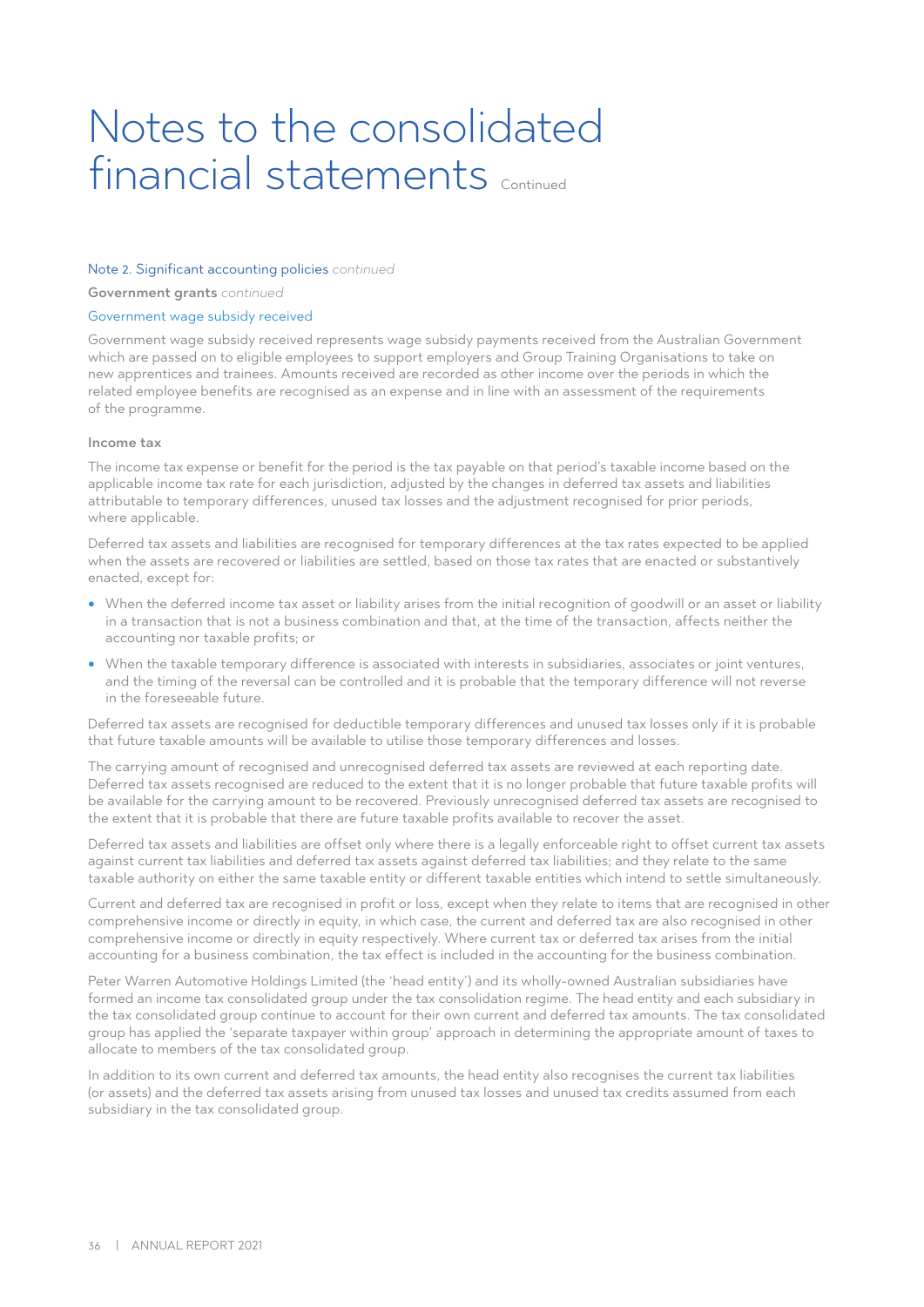# Notes to the consolidated financial statements *Continued*

## Note 2. Significant accounting policies *continued*

**Government grants** *continued*

### Government wage subsidy received

Government wage subsidy received represents wage subsidy payments received from the Australian Government which are passed on to eligible employees to support employers and Group Training Organisations to take on new apprentices and trainees. Amounts received are recorded as other income over the periods in which the related employee benefits are recognised as an expense and in line with an assessment of the requirements of the programme.

### Income tax

The income tax expense or benefit for the period is the tax payable on that period's taxable income based on the applicable income tax rate for each jurisdiction, adjusted by the changes in deferred tax assets and liabilities attributable to temporary differences, unused tax losses and the adjustment recognised for prior periods, where applicable.

Deferred tax assets and liabilities are recognised for temporary differences at the tax rates expected to be applied when the assets are recovered or liabilities are settled, based on those tax rates that are enacted or substantively enacted, except for:

- When the deferred income tax asset or liability arises from the initial recognition of goodwill or an asset or liability in a transaction that is not a business combination and that, at the time of the transaction, affects neither the accounting nor taxable profits; or
- When the taxable temporary difference is associated with interests in subsidiaries, associates or joint ventures, and the timing of the reversal can be controlled and it is probable that the temporary difference will not reverse in the foreseeable future.

Deferred tax assets are recognised for deductible temporary differences and unused tax losses only if it is probable that future taxable amounts will be available to utilise those temporary differences and losses.

The carrying amount of recognised and unrecognised deferred tax assets are reviewed at each reporting date. Deferred tax assets recognised are reduced to the extent that it is no longer probable that future taxable profits will be available for the carrying amount to be recovered. Previously unrecognised deferred tax assets are recognised to the extent that it is probable that there are future taxable profits available to recover the asset.

Deferred tax assets and liabilities are offset only where there is a legally enforceable right to offset current tax assets against current tax liabilities and deferred tax assets against deferred tax liabilities; and they relate to the same taxable authority on either the same taxable entity or different taxable entities which intend to settle simultaneously.

Current and deferred tax are recognised in profit or loss, except when they relate to items that are recognised in other comprehensive income or directly in equity, in which case, the current and deferred tax are also recognised in other comprehensive income or directly in equity respectively. Where current tax or deferred tax arises from the initial accounting for a business combination, the tax effect is included in the accounting for the business combination.

Peter Warren Automotive Holdings Limited (the 'head entity') and its wholly-owned Australian subsidiaries have formed an income tax consolidated group under the tax consolidation regime. The head entity and each subsidiary in the tax consolidated group continue to account for their own current and deferred tax amounts. The tax consolidated group has applied the 'separate taxpayer within group' approach in determining the appropriate amount of taxes to allocate to members of the tax consolidated group.

In addition to its own current and deferred tax amounts, the head entity also recognises the current tax liabilities (or assets) and the deferred tax assets arising from unused tax losses and unused tax credits assumed from each subsidiary in the tax consolidated group.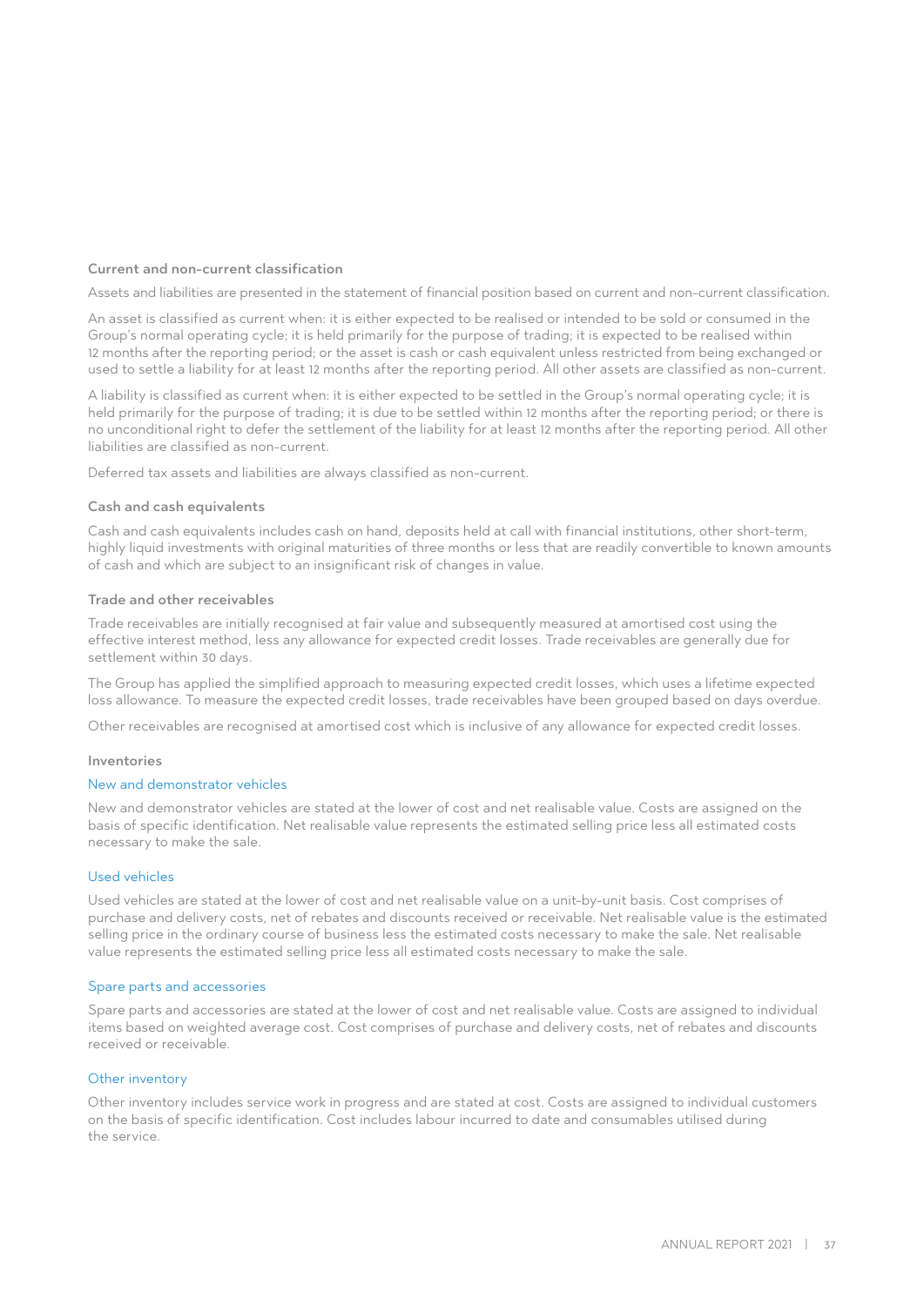### Current and non-current classification

Assets and liabilities are presented in the statement of financial position based on current and non-current classification.

An asset is classified as current when: it is either expected to be realised or intended to be sold or consumed in the Group's normal operating cycle; it is held primarily for the purpose of trading; it is expected to be realised within 12 months after the reporting period; or the asset is cash or cash equivalent unless restricted from being exchanged or used to settle a liability for at least 12 months after the reporting period. All other assets are classified as non-current.

A liability is classified as current when: it is either expected to be settled in the Group's normal operating cycle; it is held primarily for the purpose of trading; it is due to be settled within 12 months after the reporting period; or there is no unconditional right to defer the settlement of the liability for at least 12 months after the reporting period. All other liabilities are classified as non-current.

Deferred tax assets and liabilities are always classified as non-current.

### Cash and cash equivalents

Cash and cash equivalents includes cash on hand, deposits held at call with financial institutions, other short-term, highly liquid investments with original maturities of three months or less that are readily convertible to known amounts of cash and which are subject to an insignificant risk of changes in value.

### Trade and other receivables

Trade receivables are initially recognised at fair value and subsequently measured at amortised cost using the effective interest method, less any allowance for expected credit losses. Trade receivables are generally due for settlement within 30 days.

The Group has applied the simplified approach to measuring expected credit losses, which uses a lifetime expected loss allowance. To measure the expected credit losses, trade receivables have been grouped based on days overdue.

Other receivables are recognised at amortised cost which is inclusive of any allowance for expected credit losses.

### Inventories

#### New and demonstrator vehicles

New and demonstrator vehicles are stated at the lower of cost and net realisable value. Costs are assigned on the basis of specific identification. Net realisable value represents the estimated selling price less all estimated costs necessary to make the sale.

#### Used vehicles

Used vehicles are stated at the lower of cost and net realisable value on a unit-by-unit basis. Cost comprises of purchase and delivery costs, net of rebates and discounts received or receivable. Net realisable value is the estimated selling price in the ordinary course of business less the estimated costs necessary to make the sale. Net realisable value represents the estimated selling price less all estimated costs necessary to make the sale.

#### Spare parts and accessories

Spare parts and accessories are stated at the lower of cost and net realisable value. Costs are assigned to individual items based on weighted average cost. Cost comprises of purchase and delivery costs, net of rebates and discounts received or receivable.

#### Other inventory

Other inventory includes service work in progress and are stated at cost. Costs are assigned to individual customers on the basis of specific identification. Cost includes labour incurred to date and consumables utilised during the service.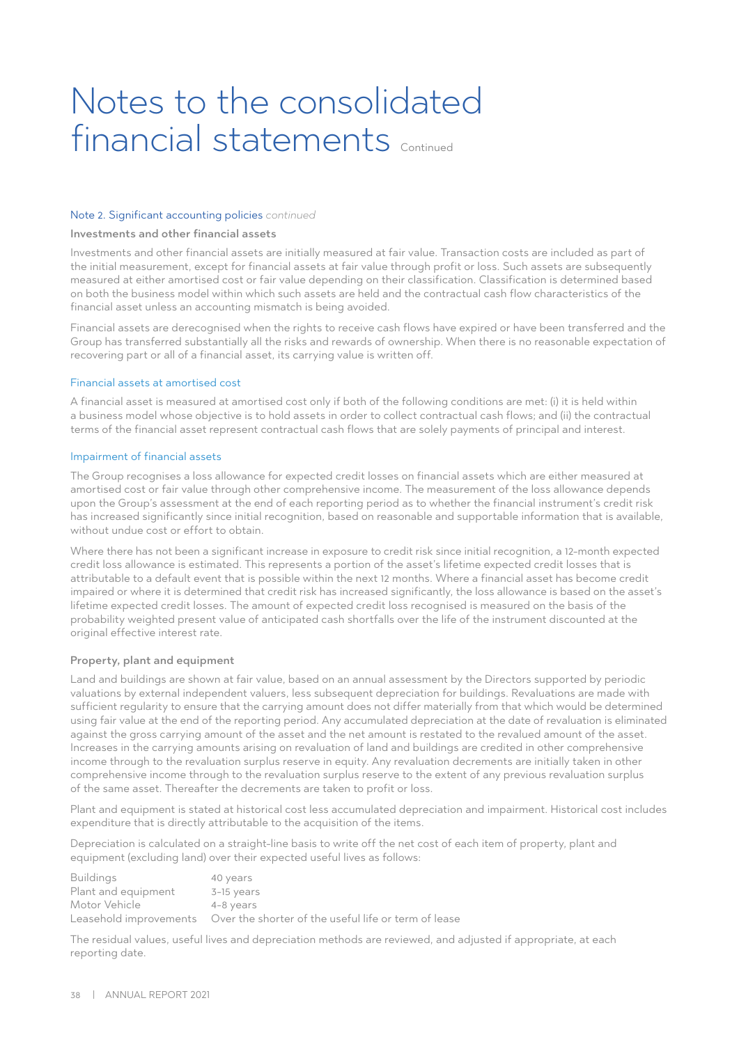# Notes to the consolidated financial statements Continued

## Note 2. Significant accounting policies *continued*

### Investments and other financial assets

Investments and other financial assets are initially measured at fair value. Transaction costs are included as part of the initial measurement, except for financial assets at fair value through profit or loss. Such assets are subsequently measured at either amortised cost or fair value depending on their classification. Classification is determined based on both the business model within which such assets are held and the contractual cash flow characteristics of the financial asset unless an accounting mismatch is being avoided.

Financial assets are derecognised when the rights to receive cash flows have expired or have been transferred and the Group has transferred substantially all the risks and rewards of ownership. When there is no reasonable expectation of recovering part or all of a financial asset, its carrying value is written off.

#### Financial assets at amortised cost

A financial asset is measured at amortised cost only if both of the following conditions are met: (i) it is held within a business model whose objective is to hold assets in order to collect contractual cash flows; and (ii) the contractual terms of the financial asset represent contractual cash flows that are solely payments of principal and interest.

#### Impairment of financial assets

The Group recognises a loss allowance for expected credit losses on financial assets which are either measured at amortised cost or fair value through other comprehensive income. The measurement of the loss allowance depends upon the Group's assessment at the end of each reporting period as to whether the financial instrument's credit risk has increased significantly since initial recognition, based on reasonable and supportable information that is available, without undue cost or effort to obtain.

Where there has not been a significant increase in exposure to credit risk since initial recognition, a 12-month expected credit loss allowance is estimated. This represents a portion of the asset's lifetime expected credit losses that is attributable to a default event that is possible within the next 12 months. Where a financial asset has become credit impaired or where it is determined that credit risk has increased significantly, the loss allowance is based on the asset's lifetime expected credit losses. The amount of expected credit loss recognised is measured on the basis of the probability weighted present value of anticipated cash shortfalls over the life of the instrument discounted at the original effective interest rate.

### Property, plant and equipment

Land and buildings are shown at fair value, based on an annual assessment by the Directors supported by periodic valuations by external independent valuers, less subsequent depreciation for buildings. Revaluations are made with sufficient regularity to ensure that the carrying amount does not differ materially from that which would be determined using fair value at the end of the reporting period. Any accumulated depreciation at the date of revaluation is eliminated against the gross carrying amount of the asset and the net amount is restated to the revalued amount of the asset. Increases in the carrying amounts arising on revaluation of land and buildings are credited in other comprehensive income through to the revaluation surplus reserve in equity. Any revaluation decrements are initially taken in other comprehensive income through to the revaluation surplus reserve to the extent of any previous revaluation surplus of the same asset. Thereafter the decrements are taken to profit or loss.

Plant and equipment is stated at historical cost less accumulated depreciation and impairment. Historical cost includes expenditure that is directly attributable to the acquisition of the items.

Depreciation is calculated on a straight-line basis to write off the net cost of each item of property, plant and equipment (excluding land) over their expected useful lives as follows:

| | |
|---|---|
| Buildings | 40 years |
| Plant and equipment | 3-15 years |
| Motor Vehicle | 4-8 years |
| Leasehold improvements | Over the shorter of the useful life or term of lease |

The residual values, useful lives and depreciation methods are reviewed, and adjusted if appropriate, at each reporting date.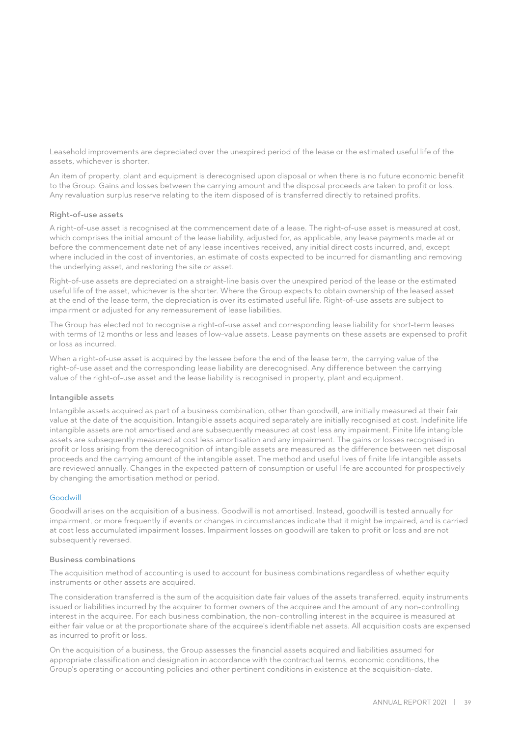Leasehold improvements are depreciated over the unexpired period of the lease or the estimated useful life of the assets, whichever is shorter.

An item of property, plant and equipment is derecognised upon disposal or when there is no future economic benefit to the Group. Gains and losses between the carrying amount and the disposal proceeds are taken to profit or loss. Any revaluation surplus reserve relating to the item disposed of is transferred directly to retained profits.

### Right-of-use assets

A right-of-use asset is recognised at the commencement date of a lease. The right-of-use asset is measured at cost, which comprises the initial amount of the lease liability, adjusted for, as applicable, any lease payments made at or before the commencement date net of any lease incentives received, any initial direct costs incurred, and, except where included in the cost of inventories, an estimate of costs expected to be incurred for dismantling and removing the underlying asset, and restoring the site or asset.

Right-of-use assets are depreciated on a straight-line basis over the unexpired period of the lease or the estimated useful life of the asset, whichever is the shorter. Where the Group expects to obtain ownership of the leased asset at the end of the lease term, the depreciation is over its estimated useful life. Right-of-use assets are subject to impairment or adjusted for any remeasurement of lease liabilities.

The Group has elected not to recognise a right-of-use asset and corresponding lease liability for short-term leases with terms of 12 months or less and leases of low-value assets. Lease payments on these assets are expensed to profit or loss as incurred.

When a right-of-use asset is acquired by the lessee before the end of the lease term, the carrying value of the right-of-use asset and the corresponding lease liability are derecognised. Any difference between the carrying value of the right-of-use asset and the lease liability is recognised in property, plant and equipment.

### Intangible assets

Intangible assets acquired as part of a business combination, other than goodwill, are initially measured at their fair value at the date of the acquisition. Intangible assets acquired separately are initially recognised at cost. Indefinite life intangible assets are not amortised and are subsequently measured at cost less any impairment. Finite life intangible assets are subsequently measured at cost less amortisation and any impairment. The gains or losses recognised in profit or loss arising from the derecognition of intangible assets are measured as the difference between net disposal proceeds and the carrying amount of the intangible asset. The method and useful lives of finite life intangible assets are reviewed annually. Changes in the expected pattern of consumption or useful life are accounted for prospectively by changing the amortisation method or period.

#### Goodwill

Goodwill arises on the acquisition of a business. Goodwill is not amortised. Instead, goodwill is tested annually for impairment, or more frequently if events or changes in circumstances indicate that it might be impaired, and is carried at cost less accumulated impairment losses. Impairment losses on goodwill are taken to profit or loss and are not subsequently reversed.

### Business combinations

The acquisition method of accounting is used to account for business combinations regardless of whether equity instruments or other assets are acquired.

The consideration transferred is the sum of the acquisition date fair values of the assets transferred, equity instruments issued or liabilities incurred by the acquirer to former owners of the acquiree and the amount of any non-controlling interest in the acquiree. For each business combination, the non-controlling interest in the acquiree is measured at either fair value or at the proportionate share of the acquiree's identifiable net assets. All acquisition costs are expensed as incurred to profit or loss.

On the acquisition of a business, the Group assesses the financial assets acquired and liabilities assumed for appropriate classification and designation in accordance with the contractual terms, economic conditions, the Group's operating or accounting policies and other pertinent conditions in existence at the acquisition-date.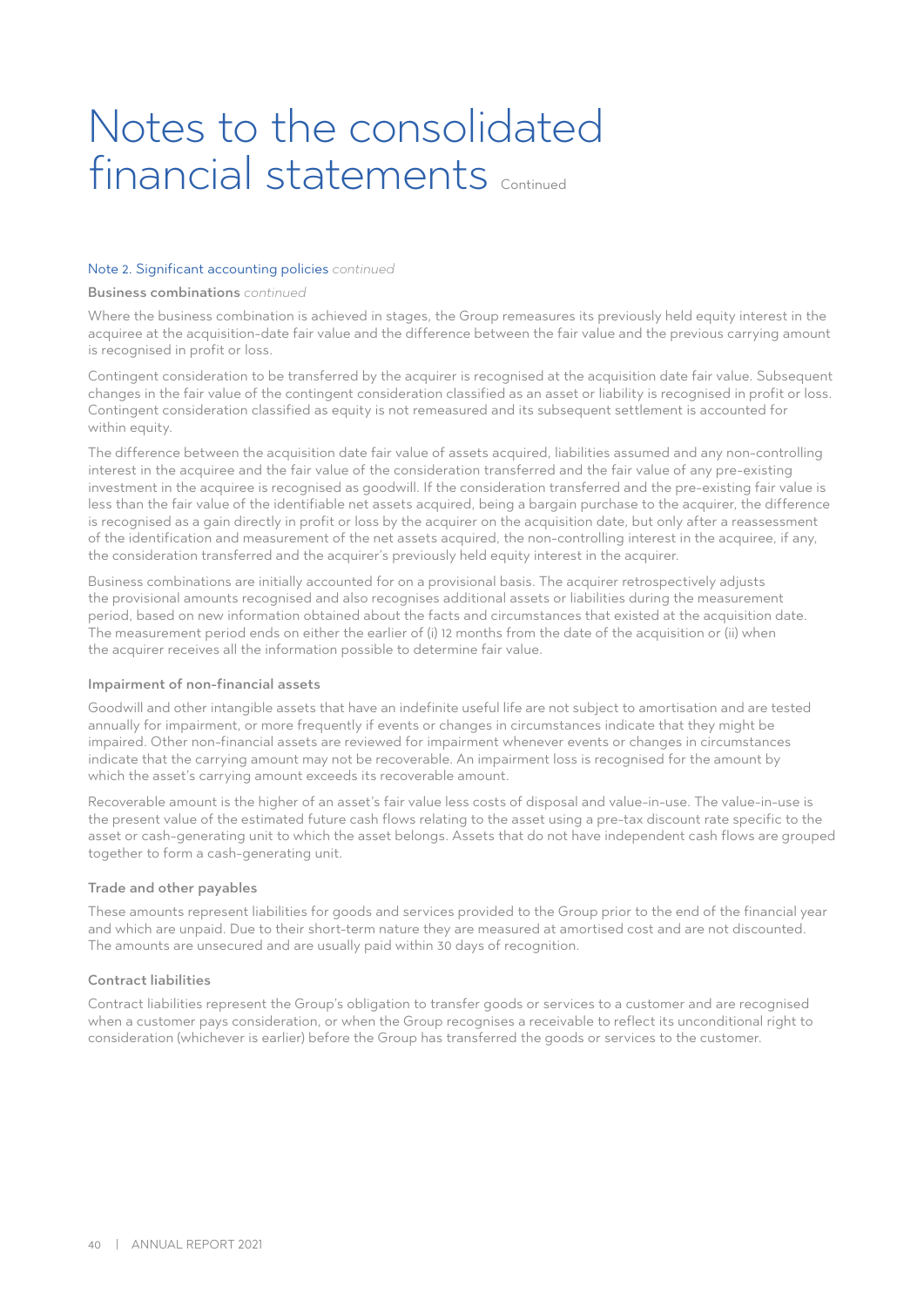# Notes to the consolidated financial statements *Continued*

## Note 2. Significant accounting policies *continued*

### Business combinations *continued*

Where the business combination is achieved in stages, the Group remeasures its previously held equity interest in the acquiree at the acquisition-date fair value and the difference between the fair value and the previous carrying amount is recognised in profit or loss.

Contingent consideration to be transferred by the acquirer is recognised at the acquisition date fair value. Subsequent changes in the fair value of the contingent consideration classified as an asset or liability is recognised in profit or loss. Contingent consideration classified as equity is not remeasured and its subsequent settlement is accounted for within equity.

The difference between the acquisition date fair value of assets acquired, liabilities assumed and any non-controlling interest in the acquiree and the fair value of the consideration transferred and the fair value of any pre-existing investment in the acquiree is recognised as goodwill. If the consideration transferred and the pre-existing fair value is less than the fair value of the identifiable net assets acquired, being a bargain purchase to the acquirer, the difference is recognised as a gain directly in profit or loss by the acquirer on the acquisition date, but only after a reassessment of the identification and measurement of the net assets acquired, the non-controlling interest in the acquiree, if any, the consideration transferred and the acquirer's previously held equity interest in the acquirer.

Business combinations are initially accounted for on a provisional basis. The acquirer retrospectively adjusts the provisional amounts recognised and also recognises additional assets or liabilities during the measurement period, based on new information obtained about the facts and circumstances that existed at the acquisition date. The measurement period ends on either the earlier of (i) 12 months from the date of the acquisition or (ii) when the acquirer receives all the information possible to determine fair value.

### Impairment of non-financial assets

Goodwill and other intangible assets that have an indefinite useful life are not subject to amortisation and are tested annually for impairment, or more frequently if events or changes in circumstances indicate that they might be impaired. Other non-financial assets are reviewed for impairment whenever events or changes in circumstances indicate that the carrying amount may not be recoverable. An impairment loss is recognised for the amount by which the asset's carrying amount exceeds its recoverable amount.

Recoverable amount is the higher of an asset's fair value less costs of disposal and value-in-use. The value-in-use is the present value of the estimated future cash flows relating to the asset using a pre-tax discount rate specific to the asset or cash-generating unit to which the asset belongs. Assets that do not have independent cash flows are grouped together to form a cash-generating unit.

### Trade and other payables

These amounts represent liabilities for goods and services provided to the Group prior to the end of the financial year and which are unpaid. Due to their short-term nature they are measured at amortised cost and are not discounted. The amounts are unsecured and are usually paid within 30 days of recognition.

### Contract liabilities

Contract liabilities represent the Group's obligation to transfer goods or services to a customer and are recognised when a customer pays consideration, or when the Group recognises a receivable to reflect its unconditional right to consideration (whichever is earlier) before the Group has transferred the goods or services to the customer.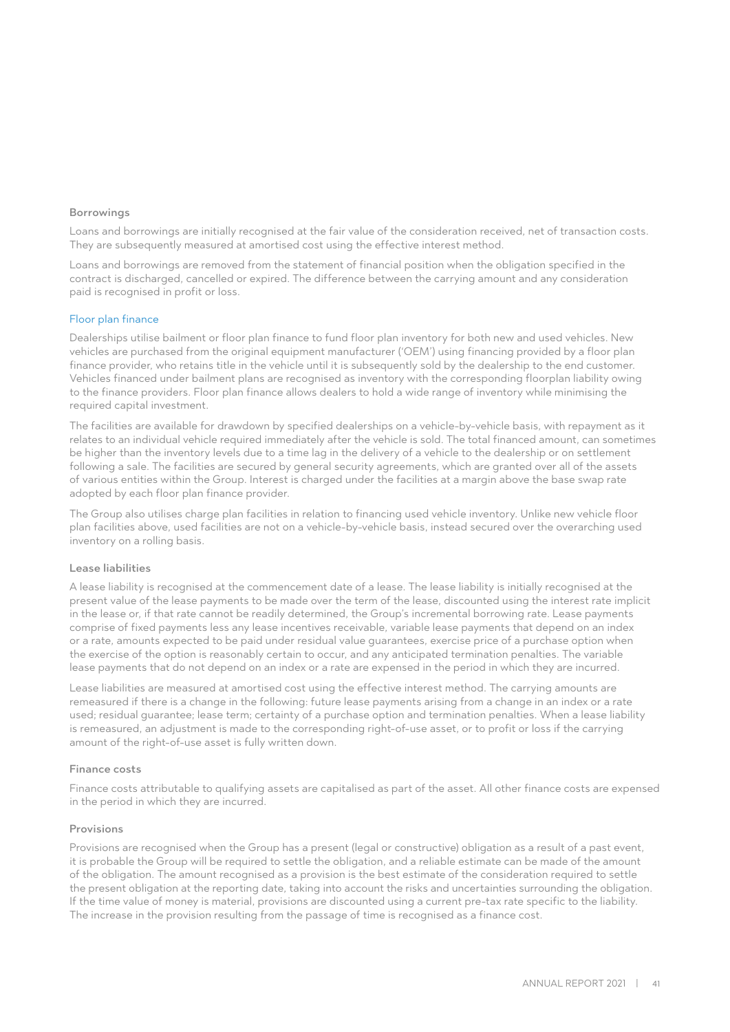### Borrowings

Loans and borrowings are initially recognised at the fair value of the consideration received, net of transaction costs. They are subsequently measured at amortised cost using the effective interest method.

Loans and borrowings are removed from the statement of financial position when the obligation specified in the contract is discharged, cancelled or expired. The difference between the carrying amount and any consideration paid is recognised in profit or loss.

#### Floor plan finance

Dealerships utilise bailment or floor plan finance to fund floor plan inventory for both new and used vehicles. New vehicles are purchased from the original equipment manufacturer ('OEM') using financing provided by a floor plan finance provider, who retains title in the vehicle until it is subsequently sold by the dealership to the end customer. Vehicles financed under bailment plans are recognised as inventory with the corresponding floorplan liability owing to the finance providers. Floor plan finance allows dealers to hold a wide range of inventory while minimising the required capital investment.

The facilities are available for drawdown by specified dealerships on a vehicle-by-vehicle basis, with repayment as it relates to an individual vehicle required immediately after the vehicle is sold. The total financed amount, can sometimes be higher than the inventory levels due to a time lag in the delivery of a vehicle to the dealership or on settlement following a sale. The facilities are secured by general security agreements, which are granted over all of the assets of various entities within the Group. Interest is charged under the facilities at a margin above the base swap rate adopted by each floor plan finance provider.

The Group also utilises charge plan facilities in relation to financing used vehicle inventory. Unlike new vehicle floor plan facilities above, used facilities are not on a vehicle-by-vehicle basis, instead secured over the overarching used inventory on a rolling basis.

### Lease liabilities

A lease liability is recognised at the commencement date of a lease. The lease liability is initially recognised at the present value of the lease payments to be made over the term of the lease, discounted using the interest rate implicit in the lease or, if that rate cannot be readily determined, the Group's incremental borrowing rate. Lease payments comprise of fixed payments less any lease incentives receivable, variable lease payments that depend on an index or a rate, amounts expected to be paid under residual value guarantees, exercise price of a purchase option when the exercise of the option is reasonably certain to occur, and any anticipated termination penalties. The variable lease payments that do not depend on an index or a rate are expensed in the period in which they are incurred.

Lease liabilities are measured at amortised cost using the effective interest method. The carrying amounts are remeasured if there is a change in the following: future lease payments arising from a change in an index or a rate used; residual guarantee; lease term; certainty of a purchase option and termination penalties. When a lease liability is remeasured, an adjustment is made to the corresponding right-of-use asset, or to profit or loss if the carrying amount of the right-of-use asset is fully written down.

### Finance costs

Finance costs attributable to qualifying assets are capitalised as part of the asset. All other finance costs are expensed in the period in which they are incurred.

### Provisions

Provisions are recognised when the Group has a present (legal or constructive) obligation as a result of a past event, it is probable the Group will be required to settle the obligation, and a reliable estimate can be made of the amount of the obligation. The amount recognised as a provision is the best estimate of the consideration required to settle the present obligation at the reporting date, taking into account the risks and uncertainties surrounding the obligation. If the time value of money is material, provisions are discounted using a current pre-tax rate specific to the liability. The increase in the provision resulting from the passage of time is recognised as a finance cost.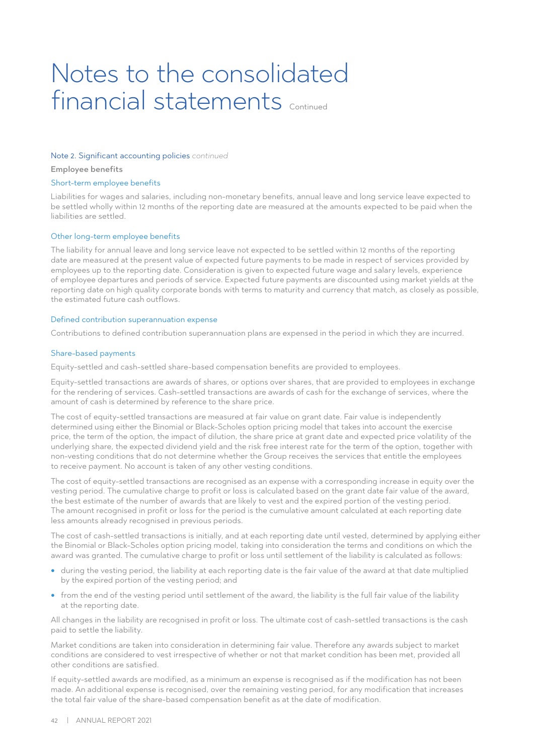# Notes to the consolidated financial statements Continued

## Note 2. Significant accounting policies *continued*

### Employee benefits

#### Short-term employee benefits

Liabilities for wages and salaries, including non-monetary benefits, annual leave and long service leave expected to be settled wholly within 12 months of the reporting date are measured at the amounts expected to be paid when the liabilities are settled.

#### Other long-term employee benefits

The liability for annual leave and long service leave not expected to be settled within 12 months of the reporting date are measured at the present value of expected future payments to be made in respect of services provided by employees up to the reporting date. Consideration is given to expected future wage and salary levels, experience of employee departures and periods of service. Expected future payments are discounted using market yields at the reporting date on high quality corporate bonds with terms to maturity and currency that match, as closely as possible, the estimated future cash outflows.

#### Defined contribution superannuation expense

Contributions to defined contribution superannuation plans are expensed in the period in which they are incurred.

#### Share-based payments

Equity-settled and cash-settled share-based compensation benefits are provided to employees.

Equity-settled transactions are awards of shares, or options over shares, that are provided to employees in exchange for the rendering of services. Cash-settled transactions are awards of cash for the exchange of services, where the amount of cash is determined by reference to the share price.

The cost of equity-settled transactions are measured at fair value on grant date. Fair value is independently determined using either the Binomial or Black-Scholes option pricing model that takes into account the exercise price, the term of the option, the impact of dilution, the share price at grant date and expected price volatility of the underlying share, the expected dividend yield and the risk free interest rate for the term of the option, together with non-vesting conditions that do not determine whether the Group receives the services that entitle the employees to receive payment. No account is taken of any other vesting conditions.

The cost of equity-settled transactions are recognised as an expense with a corresponding increase in equity over the vesting period. The cumulative charge to profit or loss is calculated based on the grant date fair value of the award, the best estimate of the number of awards that are likely to vest and the expired portion of the vesting period. The amount recognised in profit or loss for the period is the cumulative amount calculated at each reporting date less amounts already recognised in previous periods.

The cost of cash-settled transactions is initially, and at each reporting date until vested, determined by applying either the Binomial or Black-Scholes option pricing model, taking into consideration the terms and conditions on which the award was granted. The cumulative charge to profit or loss until settlement of the liability is calculated as follows:

- during the vesting period, the liability at each reporting date is the fair value of the award at that date multiplied by the expired portion of the vesting period; and
- from the end of the vesting period until settlement of the award, the liability is the full fair value of the liability at the reporting date.

All changes in the liability are recognised in profit or loss. The ultimate cost of cash-settled transactions is the cash paid to settle the liability.

Market conditions are taken into consideration in determining fair value. Therefore any awards subject to market conditions are considered to vest irrespective of whether or not that market condition has been met, provided all other conditions are satisfied.

If equity-settled awards are modified, as a minimum an expense is recognised as if the modification has not been made. An additional expense is recognised, over the remaining vesting period, for any modification that increases the total fair value of the share-based compensation benefit as at the date of modification.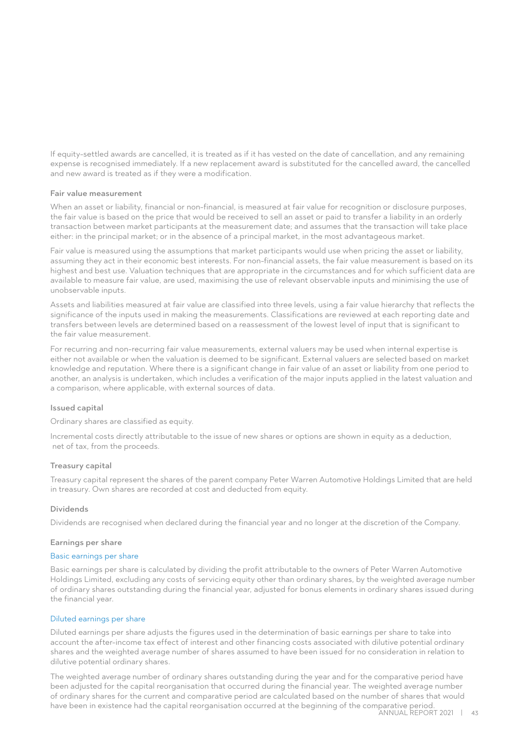If equity-settled awards are cancelled, it is treated as if it has vested on the date of cancellation, and any remaining expense is recognised immediately. If a new replacement award is substituted for the cancelled award, the cancelled and new award is treated as if they were a modification.

### Fair value measurement

When an asset or liability, financial or non-financial, is measured at fair value for recognition or disclosure purposes, the fair value is based on the price that would be received to sell an asset or paid to transfer a liability in an orderly transaction between market participants at the measurement date; and assumes that the transaction will take place either: in the principal market; or in the absence of a principal market, in the most advantageous market.

Fair value is measured using the assumptions that market participants would use when pricing the asset or liability, assuming they act in their economic best interests. For non-financial assets, the fair value measurement is based on its highest and best use. Valuation techniques that are appropriate in the circumstances and for which sufficient data are available to measure fair value, are used, maximising the use of relevant observable inputs and minimising the use of unobservable inputs.

Assets and liabilities measured at fair value are classified into three levels, using a fair value hierarchy that reflects the significance of the inputs used in making the measurements. Classifications are reviewed at each reporting date and transfers between levels are determined based on a reassessment of the lowest level of input that is significant to the fair value measurement.

For recurring and non-recurring fair value measurements, external valuers may be used when internal expertise is either not available or when the valuation is deemed to be significant. External valuers are selected based on market knowledge and reputation. Where there is a significant change in fair value of an asset or liability from one period to another, an analysis is undertaken, which includes a verification of the major inputs applied in the latest valuation and a comparison, where applicable, with external sources of data.

### Issued capital

Ordinary shares are classified as equity.

Incremental costs directly attributable to the issue of new shares or options are shown in equity as a deduction, net of tax, from the proceeds.

### Treasury capital

Treasury capital represent the shares of the parent company Peter Warren Automotive Holdings Limited that are held in treasury. Own shares are recorded at cost and deducted from equity.

### Dividends

Dividends are recognised when declared during the financial year and no longer at the discretion of the Company.

### Earnings per share

#### Basic earnings per share

Basic earnings per share is calculated by dividing the profit attributable to the owners of Peter Warren Automotive Holdings Limited, excluding any costs of servicing equity other than ordinary shares, by the weighted average number of ordinary shares outstanding during the financial year, adjusted for bonus elements in ordinary shares issued during the financial year.

#### Diluted earnings per share

Diluted earnings per share adjusts the figures used in the determination of basic earnings per share to take into account the after-income tax effect of interest and other financing costs associated with dilutive potential ordinary shares and the weighted average number of shares assumed to have been issued for no consideration in relation to dilutive potential ordinary shares.

The weighted average number of ordinary shares outstanding during the year and for the comparative period have been adjusted for the capital reorganisation that occurred during the financial year. The weighted average number of ordinary shares for the current and comparative period are calculated based on the number of shares that would have been in existence had the capital reorganisation occurred at the beginning of the comparative period.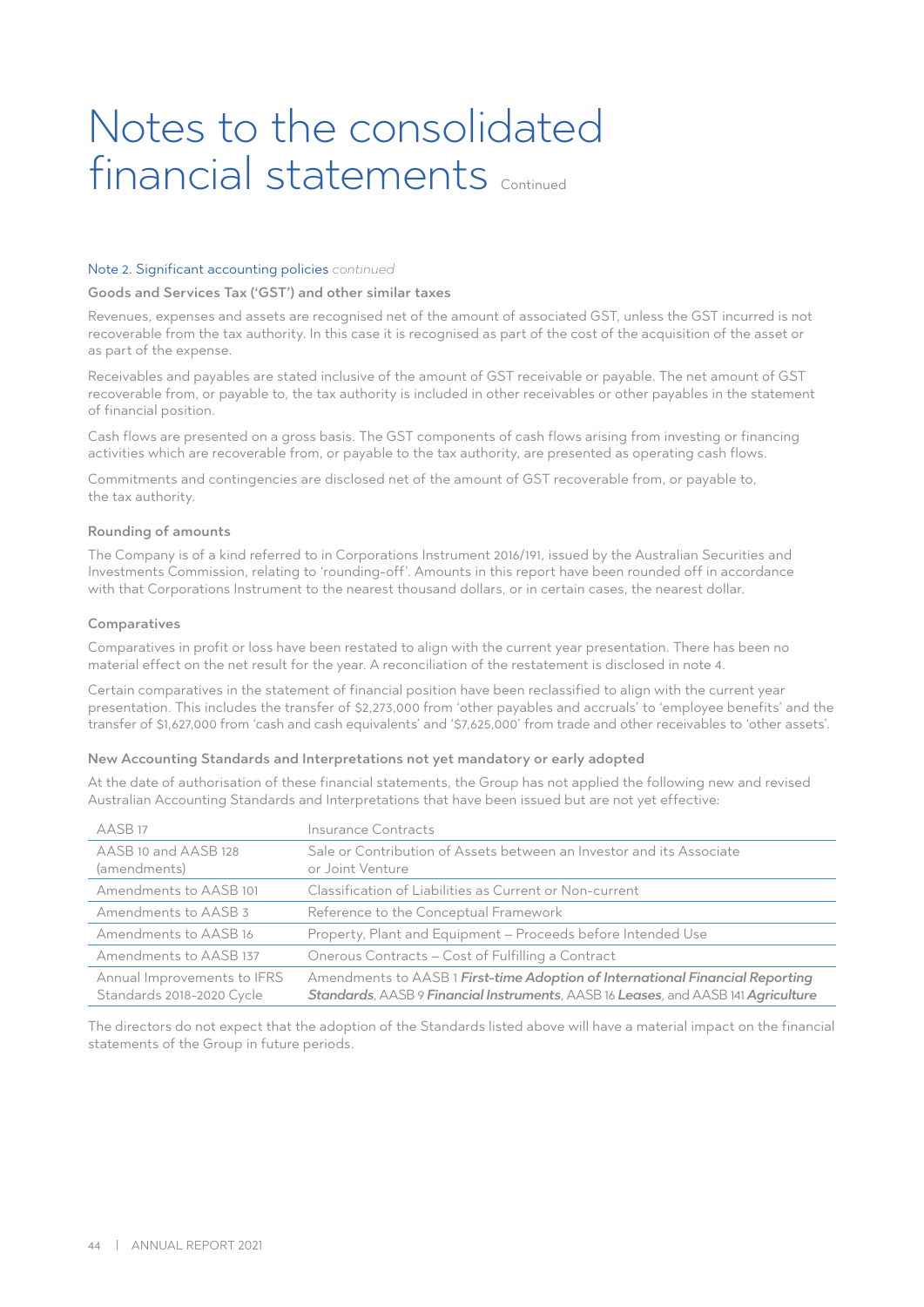# Notes to the consolidated financial statements Continued

Note 2. Significant accounting policies *continued*

### Goods and Services Tax ('GST') and other similar taxes

Revenues, expenses and assets are recognised net of the amount of associated GST, unless the GST incurred is not recoverable from the tax authority. In this case it is recognised as part of the cost of the acquisition of the asset or as part of the expense.

Receivables and payables are stated inclusive of the amount of GST receivable or payable. The net amount of GST recoverable from, or payable to, the tax authority is included in other receivables or other payables in the statement of financial position.

Cash flows are presented on a gross basis. The GST components of cash flows arising from investing or financing activities which are recoverable from, or payable to the tax authority, are presented as operating cash flows.

Commitments and contingencies are disclosed net of the amount of GST recoverable from, or payable to, the tax authority.

### Rounding of amounts

The Company is of a kind referred to in Corporations Instrument 2016/191, issued by the Australian Securities and Investments Commission, relating to 'rounding-off'. Amounts in this report have been rounded off in accordance with that Corporations Instrument to the nearest thousand dollars, or in certain cases, the nearest dollar.

### Comparatives

Comparatives in profit or loss have been restated to align with the current year presentation. There has been no material effect on the net result for the year. A reconciliation of the restatement is disclosed in note 4.

Certain comparatives in the statement of financial position have been reclassified to align with the current year presentation. This includes the transfer of $2,273,000 from 'other payables and accruals' to 'employee benefits' and the transfer of $1,627,000 from 'cash and cash equivalents' and '$7,625,000' from trade and other receivables to 'other assets'.

### New Accounting Standards and Interpretations not yet mandatory or early adopted

At the date of authorisation of these financial statements, the Group has not applied the following new and revised Australian Accounting Standards and Interpretations that have been issued but are not yet effective:

| | |
|---|---|
| AASB 17 | Insurance Contracts |
| AASB 10 and AASB 128 (amendments) | Sale or Contribution of Assets between an Investor and its Associate or Joint Venture |
| Amendments to AASB 101 | Classification of Liabilities as Current or Non-current |
| Amendments to AASB 3 | Reference to the Conceptual Framework |
| Amendments to AASB 16 | Property, Plant and Equipment – Proceeds before Intended Use |
| Amendments to AASB 137 | Onerous Contracts – Cost of Fulfilling a Contract |
| Annual Improvements to IFRS Standards 2018-2020 Cycle | Amendments to AASB 1 ***First-time Adoption of International Financial Reporting Standards***, AASB 9 ***Financial Instruments***, AASB 16 ***Leases***, and AASB 141 ***Agriculture*** |

The directors do not expect that the adoption of the Standards listed above will have a material impact on the financial statements of the Group in future periods.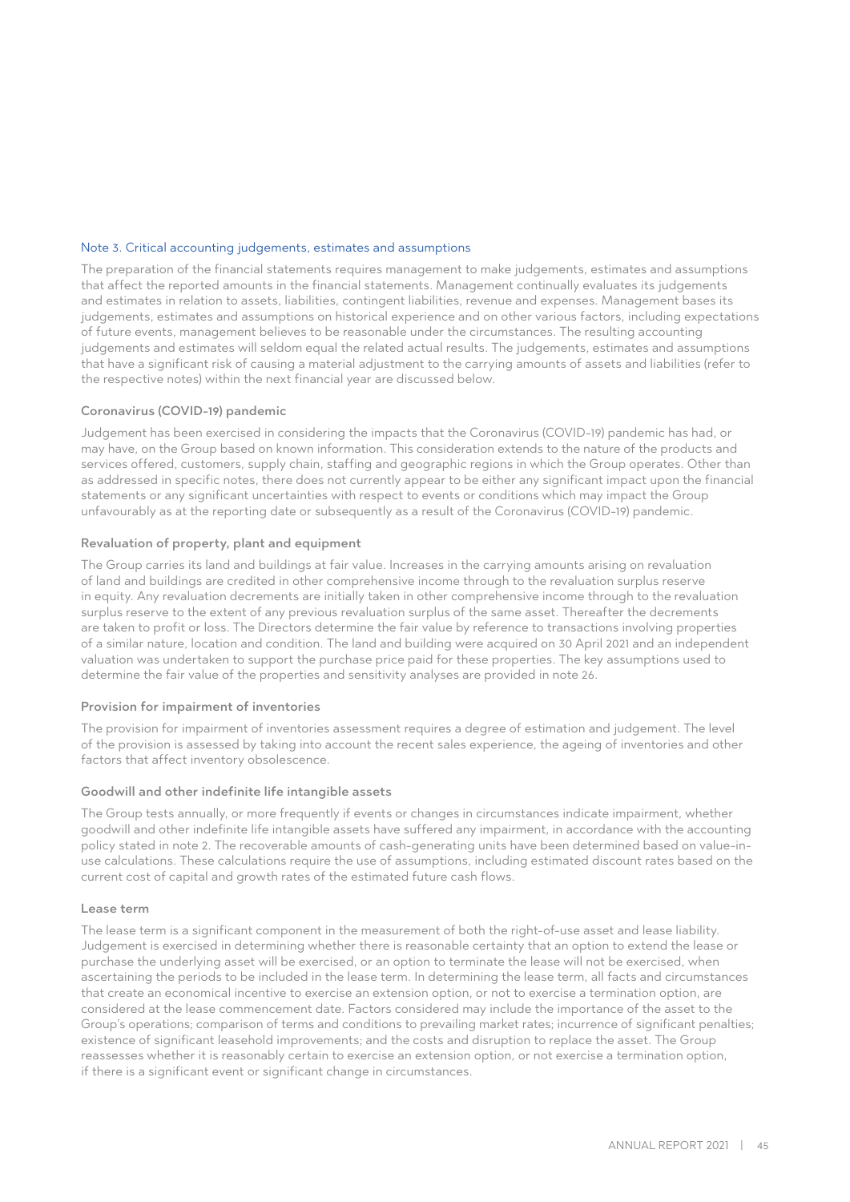## Note 3. Critical accounting judgements, estimates and assumptions

The preparation of the financial statements requires management to make judgements, estimates and assumptions that affect the reported amounts in the financial statements. Management continually evaluates its judgements and estimates in relation to assets, liabilities, contingent liabilities, revenue and expenses. Management bases its judgements, estimates and assumptions on historical experience and on other various factors, including expectations of future events, management believes to be reasonable under the circumstances. The resulting accounting judgements and estimates will seldom equal the related actual results. The judgements, estimates and assumptions that have a significant risk of causing a material adjustment to the carrying amounts of assets and liabilities (refer to the respective notes) within the next financial year are discussed below.

### Coronavirus (COVID-19) pandemic

Judgement has been exercised in considering the impacts that the Coronavirus (COVID-19) pandemic has had, or may have, on the Group based on known information. This consideration extends to the nature of the products and services offered, customers, supply chain, staffing and geographic regions in which the Group operates. Other than as addressed in specific notes, there does not currently appear to be either any significant impact upon the financial statements or any significant uncertainties with respect to events or conditions which may impact the Group unfavourably as at the reporting date or subsequently as a result of the Coronavirus (COVID-19) pandemic.

### Revaluation of property, plant and equipment

The Group carries its land and buildings at fair value. Increases in the carrying amounts arising on revaluation of land and buildings are credited in other comprehensive income through to the revaluation surplus reserve in equity. Any revaluation decrements are initially taken in other comprehensive income through to the revaluation surplus reserve to the extent of any previous revaluation surplus of the same asset. Thereafter the decrements are taken to profit or loss. The Directors determine the fair value by reference to transactions involving properties of a similar nature, location and condition. The land and building were acquired on 30 April 2021 and an independent valuation was undertaken to support the purchase price paid for these properties. The key assumptions used to determine the fair value of the properties and sensitivity analyses are provided in note 26.

### Provision for impairment of inventories

The provision for impairment of inventories assessment requires a degree of estimation and judgement. The level of the provision is assessed by taking into account the recent sales experience, the ageing of inventories and other factors that affect inventory obsolescence.

### Goodwill and other indefinite life intangible assets

The Group tests annually, or more frequently if events or changes in circumstances indicate impairment, whether goodwill and other indefinite life intangible assets have suffered any impairment, in accordance with the accounting policy stated in note 2. The recoverable amounts of cash-generating units have been determined based on value-in-use calculations. These calculations require the use of assumptions, including estimated discount rates based on the current cost of capital and growth rates of the estimated future cash flows.

### Lease term

The lease term is a significant component in the measurement of both the right-of-use asset and lease liability. Judgement is exercised in determining whether there is reasonable certainty that an option to extend the lease or purchase the underlying asset will be exercised, or an option to terminate the lease will not be exercised, when ascertaining the periods to be included in the lease term. In determining the lease term, all facts and circumstances that create an economical incentive to exercise an extension option, or not to exercise a termination option, are considered at the lease commencement date. Factors considered may include the importance of the asset to the Group's operations; comparison of terms and conditions to prevailing market rates; incurrence of significant penalties; existence of significant leasehold improvements; and the costs and disruption to replace the asset. The Group reassesses whether it is reasonably certain to exercise an extension option, or not exercise a termination option, if there is a significant event or significant change in circumstances.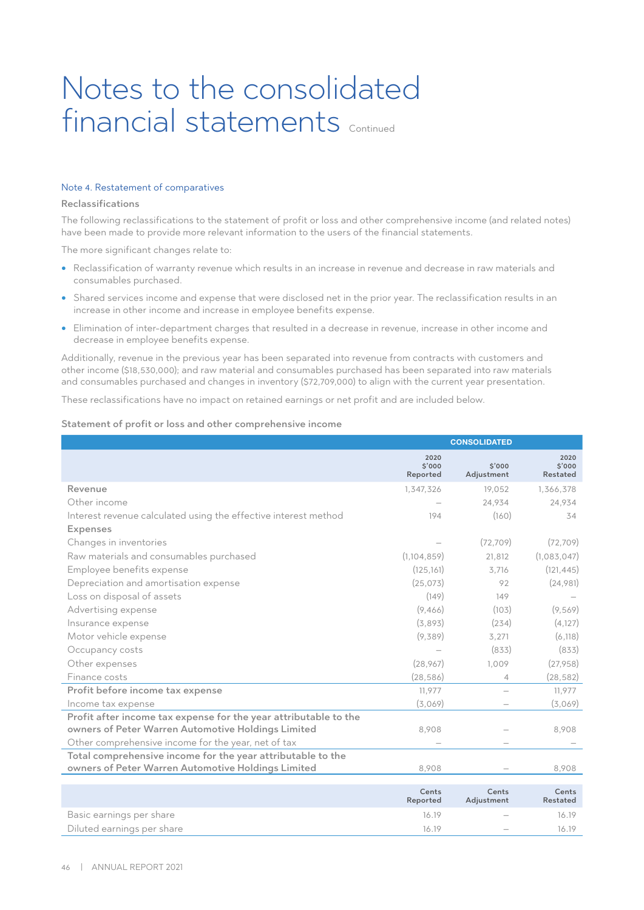# Notes to the consolidated financial statements Continued

### Note 4. Restatement of comparatives

**Reclassifications**

The following reclassifications to the statement of profit or loss and other comprehensive income (and related notes) have been made to provide more relevant information to the users of the financial statements.

The more significant changes relate to:

- Reclassification of warranty revenue which results in an increase in revenue and decrease in raw materials and consumables purchased.
- Shared services income and expense that were disclosed net in the prior year. The reclassification results in an increase in other income and increase in employee benefits expense.
- Elimination of inter-department charges that resulted in a decrease in revenue, increase in other income and decrease in employee benefits expense.

Additionally, revenue in the previous year has been separated into revenue from contracts with customers and other income ($18,530,000); and raw material and consumables purchased has been separated into raw materials and consumables purchased and changes in inventory ($72,709,000) to align with the current year presentation.

These reclassifications have no impact on retained earnings or net profit and are included below.

**Statement of profit or loss and other comprehensive income**

| | CONSOLIDATED | | |
|---|---|---|---|
| | 2020 $'000 Reported | $'000 Adjustment | 2020 $'000 Restated |
| Revenue | 1,347,326 | 19,052 | 1,366,378 |
| Other income | – | 24,934 | 24,934 |
| Interest revenue calculated using the effective interest method | 194 | (160) | 34 |
| **Expenses** | | | |
| Changes in inventories | – | (72,709) | (72,709) |
| Raw materials and consumables purchased | (1,104,859) | 21,812 | (1,083,047) |
| Employee benefits expense | (125,161) | 3,716 | (121,445) |
| Depreciation and amortisation expense | (25,073) | 92 | (24,981) |
| Loss on disposal of assets | (149) | 149 | – |
| Advertising expense | (9,466) | (103) | (9,569) |
| Insurance expense | (3,893) | (234) | (4,127) |
| Motor vehicle expense | (9,389) | 3,271 | (6,118) |
| Occupancy costs | – | (833) | (833) |
| Other expenses | (28,967) | 1,009 | (27,958) |
| Finance costs | (28,586) | 4 | (28,582) |
| **Profit before income tax expense** | 11,977 | – | 11,977 |
| Income tax expense | (3,069) | – | (3,069) |
| **Profit after income tax expense for the year attributable to the owners of Peter Warren Automotive Holdings Limited** | 8,908 | – | 8,908 |
| Other comprehensive income for the year, net of tax | – | – | – |
| **Total comprehensive income for the year attributable to the owners of Peter Warren Automotive Holdings Limited** | 8,908 | – | 8,908 |

| | Cents Reported | Cents Adjustment | Cents Restated |
|---|---|---|---|
| Basic earnings per share | 16.19 | – | 16.19 |
| Diluted earnings per share | 16.19 | – | 16.19 |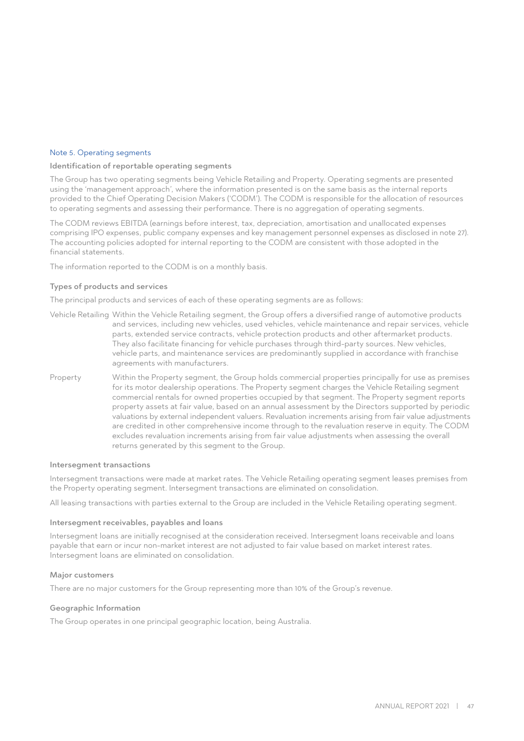## Note 5. Operating segments

### Identification of reportable operating segments

The Group has two operating segments being Vehicle Retailing and Property. Operating segments are presented using the 'management approach', where the information presented is on the same basis as the internal reports provided to the Chief Operating Decision Makers ('CODM'). The CODM is responsible for the allocation of resources to operating segments and assessing their performance. There is no aggregation of operating segments.

The CODM reviews EBITDA (earnings before interest, tax, depreciation, amortisation and unallocated expenses comprising IPO expenses, public company expenses and key management personnel expenses as disclosed in note 27). The accounting policies adopted for internal reporting to the CODM are consistent with those adopted in the financial statements.

The information reported to the CODM is on a monthly basis.

### Types of products and services

The principal products and services of each of these operating segments are as follows:

| | |
|---|---|
| Vehicle Retailing | Within the Vehicle Retailing segment, the Group offers a diversified range of automotive products and services, including new vehicles, used vehicles, vehicle maintenance and repair services, vehicle parts, extended service contracts, vehicle protection products and other aftermarket products. They also facilitate financing for vehicle purchases through third-party sources. New vehicles, vehicle parts, and maintenance services are predominantly supplied in accordance with franchise agreements with manufacturers. |
| Property | Within the Property segment, the Group holds commercial properties principally for use as premises for its motor dealership operations. The Property segment charges the Vehicle Retailing segment commercial rentals for owned properties occupied by that segment. The Property segment reports property assets at fair value, based on an annual assessment by the Directors supported by periodic valuations by external independent valuers. Revaluation increments arising from fair value adjustments are credited in other comprehensive income through to the revaluation reserve in equity. The CODM excludes revaluation increments arising from fair value adjustments when assessing the overall returns generated by this segment to the Group. |

### Intersegment transactions

Intersegment transactions were made at market rates. The Vehicle Retailing operating segment leases premises from the Property operating segment. Intersegment transactions are eliminated on consolidation.

All leasing transactions with parties external to the Group are included in the Vehicle Retailing operating segment.

### Intersegment receivables, payables and loans

Intersegment loans are initially recognised at the consideration received. Intersegment loans receivable and loans payable that earn or incur non-market interest are not adjusted to fair value based on market interest rates. Intersegment loans are eliminated on consolidation.

### Major customers

There are no major customers for the Group representing more than 10% of the Group's revenue.

### Geographic Information

The Group operates in one principal geographic location, being Australia.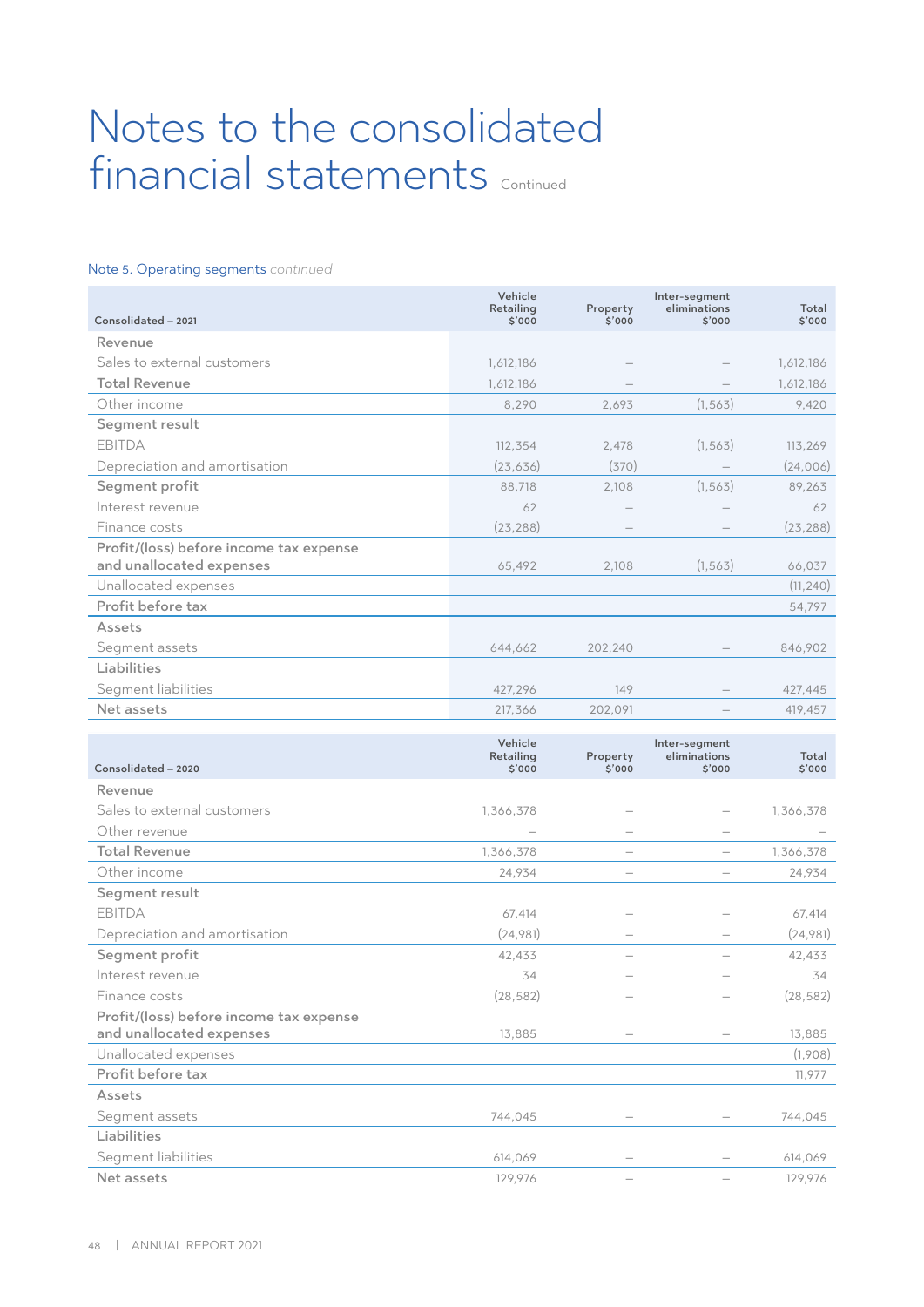# Notes to the consolidated financial statements Continued

## Note 5. Operating segments *continued*

| Consolidated – 2021 | Vehicle Retailing $'000 | Property $'000 | Inter-segment eliminations $'000 | Total $'000 |
|---|---|---|---|---|
| **Revenue** | | | | |
| Sales to external customers | 1,612,186 | – | – | 1,612,186 |
| **Total Revenue** | 1,612,186 | – | – | 1,612,186 |
| Other income | 8,290 | 2,693 | (1,563) | 9,420 |
| **Segment result** | | | | |
| EBITDA | 112,354 | 2,478 | (1,563) | 113,269 |
| Depreciation and amortisation | (23,636) | (370) | – | (24,006) |
| **Segment profit** | 88,718 | 2,108 | (1,563) | 89,263 |
| Interest revenue | 62 | – | – | 62 |
| Finance costs | (23,288) | – | – | (23,288) |
| **Profit/(loss) before income tax expense and unallocated expenses** | 65,492 | 2,108 | (1,563) | 66,037 |
| Unallocated expenses | | | | (11,240) |
| **Profit before tax** | | | | 54,797 |
| **Assets** | | | | |
| Segment assets | 644,662 | 202,240 | – | 846,902 |
| **Liabilities** | | | | |
| Segment liabilities | 427,296 | 149 | – | 427,445 |
| **Net assets** | 217,366 | 202,091 | – | 419,457 |

| Consolidated – 2020 | Vehicle Retailing $'000 | Property $'000 | Inter-segment eliminations $'000 | Total $'000 |
|---|---|---|---|---|
| **Revenue** | | | | |
| Sales to external customers | 1,366,378 | – | – | 1,366,378 |
| Other revenue | – | – | – | – |
| **Total Revenue** | 1,366,378 | – | – | 1,366,378 |
| Other income | 24,934 | – | – | 24,934 |
| **Segment result** | | | | |
| EBITDA | 67,414 | – | – | 67,414 |
| Depreciation and amortisation | (24,981) | – | – | (24,981) |
| **Segment profit** | 42,433 | – | – | 42,433 |
| Interest revenue | 34 | – | – | 34 |
| Finance costs | (28,582) | – | – | (28,582) |
| **Profit/(loss) before income tax expense and unallocated expenses** | 13,885 | – | – | 13,885 |
| Unallocated expenses | | | | (1,908) |
| **Profit before tax** | | | | 11,977 |
| **Assets** | | | | |
| Segment assets | 744,045 | – | – | 744,045 |
| **Liabilities** | | | | |
| Segment liabilities | 614,069 | – | – | 614,069 |
| **Net assets** | 129,976 | – | – | 129,976 |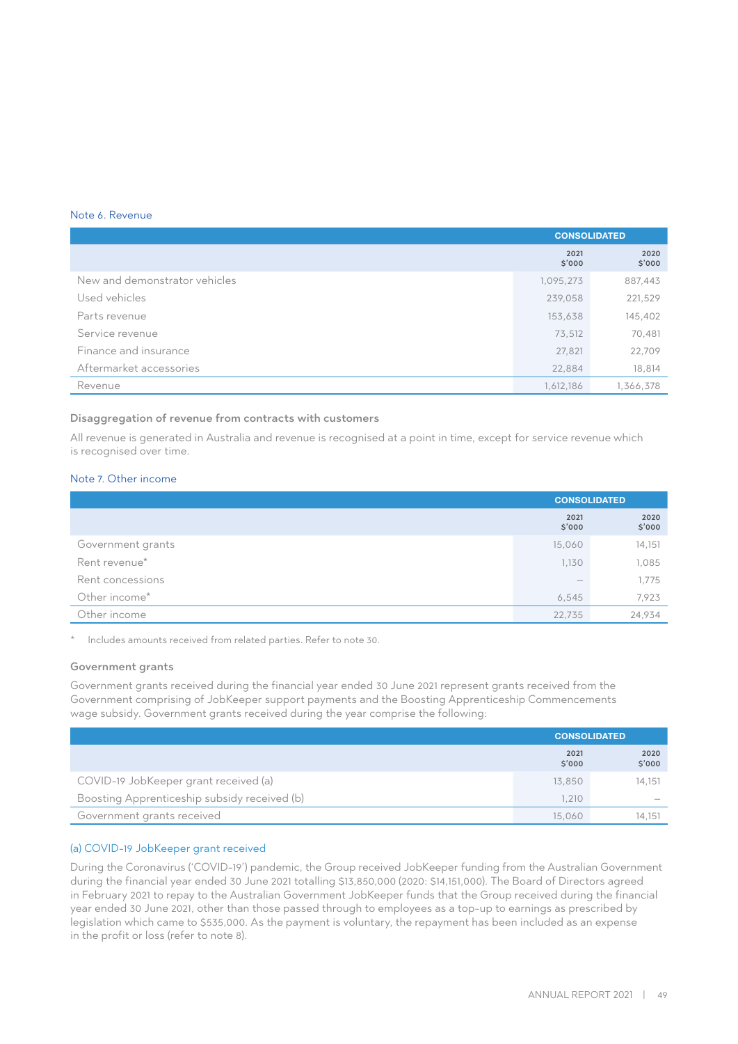## Note 6. Revenue

| | CONSOLIDATED | |
|---|---|---|
| | 2021 $'000 | 2020 $'000 |
| New and demonstrator vehicles | 1,095,273 | 887,443 |
| Used vehicles | 239,058 | 221,529 |
| Parts revenue | 153,638 | 145,402 |
| Service revenue | 73,512 | 70,481 |
| Finance and insurance | 27,821 | 22,709 |
| Aftermarket accessories | 22,884 | 18,814 |
| Revenue | 1,612,186 | 1,366,378 |

### Disaggregation of revenue from contracts with customers

All revenue is generated in Australia and revenue is recognised at a point in time, except for service revenue which is recognised over time.

## Note 7. Other income

| | CONSOLIDATED | |
|---|---|---|
| | 2021 $'000 | 2020 $'000 |
| Government grants | 15,060 | 14,151 |
| Rent revenue* | 1,130 | 1,085 |
| Rent concessions | – | 1,775 |
| Other income* | 6,545 | 7,923 |
| Other income | 22,735 | 24,934 |

* Includes amounts received from related parties. Refer to note 30.

### Government grants

Government grants received during the financial year ended 30 June 2021 represent grants received from the Government comprising of JobKeeper support payments and the Boosting Apprenticeship Commencements wage subsidy. Government grants received during the year comprise the following:

| | CONSOLIDATED | |
|---|---|---|
| | 2021 $'000 | 2020 $'000 |
| COVID-19 JobKeeper grant received (a) | 13,850 | 14,151 |
| Boosting Apprenticeship subsidy received (b) | 1,210 | – |
| Government grants received | 15,060 | 14,151 |

#### (a) COVID-19 JobKeeper grant received

During the Coronavirus ('COVID-19') pandemic, the Group received JobKeeper funding from the Australian Government during the financial year ended 30 June 2021 totalling $13,850,000 (2020: $14,151,000). The Board of Directors agreed in February 2021 to repay to the Australian Government JobKeeper funds that the Group received during the financial year ended 30 June 2021, other than those passed through to employees as a top-up to earnings as prescribed by legislation which came to $535,000. As the payment is voluntary, the repayment has been included as an expense in the profit or loss (refer to note 8).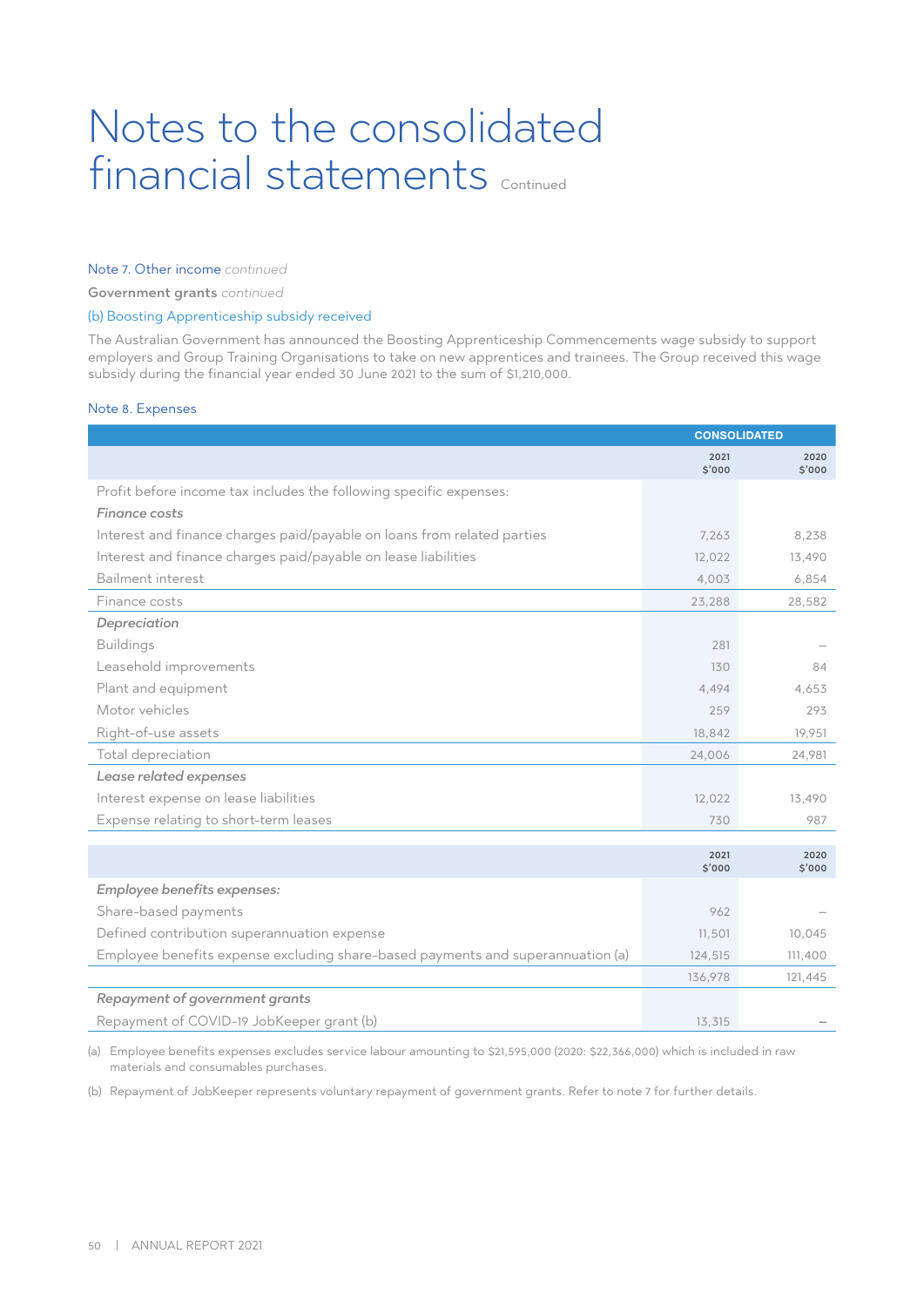# Notes to the consolidated financial statements Continued

## Note 7. Other income *continued*

**Government grants** *continued*

### (b) Boosting Apprenticeship subsidy received

The Australian Government has announced the Boosting Apprenticeship Commencements wage subsidy to support employers and Group Training Organisations to take on new apprentices and trainees. The Group received this wage subsidy during the financial year ended 30 June 2021 to the sum of $1,210,000.

## Note 8. Expenses

| | CONSOLIDATED | |
|---|---|---|
| | 2021 $'000 | 2020 $'000 |
| Profit before income tax includes the following specific expenses: | | |
| *Finance costs* | | |
| Interest and finance charges paid/payable on loans from related parties | 7,263 | 8,238 |
| Interest and finance charges paid/payable on lease liabilities | 12,022 | 13,490 |
| Bailment interest | 4,003 | 6,854 |
| Finance costs | 23,288 | 28,582 |
| *Depreciation* | | |
| Buildings | 281 | – |
| Leasehold improvements | 130 | 84 |
| Plant and equipment | 4,494 | 4,653 |
| Motor vehicles | 259 | 293 |
| Right-of-use assets | 18,842 | 19,951 |
| Total depreciation | 24,006 | 24,981 |
| *Lease related expenses* | | |
| Interest expense on lease liabilities | 12,022 | 13,490 |
| Expense relating to short-term leases | 730 | 987 |

| | 2021 $'000 | 2020 $'000 |
|---|---|---|
| *Employee benefits expenses:* | | |
| Share-based payments | 962 | – |
| Defined contribution superannuation expense | 11,501 | 10,045 |
| Employee benefits expense excluding share-based payments and superannuation (a) | 124,515 | 111,400 |
| | 136,978 | 121,445 |
| *Repayment of government grants* | | |
| Repayment of COVID-19 JobKeeper grant (b) | 13,315 | – |

(a) Employee benefits expenses excludes service labour amounting to $21,595,000 (2020: $22,366,000) which is included in raw materials and consumables purchases.

(b) Repayment of JobKeeper represents voluntary repayment of government grants. Refer to note 7 for further details.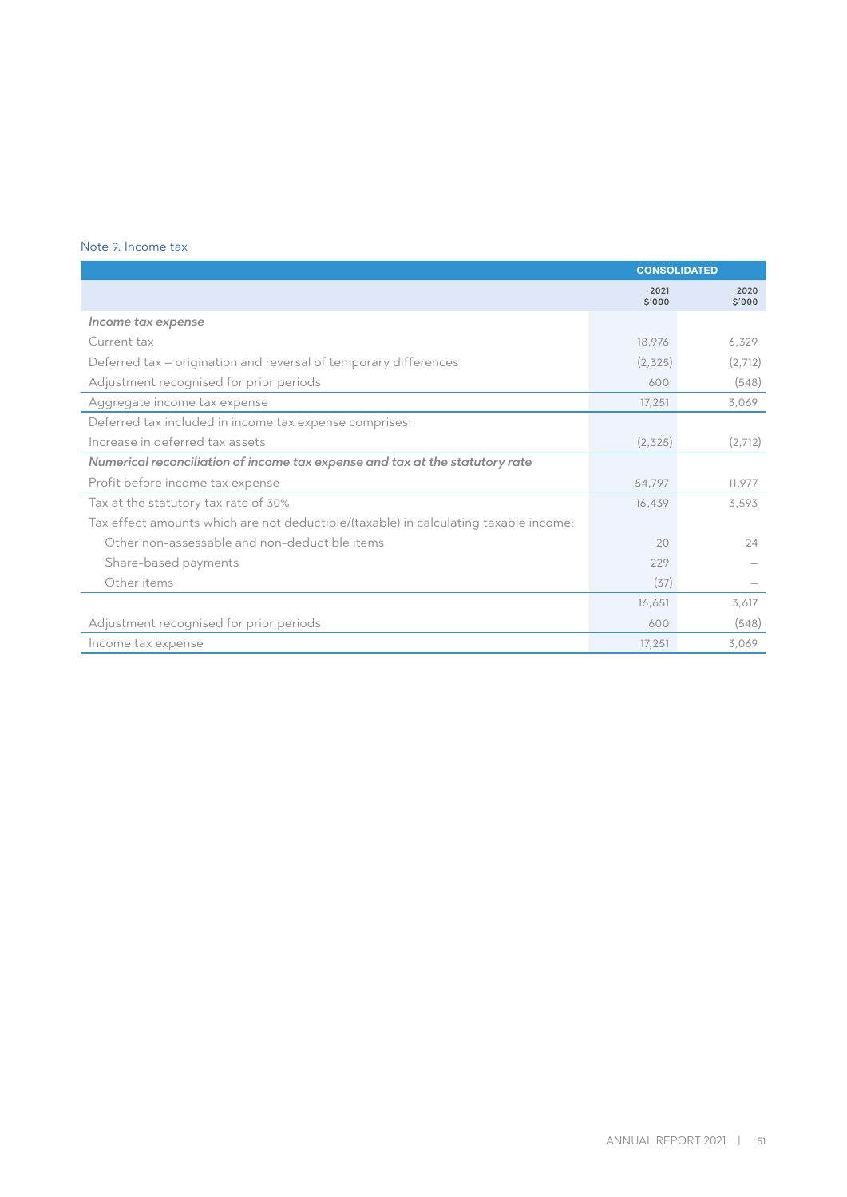## Note 9. Income tax

| | CONSOLIDATED | |
|---|---|---|
| | 2021<br>$'000 | 2020<br>$'000 |
| *Income tax expense* | | |
| Current tax | 18,976 | 6,329 |
| Deferred tax – origination and reversal of temporary differences | (2,325) | (2,712) |
| Adjustment recognised for prior periods | 600 | (548) |
| Aggregate income tax expense | 17,251 | 3,069 |
| Deferred tax included in income tax expense comprises: | | |
| Increase in deferred tax assets | (2,325) | (2,712) |
| ***Numerical reconciliation of income tax expense and tax at the statutory rate*** | | |
| Profit before income tax expense | 54,797 | 11,977 |
| Tax at the statutory tax rate of 30% | 16,439 | 3,593 |
| Tax effect amounts which are not deductible/(taxable) in calculating taxable income: | | |
| Other non-assessable and non-deductible items | 20 | 24 |
| Share-based payments | 229 | – |
| Other items | (37) | – |
| | 16,651 | 3,617 |
| Adjustment recognised for prior periods | 600 | (548) |
| Income tax expense | 17,251 | 3,069 |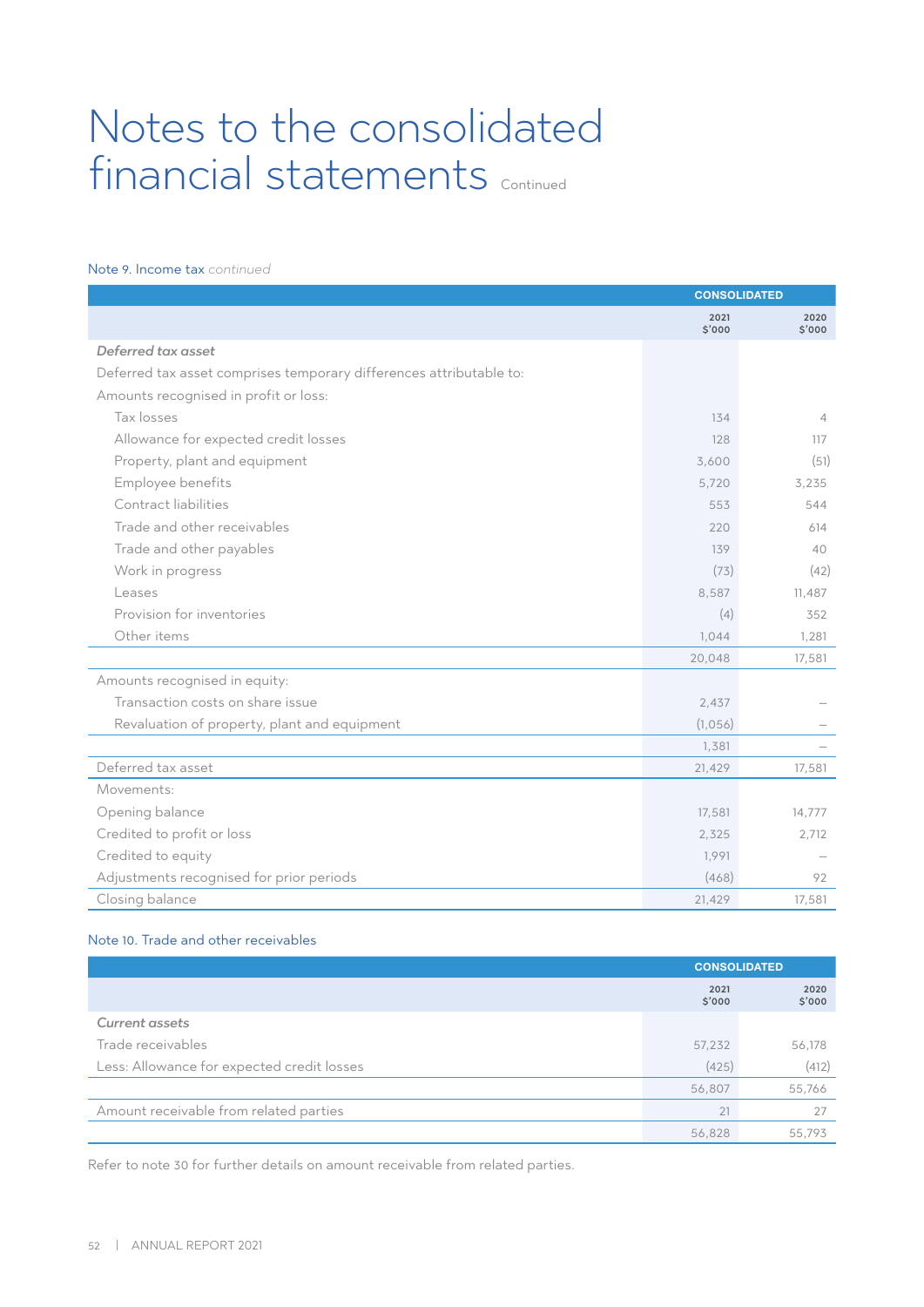# Notes to the consolidated financial statements Continued

### Note 9. Income tax *continued*

| | CONSOLIDATED | |
|---|---|---|
| | 2021 $'000 | 2020 $'000 |
| ***Deferred tax asset*** | | |
| Deferred tax asset comprises temporary differences attributable to: | | |
| Amounts recognised in profit or loss: | | |
| Tax losses | 134 | 4 |
| Allowance for expected credit losses | 128 | 117 |
| Property, plant and equipment | 3,600 | (51) |
| Employee benefits | 5,720 | 3,235 |
| Contract liabilities | 553 | 544 |
| Trade and other receivables | 220 | 614 |
| Trade and other payables | 139 | 40 |
| Work in progress | (73) | (42) |
| Leases | 8,587 | 11,487 |
| Provision for inventories | (4) | 352 |
| Other items | 1,044 | 1,281 |
| | 20,048 | 17,581 |
| Amounts recognised in equity: | | |
| Transaction costs on share issue | 2,437 | – |
| Revaluation of property, plant and equipment | (1,056) | – |
| | 1,381 | – |
| Deferred tax asset | 21,429 | 17,581 |
| Movements: | | |
| Opening balance | 17,581 | 14,777 |
| Credited to profit or loss | 2,325 | 2,712 |
| Credited to equity | 1,991 | – |
| Adjustments recognised for prior periods | (468) | 92 |
| Closing balance | 21,429 | 17,581 |

### Note 10. Trade and other receivables

| | CONSOLIDATED | |
|---|---|---|
| | 2021 $'000 | 2020 $'000 |
| ***Current assets*** | | |
| Trade receivables | 57,232 | 56,178 |
| Less: Allowance for expected credit losses | (425) | (412) |
| | 56,807 | 55,766 |
| Amount receivable from related parties | 21 | 27 |
| | 56,828 | 55,793 |

Refer to note 30 for further details on amount receivable from related parties.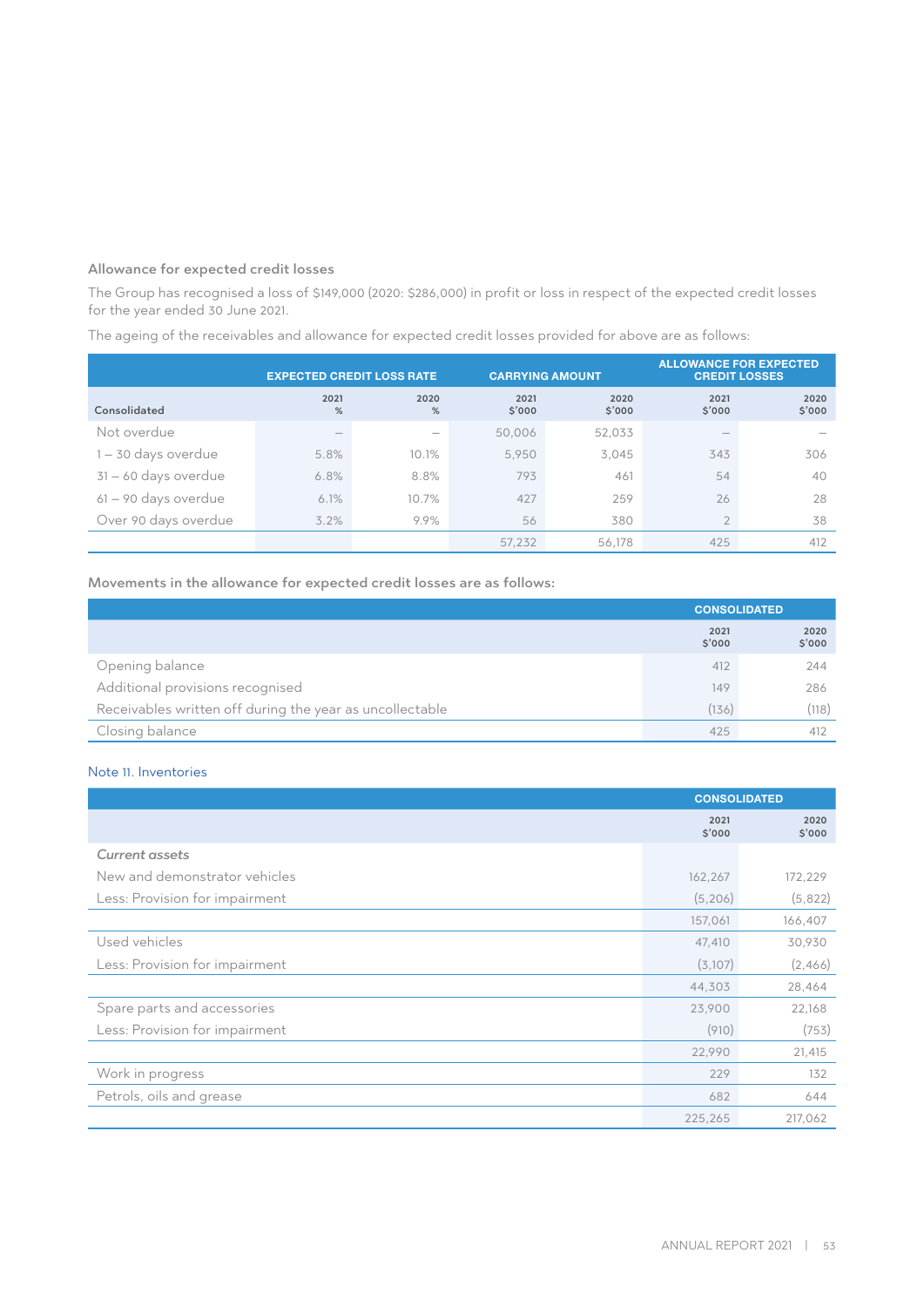### Allowance for expected credit losses

The Group has recognised a loss of $149,000 (2020: $286,000) in profit or loss in respect of the expected credit losses for the year ended 30 June 2021.

The ageing of the receivables and allowance for expected credit losses provided for above are as follows:

| | EXPECTED CREDIT LOSS RATE | | CARRYING AMOUNT | | ALLOWANCE FOR EXPECTED CREDIT LOSSES | |
|---|---|---|---|---|---|---|
| Consolidated | 2021 % | 2020 % | 2021 $'000 | 2020 $'000 | 2021 $'000 | 2020 $'000 |
| Not overdue | – | – | 50,006 | 52,033 | – | – |
| 1 – 30 days overdue | 5.8% | 10.1% | 5,950 | 3,045 | 343 | 306 |
| 31 – 60 days overdue | 6.8% | 8.8% | 793 | 461 | 54 | 40 |
| 61 – 90 days overdue | 6.1% | 10.7% | 427 | 259 | 26 | 28 |
| Over 90 days overdue | 3.2% | 9.9% | 56 | 380 | 2 | 38 |
| | | | 57,232 | 56,178 | 425 | 412 |

### Movements in the allowance for expected credit losses are as follows:

| | CONSOLIDATED | |
|---|---|---|
| | 2021 $'000 | 2020 $'000 |
| Opening balance | 412 | 244 |
| Additional provisions recognised | 149 | 286 |
| Receivables written off during the year as uncollectable | (136) | (118) |
| Closing balance | 425 | 412 |

## Note 11. Inventories

| | CONSOLIDATED | |
|---|---|---|
| | 2021 $'000 | 2020 $'000 |
| *Current assets* | | |
| New and demonstrator vehicles | 162,267 | 172,229 |
| Less: Provision for impairment | (5,206) | (5,822) |
| | 157,061 | 166,407 |
| Used vehicles | 47,410 | 30,930 |
| Less: Provision for impairment | (3,107) | (2,466) |
| | 44,303 | 28,464 |
| Spare parts and accessories | 23,900 | 22,168 |
| Less: Provision for impairment | (910) | (753) |
| | 22,990 | 21,415 |
| Work in progress | 229 | 132 |
| Petrols, oils and grease | 682 | 644 |
| | 225,265 | 217,062 |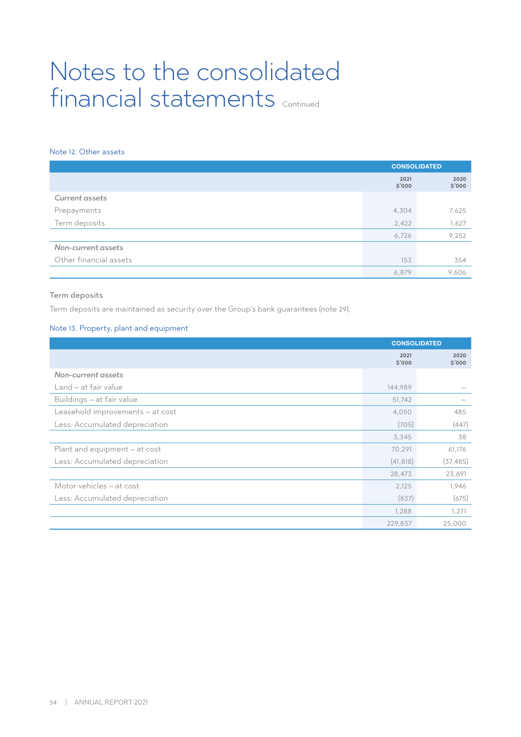# Notes to the consolidated financial statements Continued

## Note 12. Other assets

| | CONSOLIDATED | |
|---|---|---|
| | 2021<br>$'000 | 2020<br>$'000 |
| *Current assets* | | |
| Prepayments | 4,304 | 7,625 |
| Term deposits | 2,422 | 1,627 |
| | 6,726 | 9,252 |
| *Non-current assets* | | |
| Other financial assets | 153 | 354 |
| | 6,879 | 9,606 |

### Term deposits

Term deposits are maintained as security over the Group's bank guarantees (note 29).

## Note 13. Property, plant and equipment

| | CONSOLIDATED | |
|---|---|---|
| | 2021<br>$'000 | 2020<br>$'000 |
| *Non-current assets* | | |
| Land – at fair value | 144,989 | – |
| Buildings – at fair value | 51,742 | – |
| Leasehold improvements – at cost | 4,050 | 485 |
| Less: Accumulated depreciation | (705) | (447) |
| | 3,345 | 38 |
| Plant and equipment – at cost | 70,291 | 61,176 |
| Less: Accumulated depreciation | (41,818) | (37,485) |
| | 28,473 | 23,691 |
| Motor vehicles – at cost | 2,125 | 1,946 |
| Less: Accumulated depreciation | (837) | (675) |
| | 1,288 | 1,271 |
| | 229,837 | 25,000 |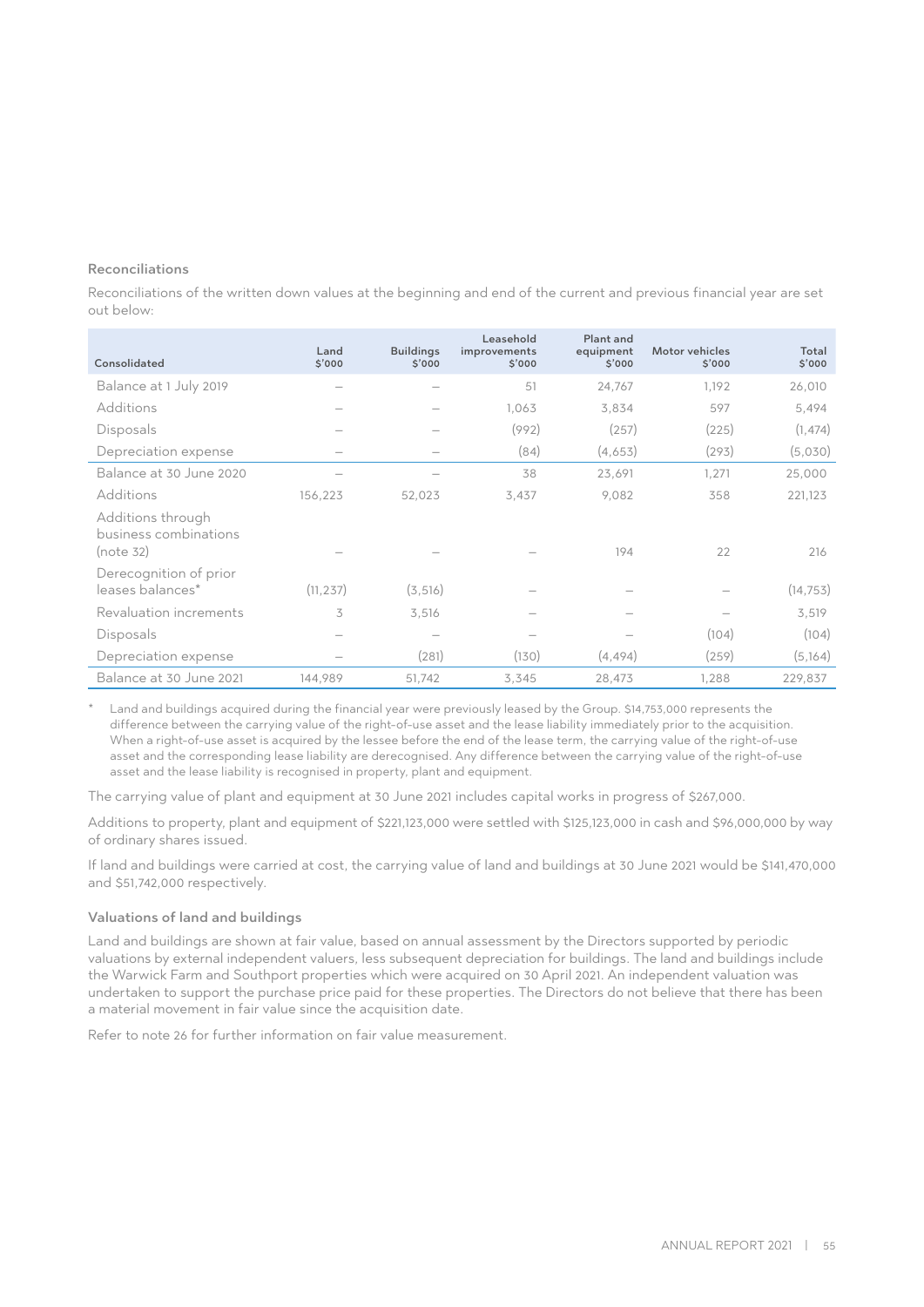### Reconciliations

Reconciliations of the written down values at the beginning and end of the current and previous financial year are set out below:

| Consolidated | Land $'000 | Buildings $'000 | Leasehold improvements $'000 | Plant and equipment $'000 | Motor vehicles $'000 | Total $'000 |
|---|---|---|---|---|---|---|
| Balance at 1 July 2019 | – | – | 51 | 24,767 | 1,192 | 26,010 |
| Additions | – | – | 1,063 | 3,834 | 597 | 5,494 |
| Disposals | – | – | (992) | (257) | (225) | (1,474) |
| Depreciation expense | – | – | (84) | (4,653) | (293) | (5,030) |
| Balance at 30 June 2020 | – | – | 38 | 23,691 | 1,271 | 25,000 |
| Additions | 156,223 | 52,023 | 3,437 | 9,082 | 358 | 221,123 |
| Additions through business combinations (note 32) | – | – | – | 194 | 22 | 216 |
| Derecognition of prior leases balances* | (11,237) | (3,516) | – | – | – | (14,753) |
| Revaluation increments | 3 | 3,516 | – | – | – | 3,519 |
| Disposals | – | – | – | – | (104) | (104) |
| Depreciation expense | – | (281) | (130) | (4,494) | (259) | (5,164) |
| Balance at 30 June 2021 | 144,989 | 51,742 | 3,345 | 28,473 | 1,288 | 229,837 |

\* Land and buildings acquired during the financial year were previously leased by the Group. $14,753,000 represents the difference between the carrying value of the right-of-use asset and the lease liability immediately prior to the acquisition. When a right-of-use asset is acquired by the lessee before the end of the lease term, the carrying value of the right-of-use asset and the corresponding lease liability are derecognised. Any difference between the carrying value of the right-of-use asset and the lease liability is recognised in property, plant and equipment.

The carrying value of plant and equipment at 30 June 2021 includes capital works in progress of $267,000.

Additions to property, plant and equipment of $221,123,000 were settled with $125,123,000 in cash and $96,000,000 by way of ordinary shares issued.

If land and buildings were carried at cost, the carrying value of land and buildings at 30 June 2021 would be $141,470,000 and $51,742,000 respectively.

### Valuations of land and buildings

Land and buildings are shown at fair value, based on annual assessment by the Directors supported by periodic valuations by external independent valuers, less subsequent depreciation for buildings. The land and buildings include the Warwick Farm and Southport properties which were acquired on 30 April 2021. An independent valuation was undertaken to support the purchase price paid for these properties. The Directors do not believe that there has been a material movement in fair value since the acquisition date.

Refer to note 26 for further information on fair value measurement.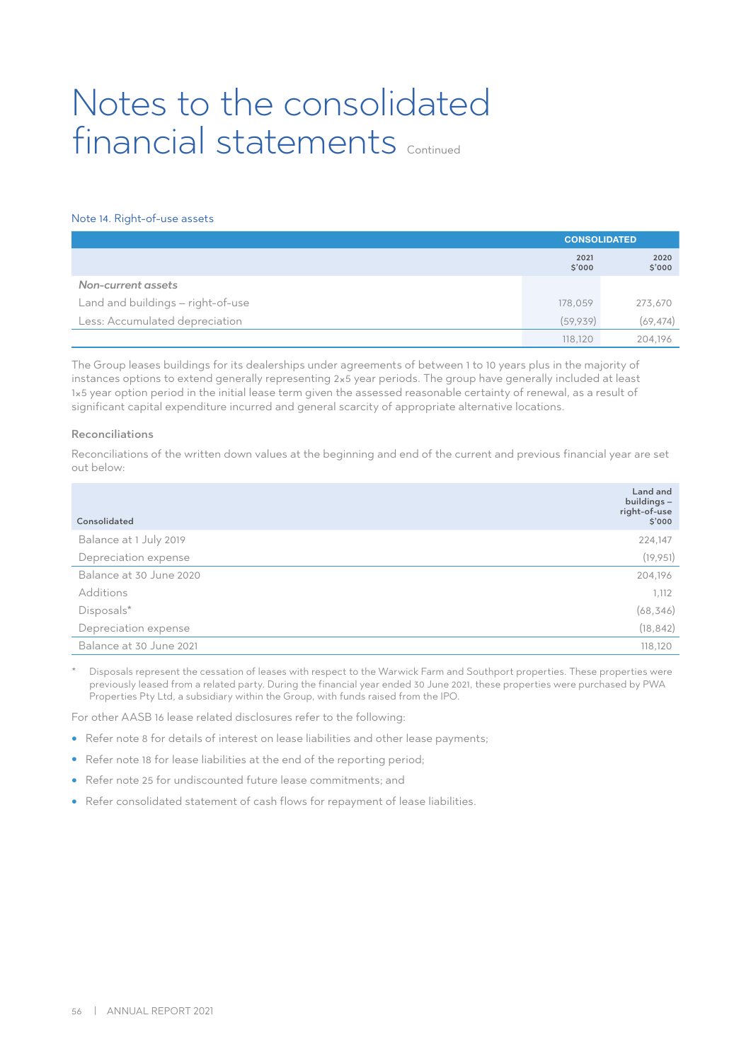# Notes to the consolidated financial statements Continued

## Note 14. Right-of-use assets

| | CONSOLIDATED | |
|---|---|---|
| | 2021 $'000 | 2020 $'000 |
| *Non-current assets* | | |
| Land and buildings – right-of-use | 178,059 | 273,670 |
| Less: Accumulated depreciation | (59,939) | (69,474) |
| | 118,120 | 204,196 |

The Group leases buildings for its dealerships under agreements of between 1 to 10 years plus in the majority of instances options to extend generally representing 2x5 year periods. The group have generally included at least 1x5 year option period in the initial lease term given the assessed reasonable certainty of renewal, as a result of significant capital expenditure incurred and general scarcity of appropriate alternative locations.

### Reconciliations

Reconciliations of the written down values at the beginning and end of the current and previous financial year are set out below:

| Consolidated | Land and buildings – right-of-use $'000 |
|---|---|
| Balance at 1 July 2019 | 224,147 |
| Depreciation expense | (19,951) |
| Balance at 30 June 2020 | 204,196 |
| Additions | 1,112 |
| Disposals* | (68,346) |
| Depreciation expense | (18,842) |
| Balance at 30 June 2021 | 118,120 |

\* Disposals represent the cessation of leases with respect to the Warwick Farm and Southport properties. These properties were previously leased from a related party. During the financial year ended 30 June 2021, these properties were purchased by PWA Properties Pty Ltd, a subsidiary within the Group, with funds raised from the IPO.

For other AASB 16 lease related disclosures refer to the following:

- Refer note 8 for details of interest on lease liabilities and other lease payments;
- Refer note 18 for lease liabilities at the end of the reporting period;
- Refer note 25 for undiscounted future lease commitments; and
- Refer consolidated statement of cash flows for repayment of lease liabilities.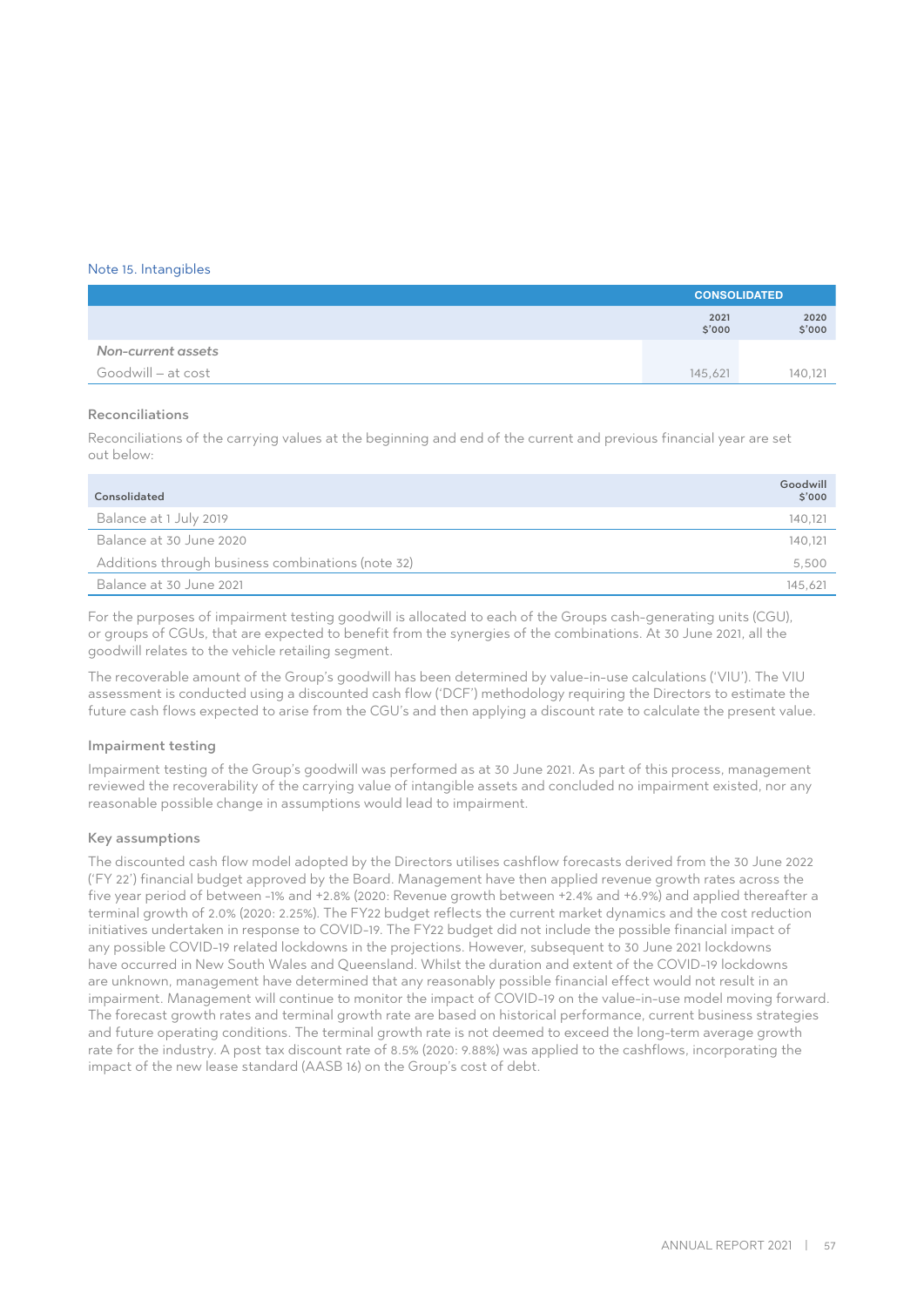## Note 15. Intangibles

| | CONSOLIDATED | |
|---|---|---|
| | 2021 $'000 | 2020 $'000 |
| *Non-current assets* | | |
| Goodwill – at cost | 145,621 | 140,121 |

### Reconciliations

Reconciliations of the carrying values at the beginning and end of the current and previous financial year are set out below:

| Consolidated | Goodwill $'000 |
|---|---|
| Balance at 1 July 2019 | 140,121 |
| Balance at 30 June 2020 | 140,121 |
| Additions through business combinations (note 32) | 5,500 |
| Balance at 30 June 2021 | 145,621 |

For the purposes of impairment testing goodwill is allocated to each of the Groups cash-generating units (CGU), or groups of CGUs, that are expected to benefit from the synergies of the combinations. At 30 June 2021, all the goodwill relates to the vehicle retailing segment.

The recoverable amount of the Group's goodwill has been determined by value-in-use calculations ('VIU'). The VIU assessment is conducted using a discounted cash flow ('DCF') methodology requiring the Directors to estimate the future cash flows expected to arise from the CGU's and then applying a discount rate to calculate the present value.

### Impairment testing

Impairment testing of the Group's goodwill was performed as at 30 June 2021. As part of this process, management reviewed the recoverability of the carrying value of intangible assets and concluded no impairment existed, nor any reasonable possible change in assumptions would lead to impairment.

### Key assumptions

The discounted cash flow model adopted by the Directors utilises cashflow forecasts derived from the 30 June 2022 ('FY 22') financial budget approved by the Board. Management have then applied revenue growth rates across the five year period of between -1% and +2.8% (2020: Revenue growth between +2.4% and +6.9%) and applied thereafter a terminal growth of 2.0% (2020: 2.25%). The FY22 budget reflects the current market dynamics and the cost reduction initiatives undertaken in response to COVID-19. The FY22 budget did not include the possible financial impact of any possible COVID-19 related lockdowns in the projections. However, subsequent to 30 June 2021 lockdowns have occurred in New South Wales and Queensland. Whilst the duration and extent of the COVID-19 lockdowns are unknown, management have determined that any reasonably possible financial effect would not result in an impairment. Management will continue to monitor the impact of COVID-19 on the value-in-use model moving forward. The forecast growth rates and terminal growth rate are based on historical performance, current business strategies and future operating conditions. The terminal growth rate is not deemed to exceed the long-term average growth rate for the industry. A post tax discount rate of 8.5% (2020: 9.88%) was applied to the cashflows, incorporating the impact of the new lease standard (AASB 16) on the Group's cost of debt.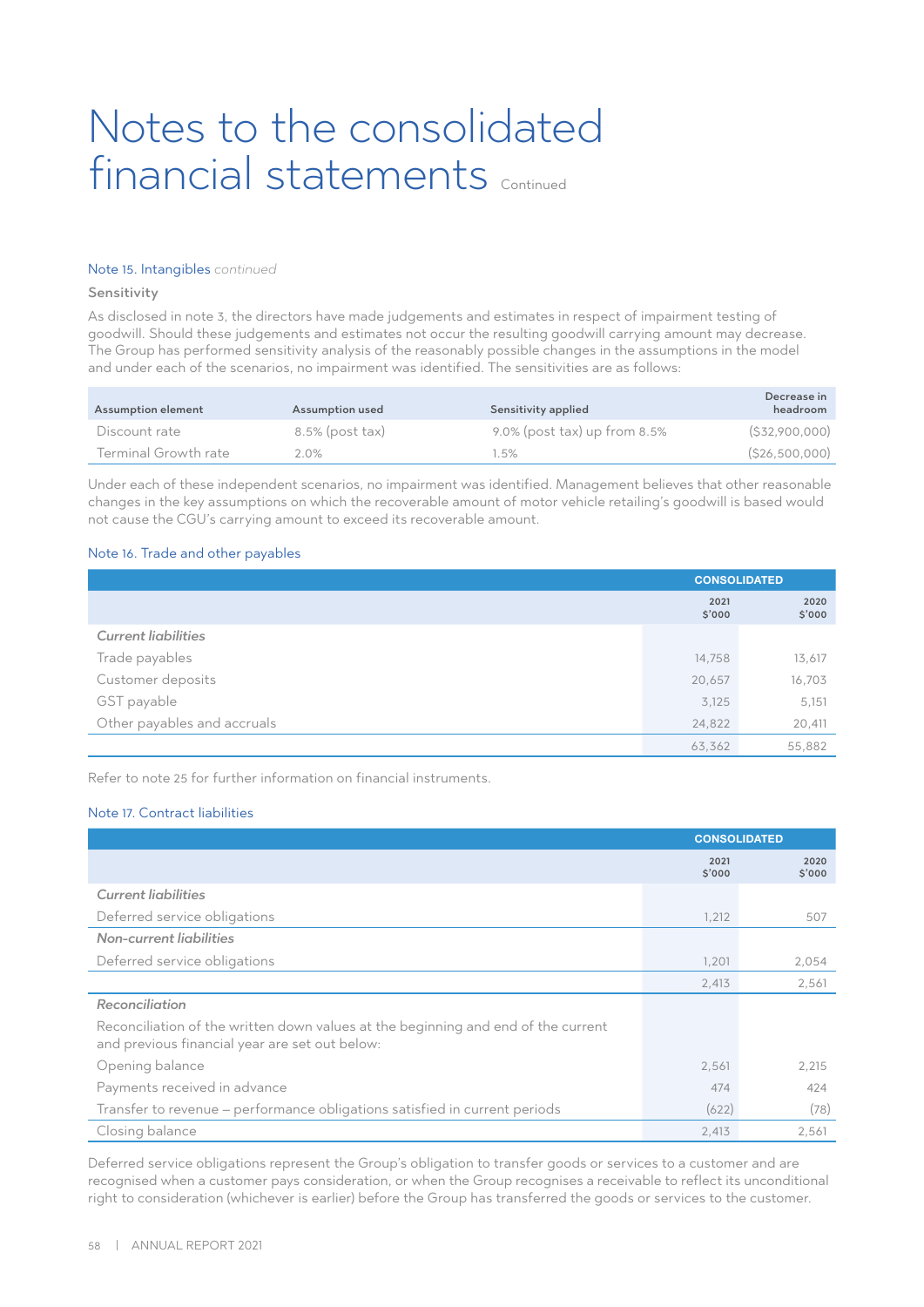# Notes to the consolidated financial statements Continued

### Note 15. Intangibles *continued*

**Sensitivity**

As disclosed in note 3, the directors have made judgements and estimates in respect of impairment testing of goodwill. Should these judgements and estimates not occur the resulting goodwill carrying amount may decrease. The Group has performed sensitivity analysis of the reasonably possible changes in the assumptions in the model and under each of the scenarios, no impairment was identified. The sensitivities are as follows:

| Assumption element | Assumption used | Sensitivity applied | Decrease in headroom |
|---|---|---|---|
| Discount rate | 8.5% (post tax) | 9.0% (post tax) up from 8.5% | ($32,900,000) |
| Terminal Growth rate | 2.0% | 1.5% | ($26,500,000) |

Under each of these independent scenarios, no impairment was identified. Management believes that other reasonable changes in the key assumptions on which the recoverable amount of motor vehicle retailing's goodwill is based would not cause the CGU's carrying amount to exceed its recoverable amount.

### Note 16. Trade and other payables

| | CONSOLIDATED | |
|---|---|---|
| | 2021 $'000 | 2020 $'000 |
| *Current liabilities* | | |
| Trade payables | 14,758 | 13,617 |
| Customer deposits | 20,657 | 16,703 |
| GST payable | 3,125 | 5,151 |
| Other payables and accruals | 24,822 | 20,411 |
| | 63,362 | 55,882 |

Refer to note 25 for further information on financial instruments.

### Note 17. Contract liabilities

| | CONSOLIDATED | |
|---|---|---|
| | 2021 $'000 | 2020 $'000 |
| *Current liabilities* | | |
| Deferred service obligations | 1,212 | 507 |
| *Non-current liabilities* | | |
| Deferred service obligations | 1,201 | 2,054 |
| | 2,413 | 2,561 |
| *Reconciliation* | | |
| Reconciliation of the written down values at the beginning and end of the current and previous financial year are set out below: | | |
| Opening balance | 2,561 | 2,215 |
| Payments received in advance | 474 | 424 |
| Transfer to revenue – performance obligations satisfied in current periods | (622) | (78) |
| Closing balance | 2,413 | 2,561 |

Deferred service obligations represent the Group's obligation to transfer goods or services to a customer and are recognised when a customer pays consideration, or when the Group recognises a receivable to reflect its unconditional right to consideration (whichever is earlier) before the Group has transferred the goods or services to the customer.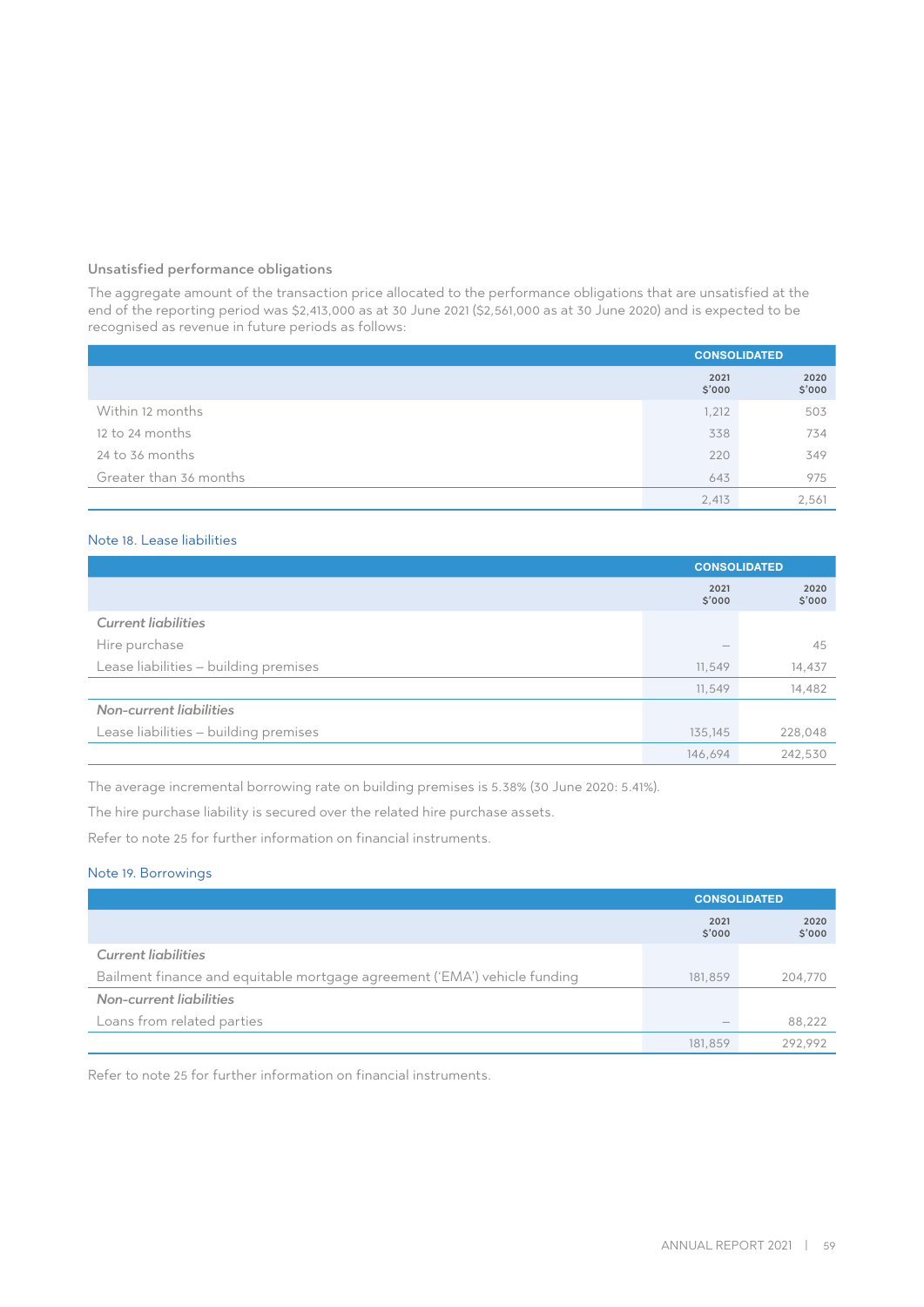### Unsatisfied performance obligations

The aggregate amount of the transaction price allocated to the performance obligations that are unsatisfied at the end of the reporting period was $2,413,000 as at 30 June 2021 ($2,561,000 as at 30 June 2020) and is expected to be recognised as revenue in future periods as follows:

| | CONSOLIDATED | |
|---|---|---|
| | 2021 $'000 | 2020 $'000 |
| Within 12 months | 1,212 | 503 |
| 12 to 24 months | 338 | 734 |
| 24 to 36 months | 220 | 349 |
| Greater than 36 months | 643 | 975 |
| | 2,413 | 2,561 |

## Note 18. Lease liabilities

| | CONSOLIDATED | |
|---|---|---|
| | 2021 $'000 | 2020 $'000 |
| *Current liabilities* | | |
| Hire purchase | – | 45 |
| Lease liabilities – building premises | 11,549 | 14,437 |
| | 11,549 | 14,482 |
| *Non-current liabilities* | | |
| Lease liabilities – building premises | 135,145 | 228,048 |
| | 146,694 | 242,530 |

The average incremental borrowing rate on building premises is 5.38% (30 June 2020: 5.41%).

The hire purchase liability is secured over the related hire purchase assets.

Refer to note 25 for further information on financial instruments.

## Note 19. Borrowings

| | CONSOLIDATED | |
|---|---|---|
| | 2021 $'000 | 2020 $'000 |
| *Current liabilities* | | |
| Bailment finance and equitable mortgage agreement ('EMA') vehicle funding | 181,859 | 204,770 |
| *Non-current liabilities* | | |
| Loans from related parties | – | 88,222 |
| | 181,859 | 292,992 |

Refer to note 25 for further information on financial instruments.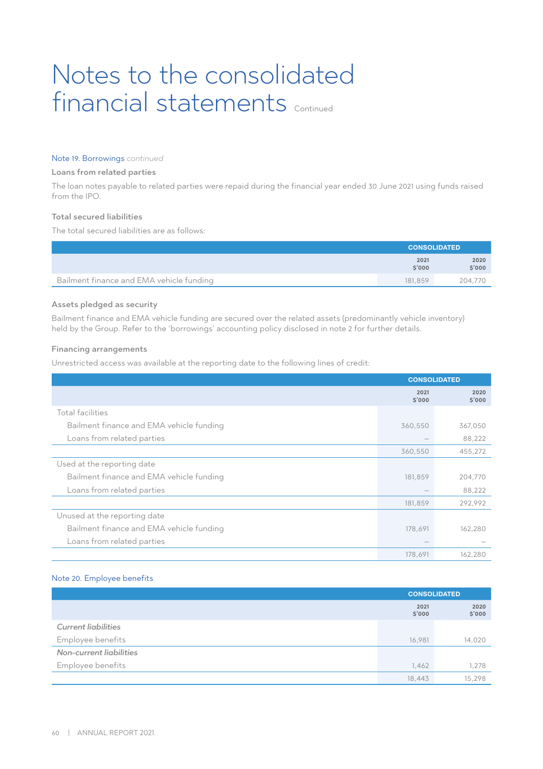# Notes to the consolidated financial statements *Continued*

### Note 19. Borrowings *continued*

#### Loans from related parties

The loan notes payable to related parties were repaid during the financial year ended 30 June 2021 using funds raised from the IPO.

#### Total secured liabilities

The total secured liabilities are as follows:

| | CONSOLIDATED | |
|---|---|---|
| | 2021 $'000 | 2020 $'000 |
| Bailment finance and EMA vehicle funding | 181,859 | 204,770 |

#### Assets pledged as security

Bailment finance and EMA vehicle funding are secured over the related assets (predominantly vehicle inventory) held by the Group. Refer to the 'borrowings' accounting policy disclosed in note 2 for further details.

#### Financing arrangements

Unrestricted access was available at the reporting date to the following lines of credit:

| | CONSOLIDATED | |
|---|---|---|
| | 2021 $'000 | 2020 $'000 |
| Total facilities | | |
| Bailment finance and EMA vehicle funding | 360,550 | 367,050 |
| Loans from related parties | – | 88,222 |
| | 360,550 | 455,272 |
| Used at the reporting date | | |
| Bailment finance and EMA vehicle funding | 181,859 | 204,770 |
| Loans from related parties | – | 88,222 |
| | 181,859 | 292,992 |
| Unused at the reporting date | | |
| Bailment finance and EMA vehicle funding | 178,691 | 162,280 |
| Loans from related parties | – | – |
| | 178,691 | 162,280 |

### Note 20. Employee benefits

| | CONSOLIDATED | |
|---|---|---|
| | 2021 $'000 | 2020 $'000 |
| *Current liabilities* | | |
| Employee benefits | 16,981 | 14,020 |
| *Non-current liabilities* | | |
| Employee benefits | 1,462 | 1,278 |
| | 18,443 | 15,298 |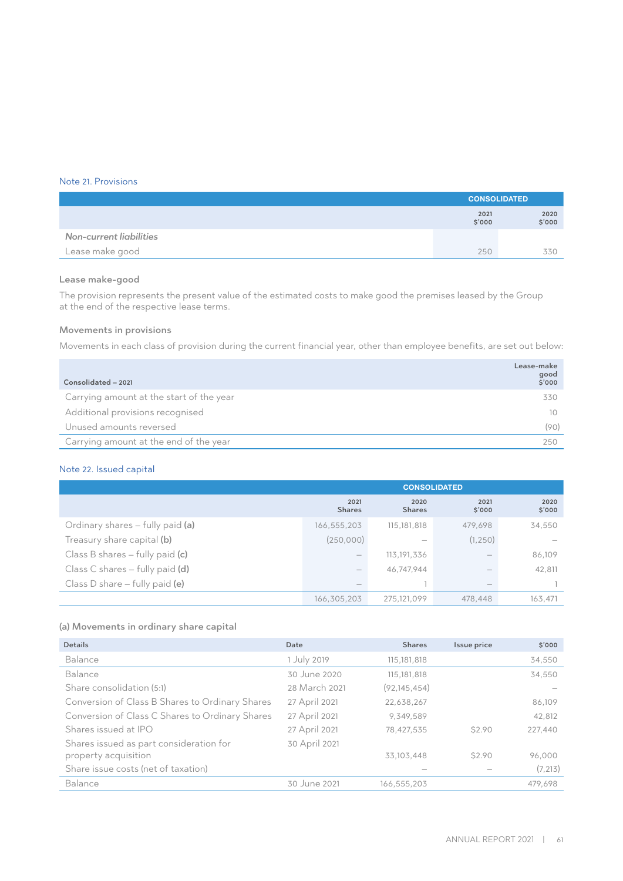## Note 21. Provisions

| | CONSOLIDATED | |
|---|---|---|
| | 2021 $'000 | 2020 $'000 |
| *Non-current liabilities* | | |
| Lease make good | 250 | 330 |

### Lease make-good

The provision represents the present value of the estimated costs to make good the premises leased by the Group at the end of the respective lease terms.

### Movements in provisions

Movements in each class of provision during the current financial year, other than employee benefits, are set out below:

| Consolidated – 2021 | Lease-make good $'000 |
|---|---|
| Carrying amount at the start of the year | 330 |
| Additional provisions recognised | 10 |
| Unused amounts reversed | (90) |
| Carrying amount at the end of the year | 250 |

## Note 22. Issued capital

| | CONSOLIDATED | | | |
|---|---|---|---|---|
| | 2021 Shares | 2020 Shares | 2021 $'000 | 2020 $'000 |
| Ordinary shares – fully paid **(a)** | 166,555,203 | 115,181,818 | 479,698 | 34,550 |
| Treasury share capital **(b)** | (250,000) | – | (1,250) | – |
| Class B shares – fully paid **(c)** | – | 113,191,336 | – | 86,109 |
| Class C shares – fully paid **(d)** | – | 46,747,944 | – | 42,811 |
| Class D share – fully paid **(e)** | – | 1 | – | 1 |
| | 166,305,203 | 275,121,099 | 478,448 | 163,471 |

### (a) Movements in ordinary share capital

| Details | Date | Shares | Issue price | $'000 |
|---|---|---|---|---|
| Balance | 1 July 2019 | 115,181,818 | | 34,550 |
| Balance | 30 June 2020 | 115,181,818 | | 34,550 |
| Share consolidation (5:1) | 28 March 2021 | (92,145,454) | | – |
| Conversion of Class B Shares to Ordinary Shares | 27 April 2021 | 22,638,267 | | 86,109 |
| Conversion of Class C Shares to Ordinary Shares | 27 April 2021 | 9,349,589 | | 42,812 |
| Shares issued at IPO | 27 April 2021 | 78,427,535 | $2.90 | 227,440 |
| Shares issued as part consideration for property acquisition | 30 April 2021 | 33,103,448 | $2.90 | 96,000 |
| Share issue costs (net of taxation) | | – | – | (7,213) |
| Balance | 30 June 2021 | 166,555,203 | | 479,698 |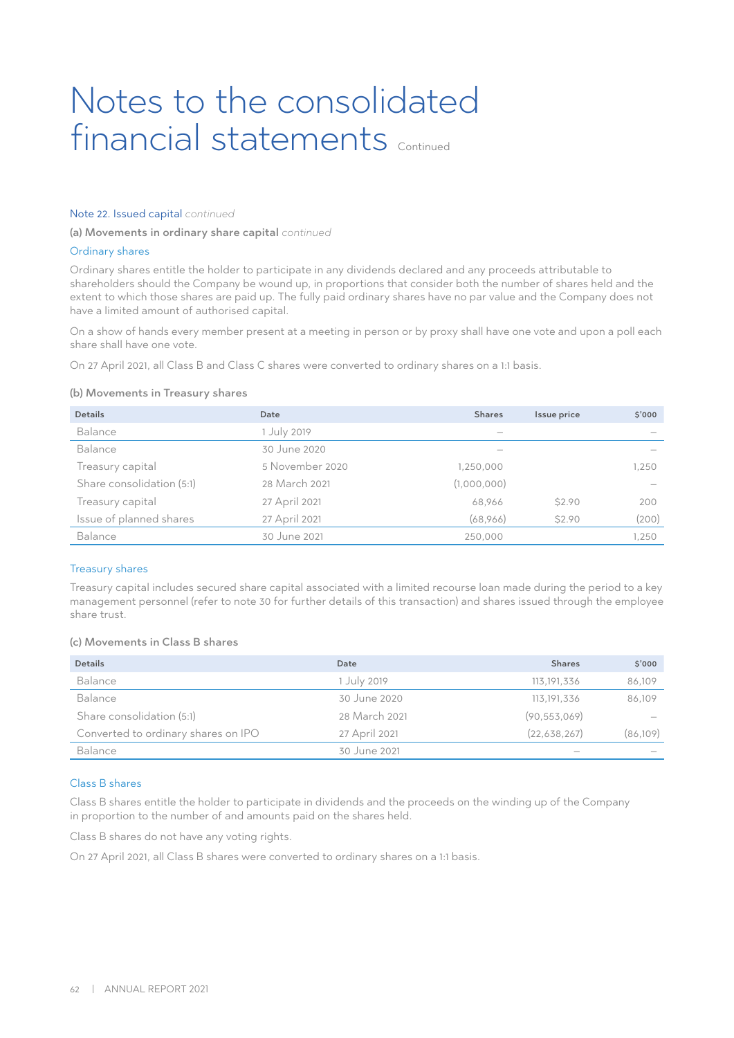# Notes to the consolidated financial statements *Continued*

## Note 22. Issued capital *continued*

### (a) Movements in ordinary share capital *continued*

#### Ordinary shares

Ordinary shares entitle the holder to participate in any dividends declared and any proceeds attributable to shareholders should the Company be wound up, in proportions that consider both the number of shares held and the extent to which those shares are paid up. The fully paid ordinary shares have no par value and the Company does not have a limited amount of authorised capital.

On a show of hands every member present at a meeting in person or by proxy shall have one vote and upon a poll each share shall have one vote.

On 27 April 2021, all Class B and Class C shares were converted to ordinary shares on a 1:1 basis.

### (b) Movements in Treasury shares

| Details | Date | Shares | Issue price | $'000 |
|---|---|---|---|---|
| Balance | 1 July 2019 | – | | – |
| Balance | 30 June 2020 | – | | – |
| Treasury capital | 5 November 2020 | 1,250,000 | | 1,250 |
| Share consolidation (5:1) | 28 March 2021 | (1,000,000) | | – |
| Treasury capital | 27 April 2021 | 68,966 | $2.90 | 200 |
| Issue of planned shares | 27 April 2021 | (68,966) | $2.90 | (200) |
| Balance | 30 June 2021 | 250,000 | | 1,250 |

#### Treasury shares

Treasury capital includes secured share capital associated with a limited recourse loan made during the period to a key management personnel (refer to note 30 for further details of this transaction) and shares issued through the employee share trust.

### (c) Movements in Class B shares

| Details | Date | Shares | $'000 |
|---|---|---|---|
| Balance | 1 July 2019 | 113,191,336 | 86,109 |
| Balance | 30 June 2020 | 113,191,336 | 86,109 |
| Share consolidation (5:1) | 28 March 2021 | (90,553,069) | – |
| Converted to ordinary shares on IPO | 27 April 2021 | (22,638,267) | (86,109) |
| Balance | 30 June 2021 | – | – |

#### Class B shares

Class B shares entitle the holder to participate in dividends and the proceeds on the winding up of the Company in proportion to the number of and amounts paid on the shares held.

Class B shares do not have any voting rights.

On 27 April 2021, all Class B shares were converted to ordinary shares on a 1:1 basis.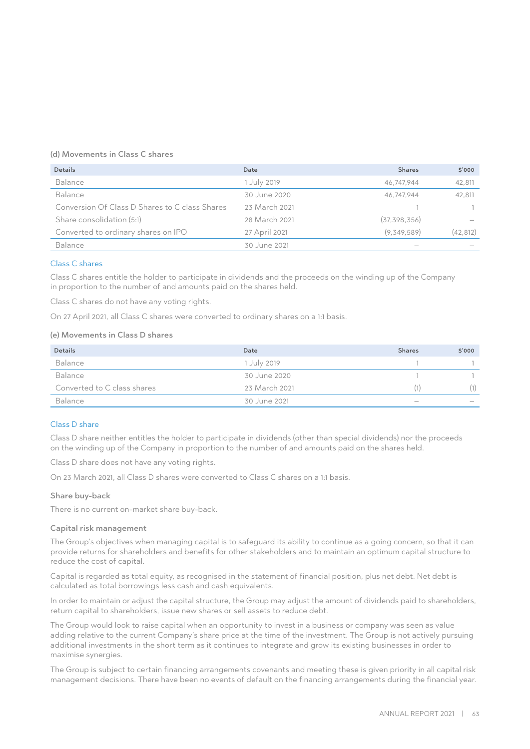### (d) Movements in Class C shares

| Details | Date | Shares | $'000 |
| --- | --- | --- | --- |
| Balance | 1 July 2019 | 46,747,944 | 42,811 |
| Balance | 30 June 2020 | 46,747,944 | 42,811 |
| Conversion Of Class D Shares to C class Shares | 23 March 2021 | 1 | 1 |
| Share consolidation (5:1) | 28 March 2021 | (37,398,356) | – |
| Converted to ordinary shares on IPO | 27 April 2021 | (9,349,589) | (42,812) |
| Balance | 30 June 2021 | – | – |

#### Class C shares

Class C shares entitle the holder to participate in dividends and the proceeds on the winding up of the Company in proportion to the number of and amounts paid on the shares held.

Class C shares do not have any voting rights.

On 27 April 2021, all Class C shares were converted to ordinary shares on a 1:1 basis.

### (e) Movements in Class D shares

| Details | Date | Shares | $'000 |
| --- | --- | --- | --- |
| Balance | 1 July 2019 | 1 | 1 |
| Balance | 30 June 2020 | 1 | 1 |
| Converted to C class shares | 23 March 2021 | (1) | (1) |
| Balance | 30 June 2021 | – | – |

#### Class D share

Class D share neither entitles the holder to participate in dividends (other than special dividends) nor the proceeds on the winding up of the Company in proportion to the number of and amounts paid on the shares held.

Class D share does not have any voting rights.

On 23 March 2021, all Class D shares were converted to Class C shares on a 1:1 basis.

#### Share buy-back

There is no current on-market share buy-back.

#### Capital risk management

The Group's objectives when managing capital is to safeguard its ability to continue as a going concern, so that it can provide returns for shareholders and benefits for other stakeholders and to maintain an optimum capital structure to reduce the cost of capital.

Capital is regarded as total equity, as recognised in the statement of financial position, plus net debt. Net debt is calculated as total borrowings less cash and cash equivalents.

In order to maintain or adjust the capital structure, the Group may adjust the amount of dividends paid to shareholders, return capital to shareholders, issue new shares or sell assets to reduce debt.

The Group would look to raise capital when an opportunity to invest in a business or company was seen as value adding relative to the current Company's share price at the time of the investment. The Group is not actively pursuing additional investments in the short term as it continues to integrate and grow its existing businesses in order to maximise synergies.

The Group is subject to certain financing arrangements covenants and meeting these is given priority in all capital risk management decisions. There have been no events of default on the financing arrangements during the financial year.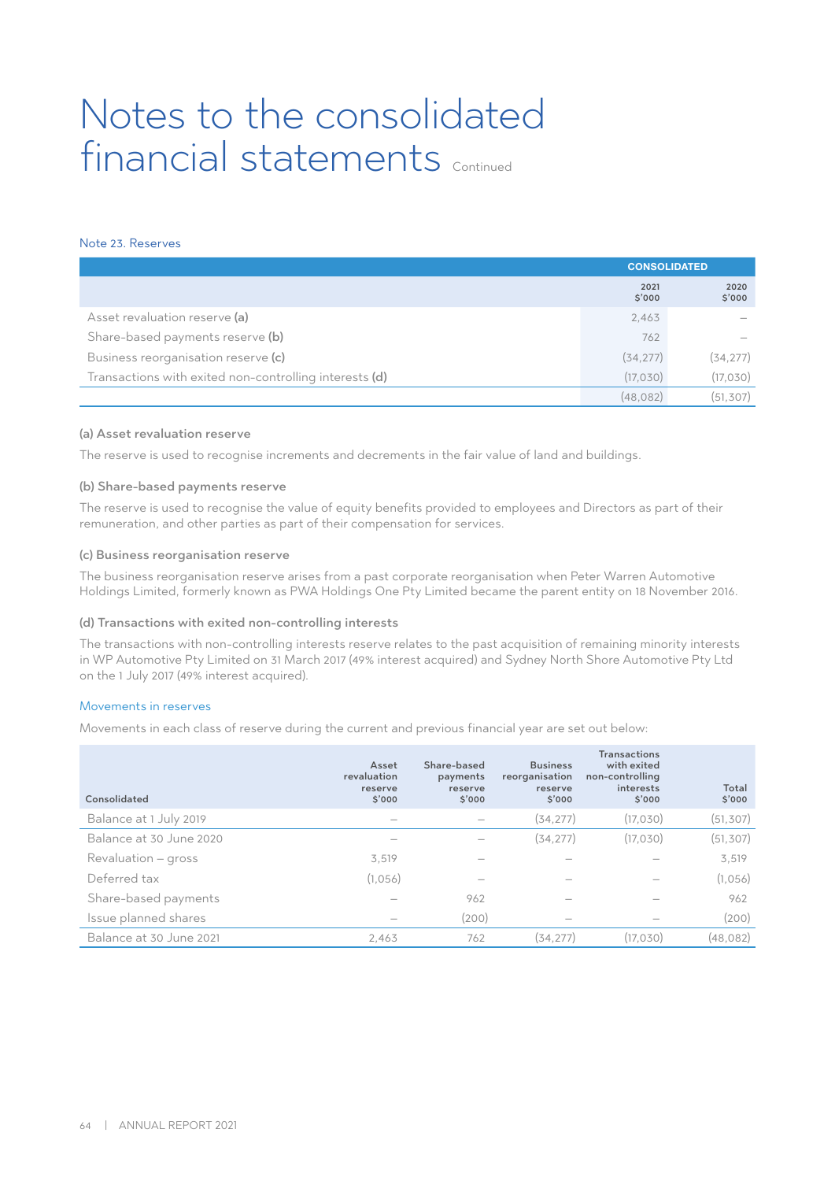# Notes to the consolidated financial statements Continued

## Note 23. Reserves

| | CONSOLIDATED | |
|---|---|---|
| | 2021 $'000 | 2020 $'000 |
| Asset revaluation reserve **(a)** | 2,463 | – |
| Share-based payments reserve **(b)** | 762 | – |
| Business reorganisation reserve **(c)** | (34,277) | (34,277) |
| Transactions with exited non-controlling interests **(d)** | (17,030) | (17,030) |
| | (48,082) | (51,307) |

### (a) Asset revaluation reserve

The reserve is used to recognise increments and decrements in the fair value of land and buildings.

### (b) Share-based payments reserve

The reserve is used to recognise the value of equity benefits provided to employees and Directors as part of their remuneration, and other parties as part of their compensation for services.

### (c) Business reorganisation reserve

The business reorganisation reserve arises from a past corporate reorganisation when Peter Warren Automotive Holdings Limited, formerly known as PWA Holdings One Pty Limited became the parent entity on 18 November 2016.

### (d) Transactions with exited non-controlling interests

The transactions with non-controlling interests reserve relates to the past acquisition of remaining minority interests in WP Automotive Pty Limited on 31 March 2017 (49% interest acquired) and Sydney North Shore Automotive Pty Ltd on the 1 July 2017 (49% interest acquired).

### Movements in reserves

Movements in each class of reserve during the current and previous financial year are set out below:

| Consolidated | Asset revaluation reserve $'000 | Share-based payments reserve $'000 | Business reorganisation reserve $'000 | Transactions with exited non-controlling interests $'000 | Total $'000 |
|---|---|---|---|---|---|
| Balance at 1 July 2019 | – | – | (34,277) | (17,030) | (51,307) |
| Balance at 30 June 2020 | – | – | (34,277) | (17,030) | (51,307) |
| Revaluation – gross | 3,519 | – | – | – | 3,519 |
| Deferred tax | (1,056) | – | – | – | (1,056) |
| Share-based payments | – | 962 | – | – | 962 |
| Issue planned shares | – | (200) | – | – | (200) |
| Balance at 30 June 2021 | 2,463 | 762 | (34,277) | (17,030) | (48,082) |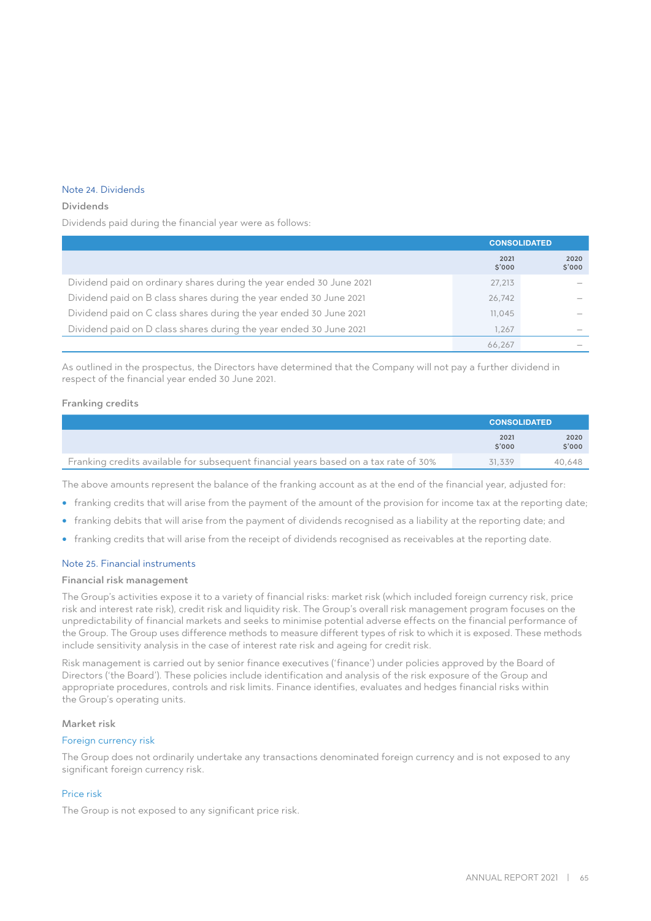## Note 24. Dividends

### Dividends

Dividends paid during the financial year were as follows:

| | CONSOLIDATED | |
|---|---|---|
| | 2021 $'000 | 2020 $'000 |
| Dividend paid on ordinary shares during the year ended 30 June 2021 | 27,213 | – |
| Dividend paid on B class shares during the year ended 30 June 2021 | 26,742 | – |
| Dividend paid on C class shares during the year ended 30 June 2021 | 11,045 | – |
| Dividend paid on D class shares during the year ended 30 June 2021 | 1,267 | – |
| | 66,267 | – |

As outlined in the prospectus, the Directors have determined that the Company will not pay a further dividend in respect of the financial year ended 30 June 2021.

### Franking credits

| | CONSOLIDATED | |
|---|---|---|
| | 2021 $'000 | 2020 $'000 |
| Franking credits available for subsequent financial years based on a tax rate of 30% | 31,339 | 40,648 |

The above amounts represent the balance of the franking account as at the end of the financial year, adjusted for:

- franking credits that will arise from the payment of the amount of the provision for income tax at the reporting date;
- franking debits that will arise from the payment of dividends recognised as a liability at the reporting date; and
- franking credits that will arise from the receipt of dividends recognised as receivables at the reporting date.

## Note 25. Financial instruments

### Financial risk management

The Group's activities expose it to a variety of financial risks: market risk (which included foreign currency risk, price risk and interest rate risk), credit risk and liquidity risk. The Group's overall risk management program focuses on the unpredictability of financial markets and seeks to minimise potential adverse effects on the financial performance of the Group. The Group uses difference methods to measure different types of risk to which it is exposed. These methods include sensitivity analysis in the case of interest rate risk and ageing for credit risk.

Risk management is carried out by senior finance executives ('finance') under policies approved by the Board of Directors ('the Board'). These policies include identification and analysis of the risk exposure of the Group and appropriate procedures, controls and risk limits. Finance identifies, evaluates and hedges financial risks within the Group's operating units.

### Market risk

#### Foreign currency risk

The Group does not ordinarily undertake any transactions denominated foreign currency and is not exposed to any significant foreign currency risk.

#### Price risk

The Group is not exposed to any significant price risk.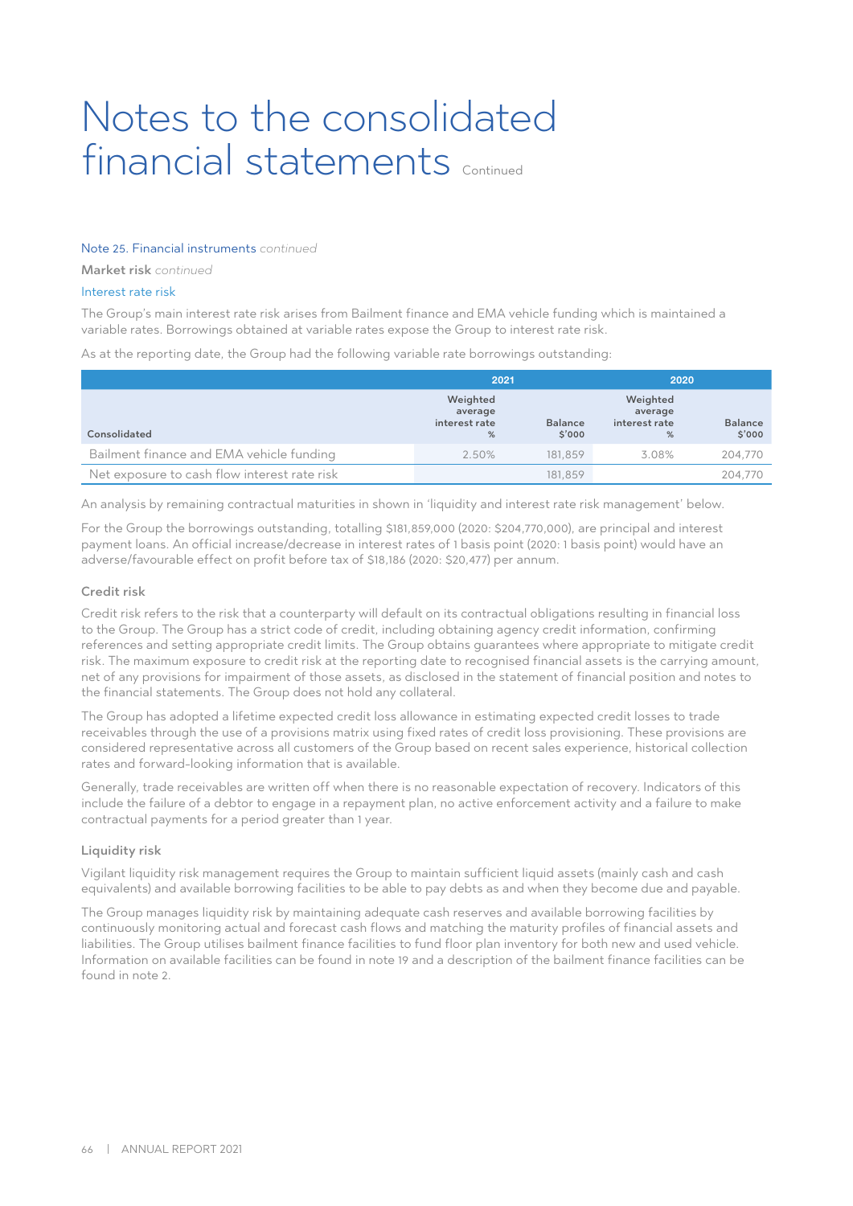# Notes to the consolidated financial statements Continued

Note 25. Financial instruments *continued*

**Market risk** *continued*

### Interest rate risk

The Group's main interest rate risk arises from Bailment finance and EMA vehicle funding which is maintained a variable rates. Borrowings obtained at variable rates expose the Group to interest rate risk.

As at the reporting date, the Group had the following variable rate borrowings outstanding:

| | 2021 | | 2020 | |
|---|---|---|---|---|
| Consolidated | Weighted average interest rate % | Balance $'000 | Weighted average interest rate % | Balance $'000 |
| Bailment finance and EMA vehicle funding | 2.50% | 181,859 | 3.08% | 204,770 |
| Net exposure to cash flow interest rate risk | | 181,859 | | 204,770 |

An analysis by remaining contractual maturities in shown in 'liquidity and interest rate risk management' below.

For the Group the borrowings outstanding, totalling $181,859,000 (2020: $204,770,000), are principal and interest payment loans. An official increase/decrease in interest rates of 1 basis point (2020: 1 basis point) would have an adverse/favourable effect on profit before tax of $18,186 (2020: $20,477) per annum.

### Credit risk

Credit risk refers to the risk that a counterparty will default on its contractual obligations resulting in financial loss to the Group. The Group has a strict code of credit, including obtaining agency credit information, confirming references and setting appropriate credit limits. The Group obtains guarantees where appropriate to mitigate credit risk. The maximum exposure to credit risk at the reporting date to recognised financial assets is the carrying amount, net of any provisions for impairment of those assets, as disclosed in the statement of financial position and notes to the financial statements. The Group does not hold any collateral.

The Group has adopted a lifetime expected credit loss allowance in estimating expected credit losses to trade receivables through the use of a provisions matrix using fixed rates of credit loss provisioning. These provisions are considered representative across all customers of the Group based on recent sales experience, historical collection rates and forward-looking information that is available.

Generally, trade receivables are written off when there is no reasonable expectation of recovery. Indicators of this include the failure of a debtor to engage in a repayment plan, no active enforcement activity and a failure to make contractual payments for a period greater than 1 year.

### Liquidity risk

Vigilant liquidity risk management requires the Group to maintain sufficient liquid assets (mainly cash and cash equivalents) and available borrowing facilities to be able to pay debts as and when they become due and payable.

The Group manages liquidity risk by maintaining adequate cash reserves and available borrowing facilities by continuously monitoring actual and forecast cash flows and matching the maturity profiles of financial assets and liabilities. The Group utilises bailment finance facilities to fund floor plan inventory for both new and used vehicle. Information on available facilities can be found in note 19 and a description of the bailment finance facilities can be found in note 2.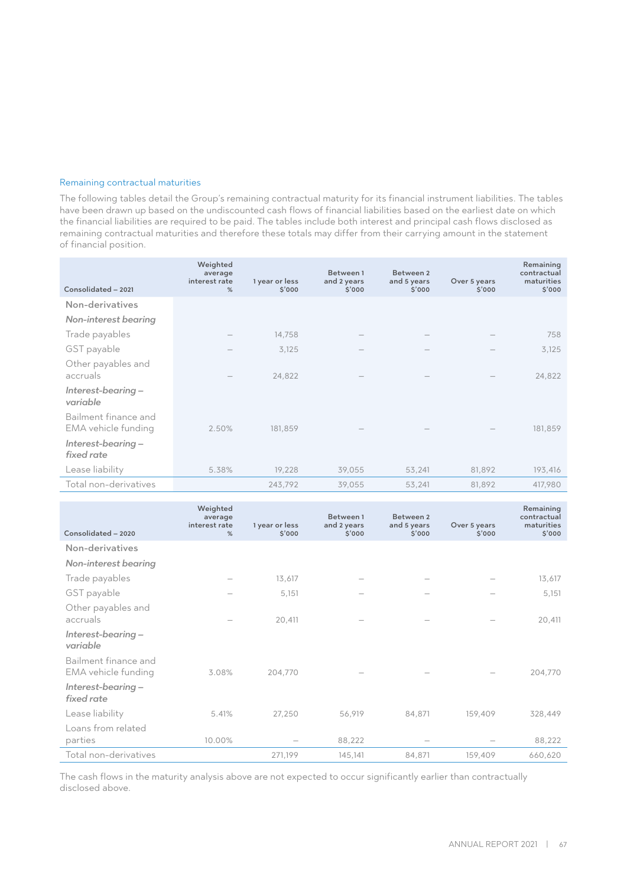### Remaining contractual maturities

The following tables detail the Group's remaining contractual maturity for its financial instrument liabilities. The tables have been drawn up based on the undiscounted cash flows of financial liabilities based on the earliest date on which the financial liabilities are required to be paid. The tables include both interest and principal cash flows disclosed as remaining contractual maturities and therefore these totals may differ from their carrying amount in the statement of financial position.

| Consolidated – 2021 | Weighted average interest rate % | 1 year or less $'000 | Between 1 and 2 years $'000 | Between 2 and 5 years $'000 | Over 5 years $'000 | Remaining contractual maturities $'000 |
|---|---|---|---|---|---|---|
| Non-derivatives | | | | | | |
| *Non-interest bearing* | | | | | | |
| Trade payables | – | 14,758 | – | – | – | 758 |
| GST payable | – | 3,125 | – | – | – | 3,125 |
| Other payables and accruals | – | 24,822 | – | – | – | 24,822 |
| *Interest-bearing – variable* | | | | | | |
| Bailment finance and EMA vehicle funding | 2.50% | 181,859 | – | – | – | 181,859 |
| *Interest-bearing – fixed rate* | | | | | | |
| Lease liability | 5.38% | 19,228 | 39,055 | 53,241 | 81,892 | 193,416 |
| Total non-derivatives | | 243,792 | 39,055 | 53,241 | 81,892 | 417,980 |

| Consolidated – 2020 | Weighted average interest rate % | 1 year or less $'000 | Between 1 and 2 years $'000 | Between 2 and 5 years $'000 | Over 5 years $'000 | Remaining contractual maturities $'000 |
|---|---|---|---|---|---|---|
| Non-derivatives | | | | | | |
| *Non-interest bearing* | | | | | | |
| Trade payables | – | 13,617 | – | – | – | 13,617 |
| GST payable | – | 5,151 | – | – | – | 5,151 |
| Other payables and accruals | – | 20,411 | – | – | – | 20,411 |
| *Interest-bearing – variable* | | | | | | |
| Bailment finance and EMA vehicle funding | 3.08% | 204,770 | – | – | – | 204,770 |
| *Interest-bearing – fixed rate* | | | | | | |
| Lease liability | 5.41% | 27,250 | 56,919 | 84,871 | 159,409 | 328,449 |
| Loans from related parties | 10.00% | – | 88,222 | – | – | 88,222 |
| Total non-derivatives | | 271,199 | 145,141 | 84,871 | 159,409 | 660,620 |

The cash flows in the maturity analysis above are not expected to occur significantly earlier than contractually disclosed above.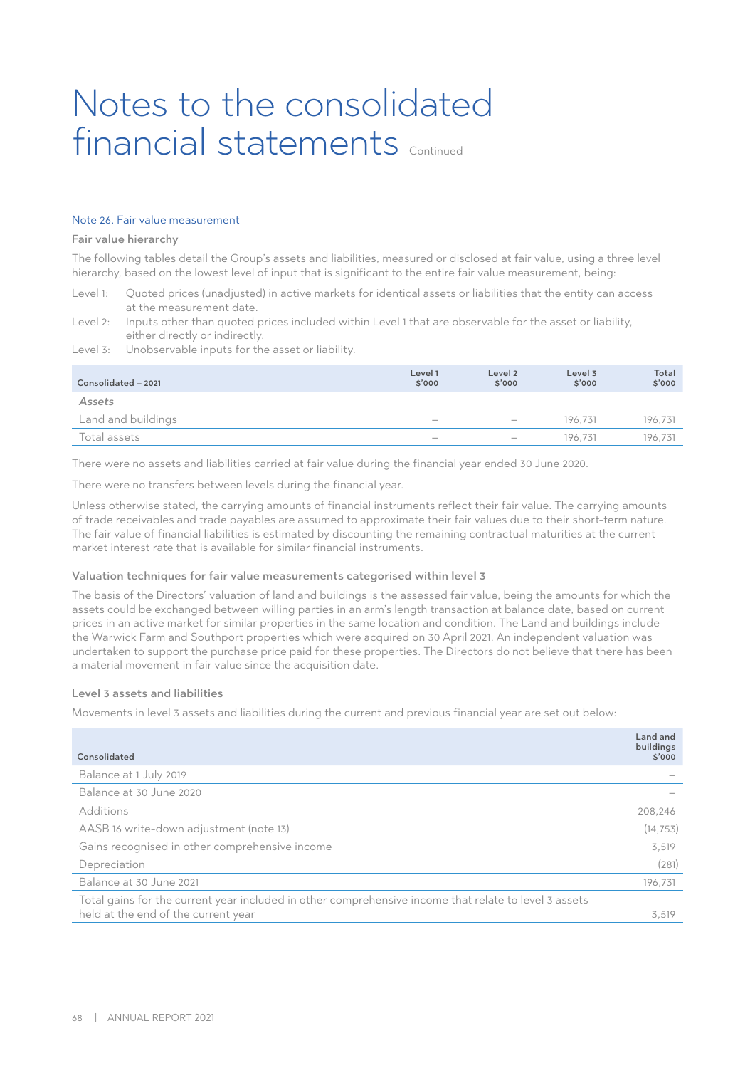# Notes to the consolidated financial statements Continued

## Note 26. Fair value measurement

### Fair value hierarchy

The following tables detail the Group's assets and liabilities, measured or disclosed at fair value, using a three level hierarchy, based on the lowest level of input that is significant to the entire fair value measurement, being:

- Level 1: Quoted prices (unadjusted) in active markets for identical assets or liabilities that the entity can access at the measurement date.
- Level 2: Inputs other than quoted prices included within Level 1 that are observable for the asset or liability, either directly or indirectly.
- Level 3: Unobservable inputs for the asset or liability.

| Consolidated – 2021 | Level 1 $'000 | Level 2 $'000 | Level 3 $'000 | Total $'000 |
|---|---|---|---|---|
| *Assets* | | | | |
| Land and buildings | – | – | 196,731 | 196,731 |
| Total assets | – | – | 196,731 | 196,731 |

There were no assets and liabilities carried at fair value during the financial year ended 30 June 2020.

There were no transfers between levels during the financial year.

Unless otherwise stated, the carrying amounts of financial instruments reflect their fair value. The carrying amounts of trade receivables and trade payables are assumed to approximate their fair values due to their short-term nature. The fair value of financial liabilities is estimated by discounting the remaining contractual maturities at the current market interest rate that is available for similar financial instruments.

### Valuation techniques for fair value measurements categorised within level 3

The basis of the Directors' valuation of land and buildings is the assessed fair value, being the amounts for which the assets could be exchanged between willing parties in an arm's length transaction at balance date, based on current prices in an active market for similar properties in the same location and condition. The Land and buildings include the Warwick Farm and Southport properties which were acquired on 30 April 2021. An independent valuation was undertaken to support the purchase price paid for these properties. The Directors do not believe that there has been a material movement in fair value since the acquisition date.

### Level 3 assets and liabilities

Movements in level 3 assets and liabilities during the current and previous financial year are set out below:

| Consolidated | Land and buildings $'000 |
|---|---|
| Balance at 1 July 2019 | – |
| Balance at 30 June 2020 | – |
| Additions | 208,246 |
| AASB 16 write-down adjustment (note 13) | (14,753) |
| Gains recognised in other comprehensive income | 3,519 |
| Depreciation | (281) |
| Balance at 30 June 2021 | 196,731 |
| Total gains for the current year included in other comprehensive income that relate to level 3 assets held at the end of the current year | 3,519 |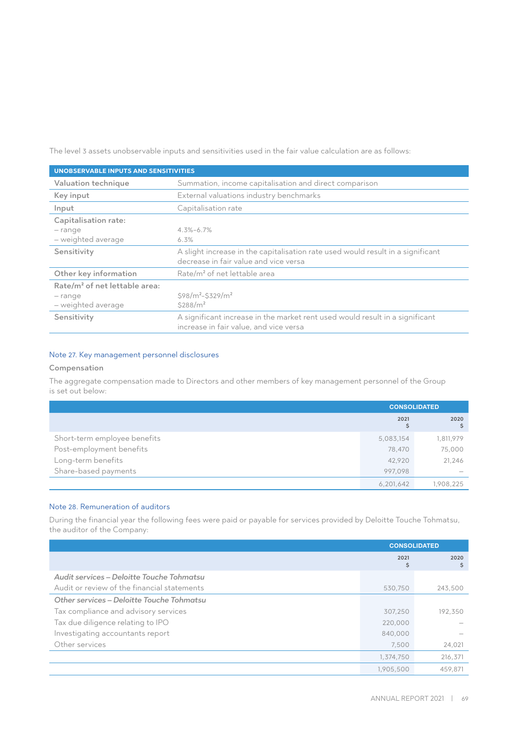The level 3 assets unobservable inputs and sensitivities used in the fair value calculation are as follows:

| UNOBSERVABLE INPUTS AND SENSITIVITIES | |
|---|---|
| Valuation technique | Summation, income capitalisation and direct comparison |
| Key input | External valuations industry benchmarks |
| Input | Capitalisation rate |
| Capitalisation rate:<br>– range<br>– weighted average | <br>4.3%–6.7%<br>6.3% |
| Sensitivity | A slight increase in the capitalisation rate used would result in a significant decrease in fair value and vice versa |
| Other key information | Rate/m² of net lettable area |
| Rate/m² of net lettable area:<br>– range<br>– weighted average | <br>$98/m²–$329/m²<br>$288/m² |
| Sensitivity | A significant increase in the market rent used would result in a significant increase in fair value, and vice versa |

## Note 27. Key management personnel disclosures

### Compensation

The aggregate compensation made to Directors and other members of key management personnel of the Group is set out below:

| | CONSOLIDATED | |
|---|---|---|
| | 2021<br>$ | 2020<br>$ |
| Short-term employee benefits | 5,083,154 | 1,811,979 |
| Post-employment benefits | 78,470 | 75,000 |
| Long-term benefits | 42,920 | 21,246 |
| Share-based payments | 997,098 | – |
| | 6,201,642 | 1,908,225 |

## Note 28. Remuneration of auditors

During the financial year the following fees were paid or payable for services provided by Deloitte Touche Tohmatsu, the auditor of the Company:

| | CONSOLIDATED | |
|---|---|---|
| | 2021<br>$ | 2020<br>$ |
| *Audit services – Deloitte Touche Tohmatsu* | | |
| Audit or review of the financial statements | 530,750 | 243,500 |
| *Other services – Deloitte Touche Tohmatsu* | | |
| Tax compliance and advisory services | 307,250 | 192,350 |
| Tax due diligence relating to IPO | 220,000 | – |
| Investigating accountants report | 840,000 | – |
| Other services | 7,500 | 24,021 |
| | 1,374,750 | 216,371 |
| | 1,905,500 | 459,871 |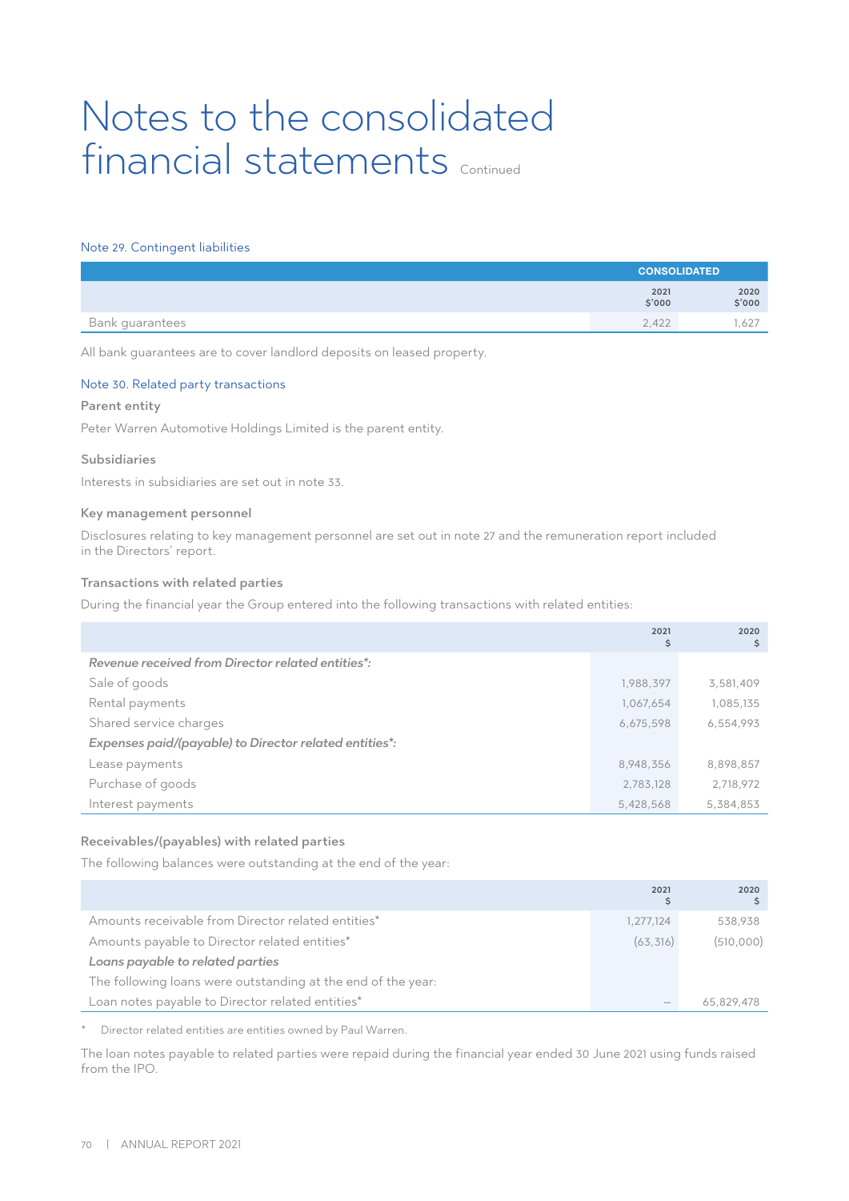# Notes to the consolidated financial statements Continued

## Note 29. Contingent liabilities

| | CONSOLIDATED | |
|---|---|---|
| | 2021 $'000 | 2020 $'000 |
| Bank guarantees | 2,422 | 1,627 |

All bank guarantees are to cover landlord deposits on leased property.

## Note 30. Related party transactions

### Parent entity

Peter Warren Automotive Holdings Limited is the parent entity.

### Subsidiaries

Interests in subsidiaries are set out in note 33.

### Key management personnel

Disclosures relating to key management personnel are set out in note 27 and the remuneration report included in the Directors' report.

### Transactions with related parties

During the financial year the Group entered into the following transactions with related entities:

| | 2021 $ | 2020 $ |
|---|---|---|
| ***Revenue received from Director related entities*:*** | | |
| Sale of goods | 1,988,397 | 3,581,409 |
| Rental payments | 1,067,654 | 1,085,135 |
| Shared service charges | 6,675,598 | 6,554,993 |
| ***Expenses paid/(payable) to Director related entities*:*** | | |
| Lease payments | 8,948,356 | 8,898,857 |
| Purchase of goods | 2,783,128 | 2,718,972 |
| Interest payments | 5,428,568 | 5,384,853 |

### Receivables/(payables) with related parties

The following balances were outstanding at the end of the year:

| | 2021 $ | 2020 $ |
|---|---|---|
| Amounts receivable from Director related entities* | 1,277,124 | 538,938 |
| Amounts payable to Director related entities* | (63,316) | (510,000) |
| ***Loans payable to related parties*** | | |
| The following loans were outstanding at the end of the year: | | |
| Loan notes payable to Director related entities* | – | 65,829,478 |

\* Director related entities are entities owned by Paul Warren.

The loan notes payable to related parties were repaid during the financial year ended 30 June 2021 using funds raised from the IPO.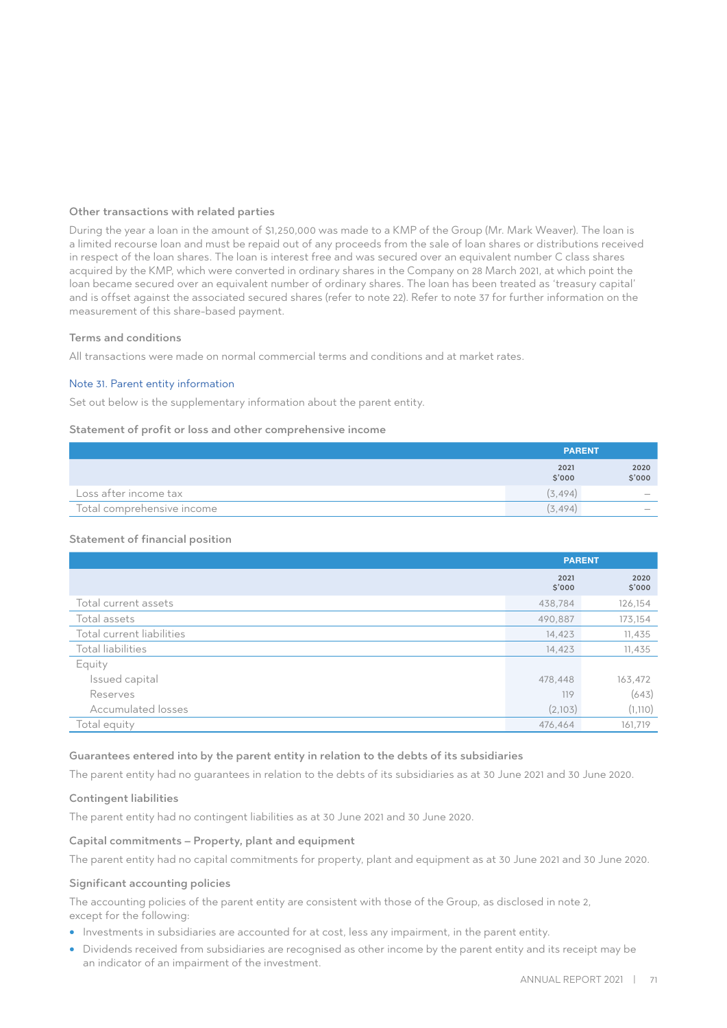### Other transactions with related parties

During the year a loan in the amount of $1,250,000 was made to a KMP of the Group (Mr. Mark Weaver). The loan is a limited recourse loan and must be repaid out of any proceeds from the sale of loan shares or distributions received in respect of the loan shares. The loan is interest free and was secured over an equivalent number C class shares acquired by the KMP, which were converted in ordinary shares in the Company on 28 March 2021, at which point the loan became secured over an equivalent number of ordinary shares. The loan has been treated as 'treasury capital' and is offset against the associated secured shares (refer to note 22). Refer to note 37 for further information on the measurement of this share-based payment.

### Terms and conditions

All transactions were made on normal commercial terms and conditions and at market rates.

## Note 31. Parent entity information

Set out below is the supplementary information about the parent entity.

### Statement of profit or loss and other comprehensive income

| | PARENT | |
|---|---|---|
| | 2021 $'000 | 2020 $'000 |
| Loss after income tax | (3,494) | – |
| Total comprehensive income | (3,494) | – |

### Statement of financial position

| | PARENT | |
|---|---|---|
| | 2021 $'000 | 2020 $'000 |
| Total current assets | 438,784 | 126,154 |
| Total assets | 490,887 | 173,154 |
| Total current liabilities | 14,423 | 11,435 |
| Total liabilities | 14,423 | 11,435 |
| Equity | | |
| Issued capital | 478,448 | 163,472 |
| Reserves | 119 | (643) |
| Accumulated losses | (2,103) | (1,110) |
| Total equity | 476,464 | 161,719 |

### Guarantees entered into by the parent entity in relation to the debts of its subsidiaries

The parent entity had no guarantees in relation to the debts of its subsidiaries as at 30 June 2021 and 30 June 2020.

### Contingent liabilities

The parent entity had no contingent liabilities as at 30 June 2021 and 30 June 2020.

### Capital commitments – Property, plant and equipment

The parent entity had no capital commitments for property, plant and equipment as at 30 June 2021 and 30 June 2020.

### Significant accounting policies

The accounting policies of the parent entity are consistent with those of the Group, as disclosed in note 2, except for the following:

- Investments in subsidiaries are accounted for at cost, less any impairment, in the parent entity.
- Dividends received from subsidiaries are recognised as other income by the parent entity and its receipt may be an indicator of an impairment of the investment.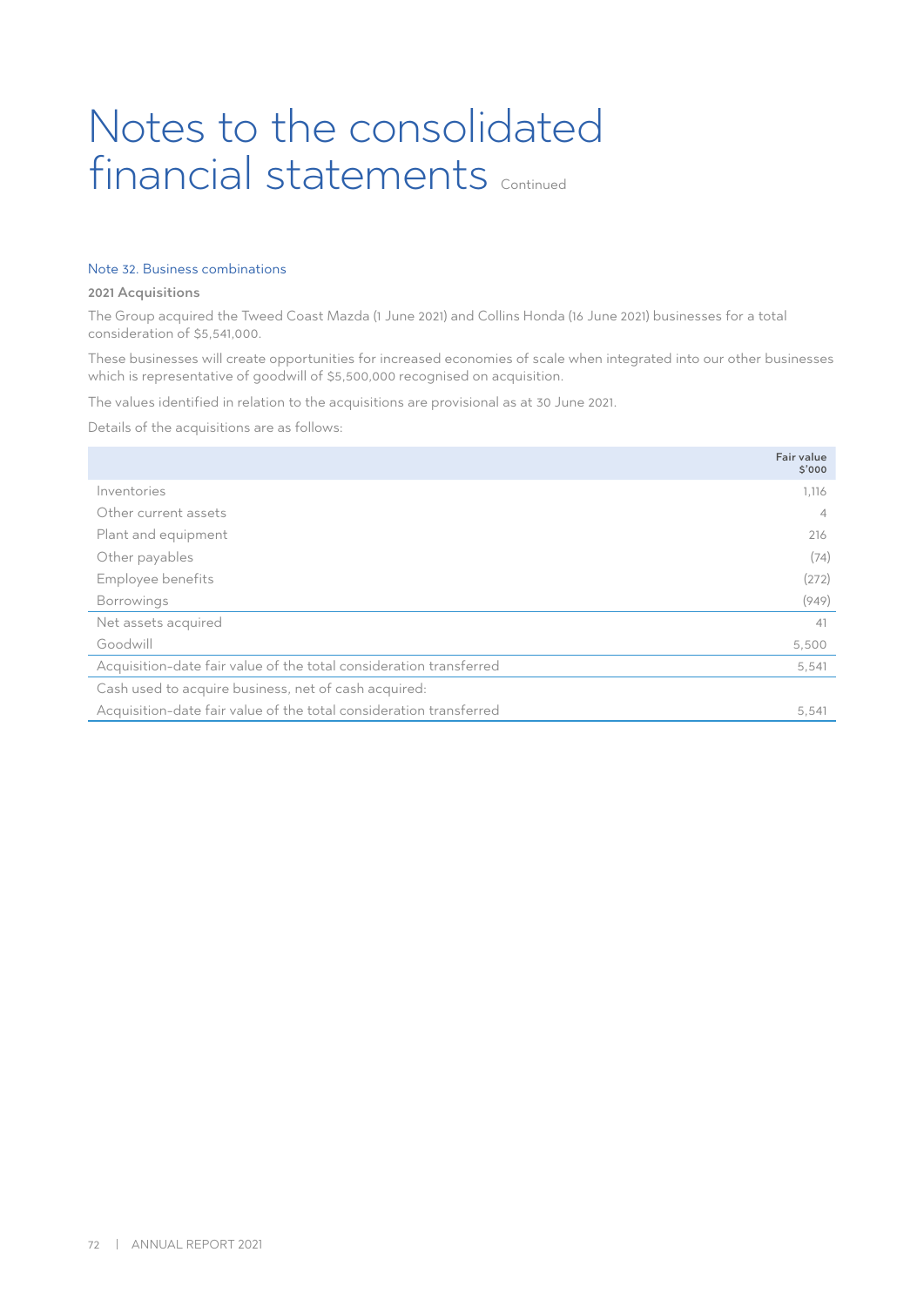# Notes to the consolidated financial statements Continued

## Note 32. Business combinations

### 2021 Acquisitions

The Group acquired the Tweed Coast Mazda (1 June 2021) and Collins Honda (16 June 2021) businesses for a total consideration of $5,541,000.

These businesses will create opportunities for increased economies of scale when integrated into our other businesses which is representative of goodwill of $5,500,000 recognised on acquisition.

The values identified in relation to the acquisitions are provisional as at 30 June 2021.

Details of the acquisitions are as follows:

| | Fair value $'000 |
|---|---|
| Inventories | 1,116 |
| Other current assets | 4 |
| Plant and equipment | 216 |
| Other payables | (74) |
| Employee benefits | (272) |
| Borrowings | (949) |
| Net assets acquired | 41 |
| Goodwill | 5,500 |
| Acquisition-date fair value of the total consideration transferred | 5,541 |
| Cash used to acquire business, net of cash acquired: | |
| Acquisition-date fair value of the total consideration transferred | 5,541 |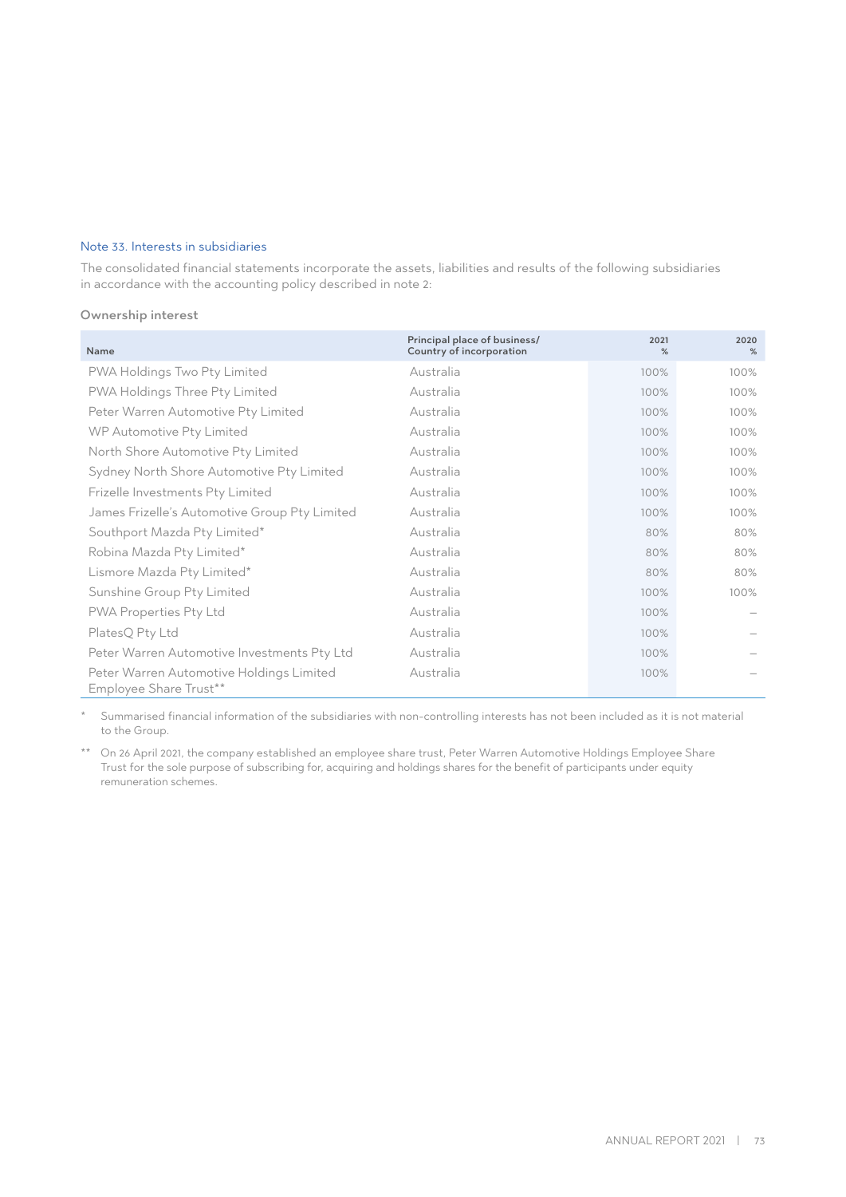## Note 33. Interests in subsidiaries

The consolidated financial statements incorporate the assets, liabilities and results of the following subsidiaries in accordance with the accounting policy described in note 2:

### Ownership interest

| Name | Principal place of business/ Country of incorporation | 2021 % | 2020 % |
|---|---|---|---|
| PWA Holdings Two Pty Limited | Australia | 100% | 100% |
| PWA Holdings Three Pty Limited | Australia | 100% | 100% |
| Peter Warren Automotive Pty Limited | Australia | 100% | 100% |
| WP Automotive Pty Limited | Australia | 100% | 100% |
| North Shore Automotive Pty Limited | Australia | 100% | 100% |
| Sydney North Shore Automotive Pty Limited | Australia | 100% | 100% |
| Frizelle Investments Pty Limited | Australia | 100% | 100% |
| James Frizelle's Automotive Group Pty Limited | Australia | 100% | 100% |
| Southport Mazda Pty Limited* | Australia | 80% | 80% |
| Robina Mazda Pty Limited* | Australia | 80% | 80% |
| Lismore Mazda Pty Limited* | Australia | 80% | 80% |
| Sunshine Group Pty Limited | Australia | 100% | 100% |
| PWA Properties Pty Ltd | Australia | 100% | – |
| PlatesQ Pty Ltd | Australia | 100% | – |
| Peter Warren Automotive Investments Pty Ltd | Australia | 100% | – |
| Peter Warren Automotive Holdings Limited Employee Share Trust** | Australia | 100% | – |

\* Summarised financial information of the subsidiaries with non-controlling interests has not been included as it is not material to the Group.

\*\* On 26 April 2021, the company established an employee share trust, Peter Warren Automotive Holdings Employee Share Trust for the sole purpose of subscribing for, acquiring and holdings shares for the benefit of participants under equity remuneration schemes.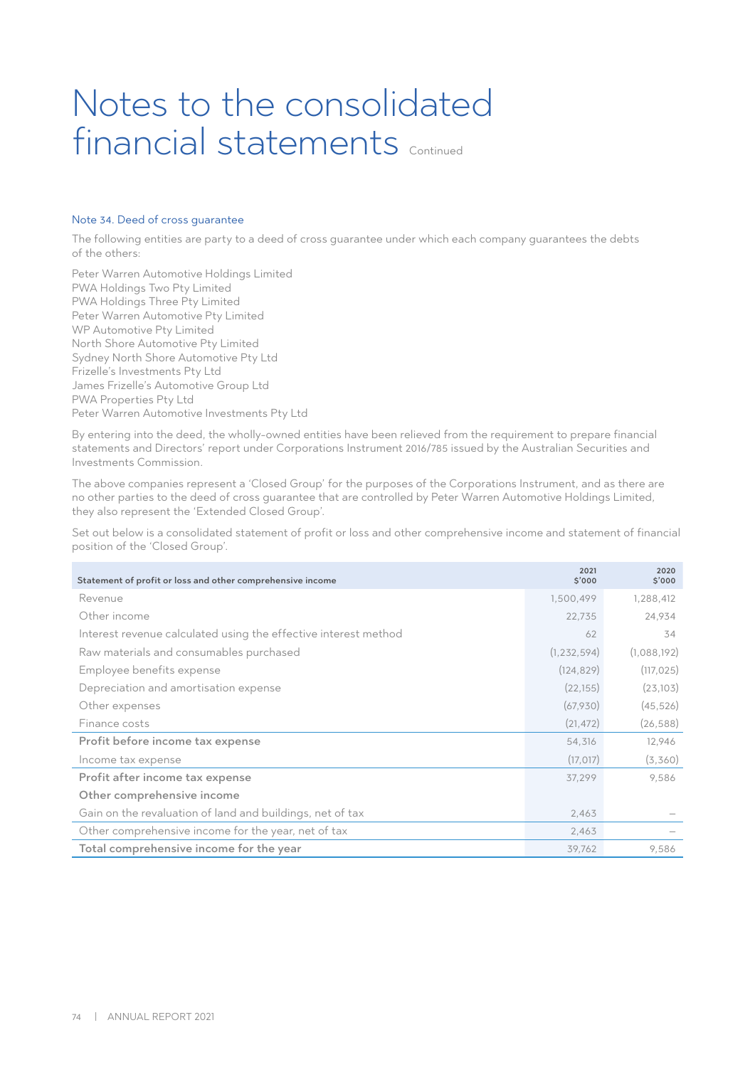# Notes to the consolidated financial statements Continued

## Note 34. Deed of cross guarantee

The following entities are party to a deed of cross guarantee under which each company guarantees the debts of the others:

Peter Warren Automotive Holdings Limited
PWA Holdings Two Pty Limited
PWA Holdings Three Pty Limited
Peter Warren Automotive Pty Limited
WP Automotive Pty Limited
North Shore Automotive Pty Limited
Sydney North Shore Automotive Pty Ltd
Frizelle's Investments Pty Ltd
James Frizelle's Automotive Group Ltd
PWA Properties Pty Ltd
Peter Warren Automotive Investments Pty Ltd

By entering into the deed, the wholly-owned entities have been relieved from the requirement to prepare financial statements and Directors' report under Corporations Instrument 2016/785 issued by the Australian Securities and Investments Commission.

The above companies represent a 'Closed Group' for the purposes of the Corporations Instrument, and as there are no other parties to the deed of cross guarantee that are controlled by Peter Warren Automotive Holdings Limited, they also represent the 'Extended Closed Group'.

Set out below is a consolidated statement of profit or loss and other comprehensive income and statement of financial position of the 'Closed Group'.

| Statement of profit or loss and other comprehensive income | 2021 $'000 | 2020 $'000 |
|---|---|---|
| Revenue | 1,500,499 | 1,288,412 |
| Other income | 22,735 | 24,934 |
| Interest revenue calculated using the effective interest method | 62 | 34 |
| Raw materials and consumables purchased | (1,232,594) | (1,088,192) |
| Employee benefits expense | (124,829) | (117,025) |
| Depreciation and amortisation expense | (22,155) | (23,103) |
| Other expenses | (67,930) | (45,526) |
| Finance costs | (21,472) | (26,588) |
| **Profit before income tax expense** | 54,316 | 12,946 |
| Income tax expense | (17,017) | (3,360) |
| **Profit after income tax expense** | 37,299 | 9,586 |
| **Other comprehensive income** | | |
| Gain on the revaluation of land and buildings, net of tax | 2,463 | – |
| Other comprehensive income for the year, net of tax | 2,463 | – |
| **Total comprehensive income for the year** | 39,762 | 9,586 |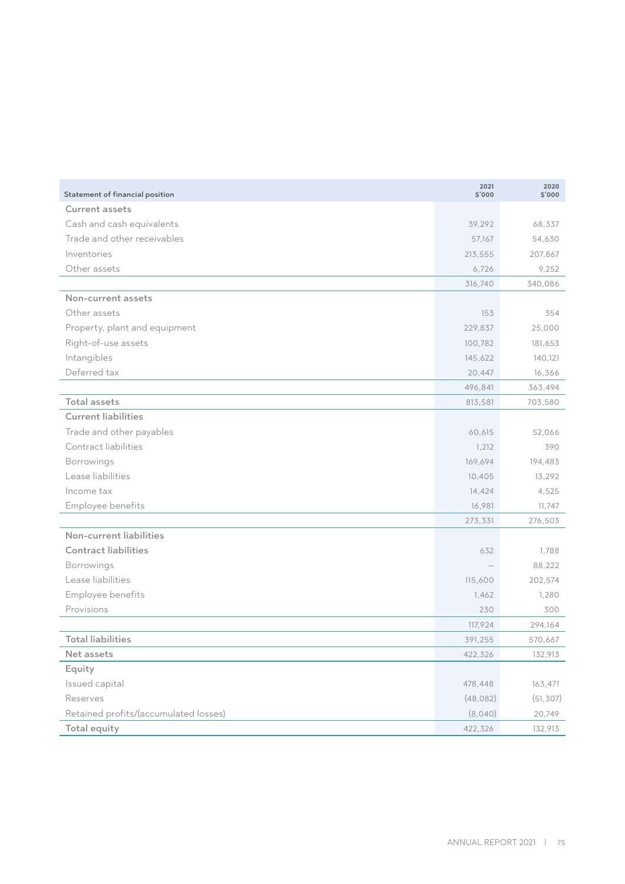| Statement of financial position | 2021 $'000 | 2020 $'000 |
|---|---|---|
| **Current assets** | | |
| Cash and cash equivalents | 39,292 | 68,337 |
| Trade and other receivables | 57,167 | 54,630 |
| Inventories | 213,555 | 207,867 |
| Other assets | 6,726 | 9,252 |
| | 316,740 | 340,086 |
| **Non-current assets** | | |
| Other assets | 153 | 354 |
| Property, plant and equipment | 229,837 | 25,000 |
| Right-of-use assets | 100,782 | 181,653 |
| Intangibles | 145,622 | 140,121 |
| Deferred tax | 20,447 | 16,366 |
| | 496,841 | 363,494 |
| **Total assets** | 813,581 | 703,580 |
| **Current liabilities** | | |
| Trade and other payables | 60,615 | 52,066 |
| Contract liabilities | 1,212 | 390 |
| Borrowings | 169,694 | 194,483 |
| Lease liabilities | 10,405 | 13,292 |
| Income tax | 14,424 | 4,525 |
| Employee benefits | 16,981 | 11,747 |
| | 273,331 | 276,503 |
| **Non-current liabilities** | | |
| **Contract liabilities** | 632 | 1,788 |
| Borrowings | – | 88,222 |
| Lease liabilities | 115,600 | 202,574 |
| Employee benefits | 1,462 | 1,280 |
| Provisions | 230 | 300 |
| | 117,924 | 294,164 |
| **Total liabilities** | 391,255 | 570,667 |
| **Net assets** | 422,326 | 132,913 |
| **Equity** | | |
| Issued capital | 478,448 | 163,471 |
| Reserves | (48,082) | (51,307) |
| Retained profits/(accumulated losses) | (8,040) | 20,749 |
| **Total equity** | 422,326 | 132,913 |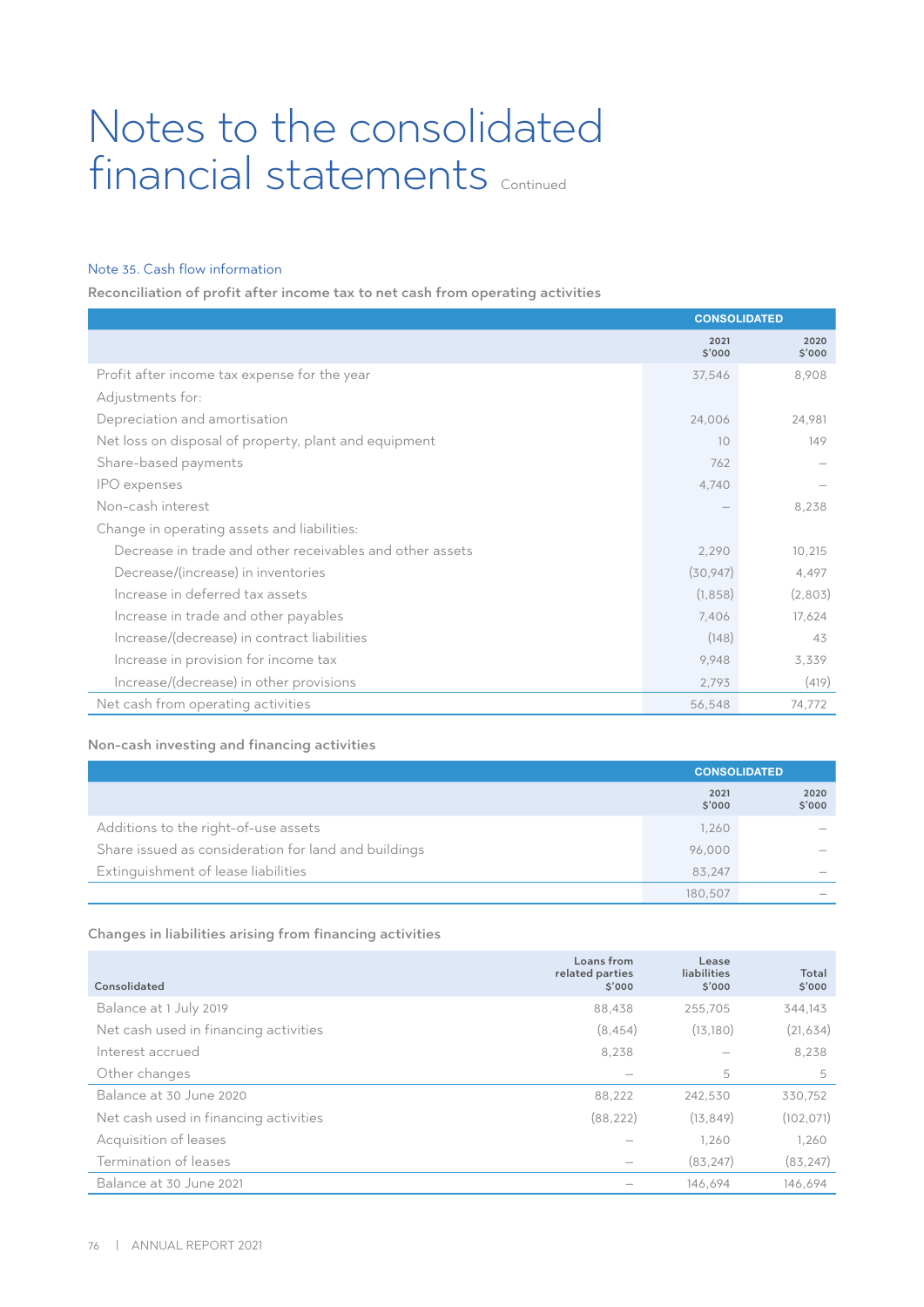# Notes to the consolidated financial statements Continued

## Note 35. Cash flow information

### Reconciliation of profit after income tax to net cash from operating activities

| | CONSOLIDATED | |
|---|---|---|
| | 2021 $'000 | 2020 $'000 |
| Profit after income tax expense for the year | 37,546 | 8,908 |
| Adjustments for: | | |
| Depreciation and amortisation | 24,006 | 24,981 |
| Net loss on disposal of property, plant and equipment | 10 | 149 |
| Share-based payments | 762 | – |
| IPO expenses | 4,740 | – |
| Non-cash interest | – | 8,238 |
| Change in operating assets and liabilities: | | |
| Decrease in trade and other receivables and other assets | 2,290 | 10,215 |
| Decrease/(increase) in inventories | (30,947) | 4,497 |
| Increase in deferred tax assets | (1,858) | (2,803) |
| Increase in trade and other payables | 7,406 | 17,624 |
| Increase/(decrease) in contract liabilities | (148) | 43 |
| Increase in provision for income tax | 9,948 | 3,339 |
| Increase/(decrease) in other provisions | 2,793 | (419) |
| Net cash from operating activities | 56,548 | 74,772 |

### Non-cash investing and financing activities

| | CONSOLIDATED | |
|---|---|---|
| | 2021 $'000 | 2020 $'000 |
| Additions to the right-of-use assets | 1,260 | – |
| Share issued as consideration for land and buildings | 96,000 | – |
| Extinguishment of lease liabilities | 83,247 | – |
| | 180,507 | – |

### Changes in liabilities arising from financing activities

| Consolidated | Loans from related parties $'000 | Lease liabilities $'000 | Total $'000 |
|---|---|---|---|
| Balance at 1 July 2019 | 88,438 | 255,705 | 344,143 |
| Net cash used in financing activities | (8,454) | (13,180) | (21,634) |
| Interest accrued | 8,238 | – | 8,238 |
| Other changes | – | 5 | 5 |
| Balance at 30 June 2020 | 88,222 | 242,530 | 330,752 |
| Net cash used in financing activities | (88,222) | (13,849) | (102,071) |
| Acquisition of leases | – | 1,260 | 1,260 |
| Termination of leases | – | (83,247) | (83,247) |
| Balance at 30 June 2021 | – | 146,694 | 146,694 |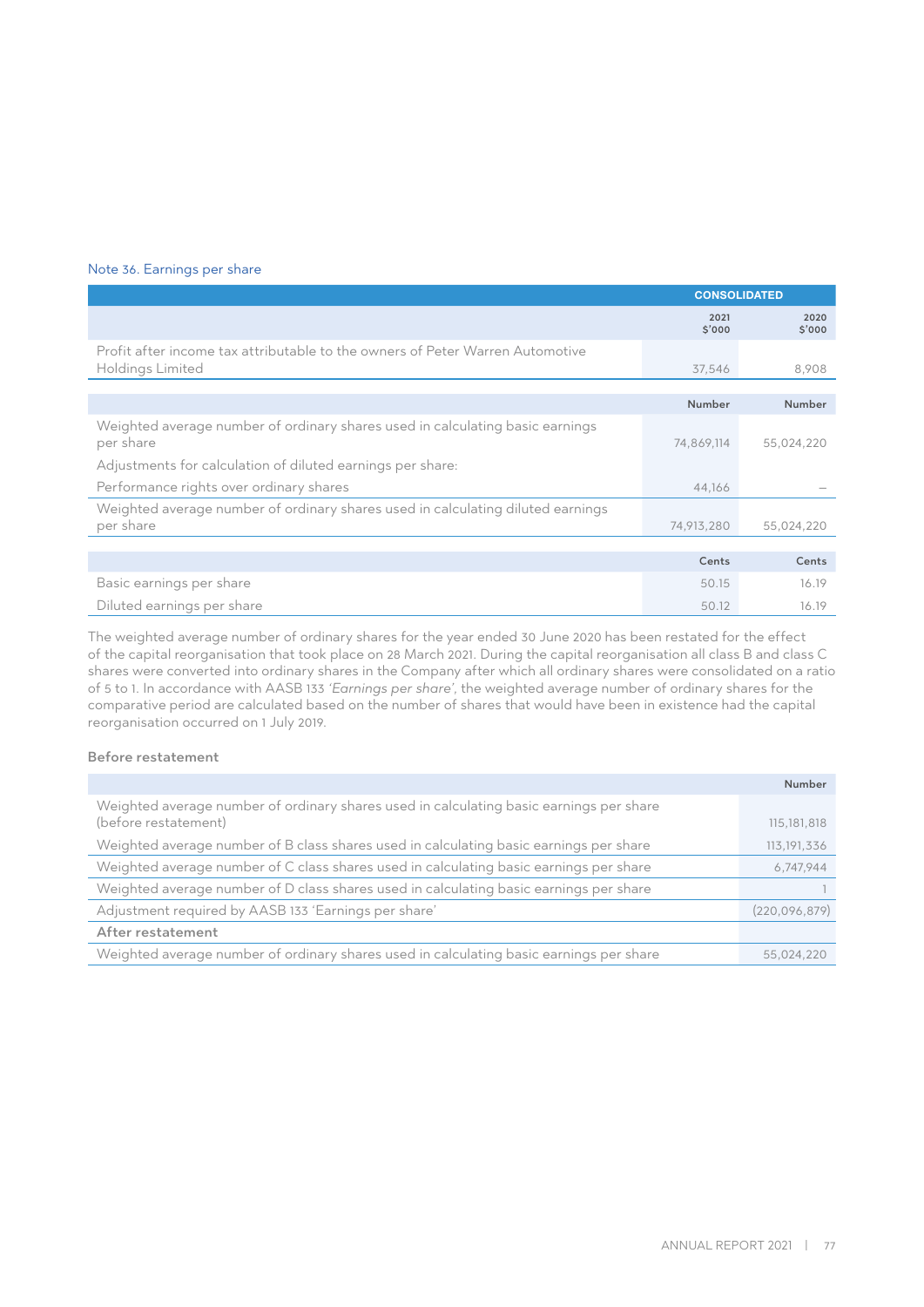## Note 36. Earnings per share

| | CONSOLIDATED | |
|---|---|---|
| | 2021<br>$'000 | 2020<br>$'000 |
| Profit after income tax attributable to the owners of Peter Warren Automotive Holdings Limited | 37,546 | 8,908 |

| | Number | Number |
|---|---|---|
| Weighted average number of ordinary shares used in calculating basic earnings per share | 74,869,114 | 55,024,220 |
| Adjustments for calculation of diluted earnings per share: | | |
| Performance rights over ordinary shares | 44,166 | – |
| Weighted average number of ordinary shares used in calculating diluted earnings per share | 74,913,280 | 55,024,220 |

| | Cents | Cents |
|---|---|---|
| Basic earnings per share | 50.15 | 16.19 |
| Diluted earnings per share | 50.12 | 16.19 |

The weighted average number of ordinary shares for the year ended 30 June 2020 has been restated for the effect of the capital reorganisation that took place on 28 March 2021. During the capital reorganisation all class B and class C shares were converted into ordinary shares in the Company after which all ordinary shares were consolidated on a ratio of 5 to 1. In accordance with AASB 133 *'Earnings per share'*, the weighted average number of ordinary shares for the comparative period are calculated based on the number of shares that would have been in existence had the capital reorganisation occurred on 1 July 2019.

### Before restatement

| | Number |
|---|---|
| Weighted average number of ordinary shares used in calculating basic earnings per share (before restatement) | 115,181,818 |
| Weighted average number of B class shares used in calculating basic earnings per share | 113,191,336 |
| Weighted average number of C class shares used in calculating basic earnings per share | 6,747,944 |
| Weighted average number of D class shares used in calculating basic earnings per share | 1 |
| Adjustment required by AASB 133 'Earnings per share' | (220,096,879) |
| **After restatement** | |
| Weighted average number of ordinary shares used in calculating basic earnings per share | 55,024,220 |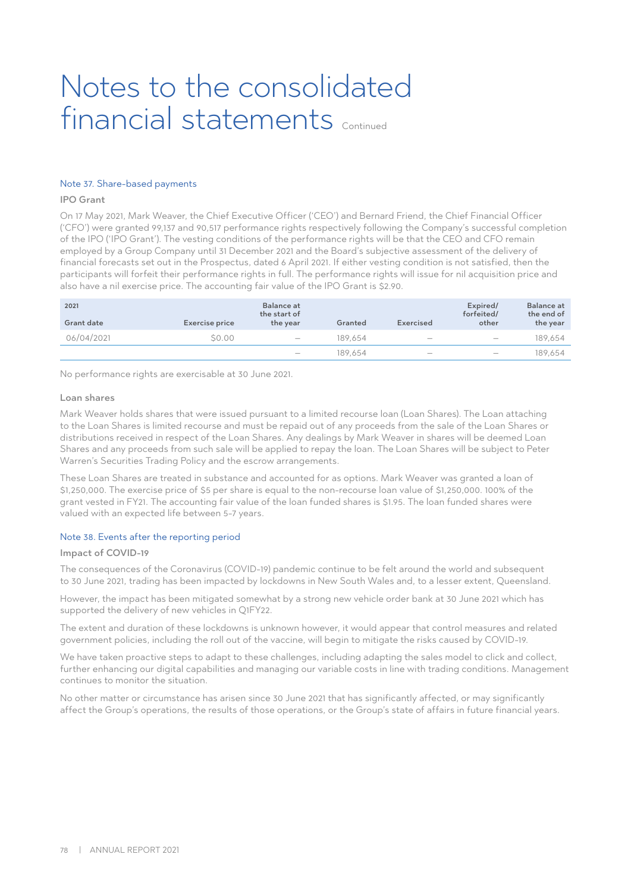# Notes to the consolidated financial statements Continued

## Note 37. Share-based payments

### IPO Grant

On 17 May 2021, Mark Weaver, the Chief Executive Officer ('CEO') and Bernard Friend, the Chief Financial Officer ('CFO') were granted 99,137 and 90,517 performance rights respectively following the Company's successful completion of the IPO ('IPO Grant'). The vesting conditions of the performance rights will be that the CEO and CFO remain employed by a Group Company until 31 December 2021 and the Board's subjective assessment of the delivery of financial forecasts set out in the Prospectus, dated 6 April 2021. If either vesting condition is not satisfied, then the participants will forfeit their performance rights in full. The performance rights will issue for nil acquisition price and also have a nil exercise price. The accounting fair value of the IPO Grant is $2.90.

| 2021<br>Grant date | Exercise price | Balance at the start of the year | Granted | Exercised | Expired/ forfeited/ other | Balance at the end of the year |
|---|---|---|---|---|---|---|
| 06/04/2021 | $0.00 | – | 189,654 | – | – | 189,654 |
| | | – | 189,654 | – | – | 189,654 |

No performance rights are exercisable at 30 June 2021.

### Loan shares

Mark Weaver holds shares that were issued pursuant to a limited recourse loan (Loan Shares). The Loan attaching to the Loan Shares is limited recourse and must be repaid out of any proceeds from the sale of the Loan Shares or distributions received in respect of the Loan Shares. Any dealings by Mark Weaver in shares will be deemed Loan Shares and any proceeds from such sale will be applied to repay the loan. The Loan Shares will be subject to Peter Warren's Securities Trading Policy and the escrow arrangements.

These Loan Shares are treated in substance and accounted for as options. Mark Weaver was granted a loan of $1,250,000. The exercise price of $5 per share is equal to the non-recourse loan value of $1,250,000. 100% of the grant vested in FY21. The accounting fair value of the loan funded shares is $1.95. The loan funded shares were valued with an expected life between 5-7 years.

## Note 38. Events after the reporting period

### Impact of COVID-19

The consequences of the Coronavirus (COVID-19) pandemic continue to be felt around the world and subsequent to 30 June 2021, trading has been impacted by lockdowns in New South Wales and, to a lesser extent, Queensland.

However, the impact has been mitigated somewhat by a strong new vehicle order bank at 30 June 2021 which has supported the delivery of new vehicles in Q1FY22.

The extent and duration of these lockdowns is unknown however, it would appear that control measures and related government policies, including the roll out of the vaccine, will begin to mitigate the risks caused by COVID-19.

We have taken proactive steps to adapt to these challenges, including adapting the sales model to click and collect, further enhancing our digital capabilities and managing our variable costs in line with trading conditions. Management continues to monitor the situation.

No other matter or circumstance has arisen since 30 June 2021 that has significantly affected, or may significantly affect the Group's operations, the results of those operations, or the Group's state of affairs in future financial years.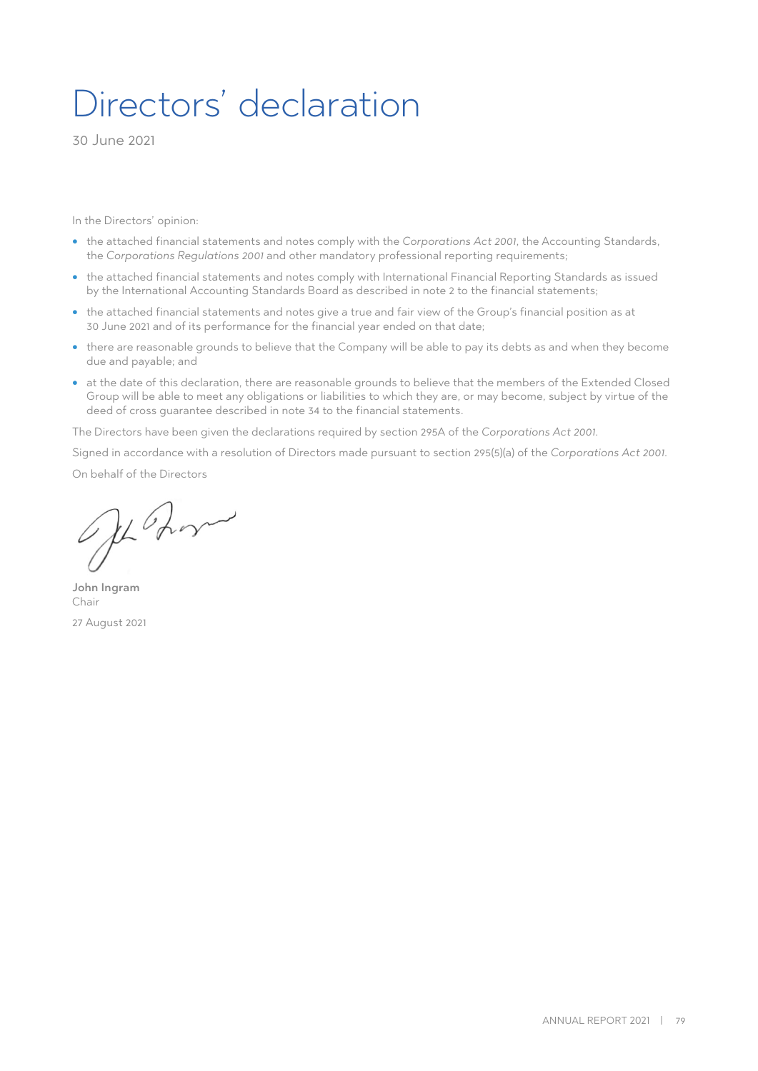# Directors' declaration

30 June 2021

In the Directors' opinion:

- the attached financial statements and notes comply with the *Corporations Act 2001*, the Accounting Standards, the *Corporations Regulations 2001* and other mandatory professional reporting requirements;
- the attached financial statements and notes comply with International Financial Reporting Standards as issued by the International Accounting Standards Board as described in note 2 to the financial statements;
- the attached financial statements and notes give a true and fair view of the Group's financial position as at 30 June 2021 and of its performance for the financial year ended on that date;
- there are reasonable grounds to believe that the Company will be able to pay its debts as and when they become due and payable; and
- at the date of this declaration, there are reasonable grounds to believe that the members of the Extended Closed Group will be able to meet any obligations or liabilities to which they are, or may become, subject by virtue of the deed of cross guarantee described in note 34 to the financial statements.

The Directors have been given the declarations required by section 295A of the *Corporations Act 2001*.

Signed in accordance with a resolution of Directors made pursuant to section 295(5)(a) of the *Corporations Act 2001*.

On behalf of the Directors

**John Ingram**
Chair

27 August 2021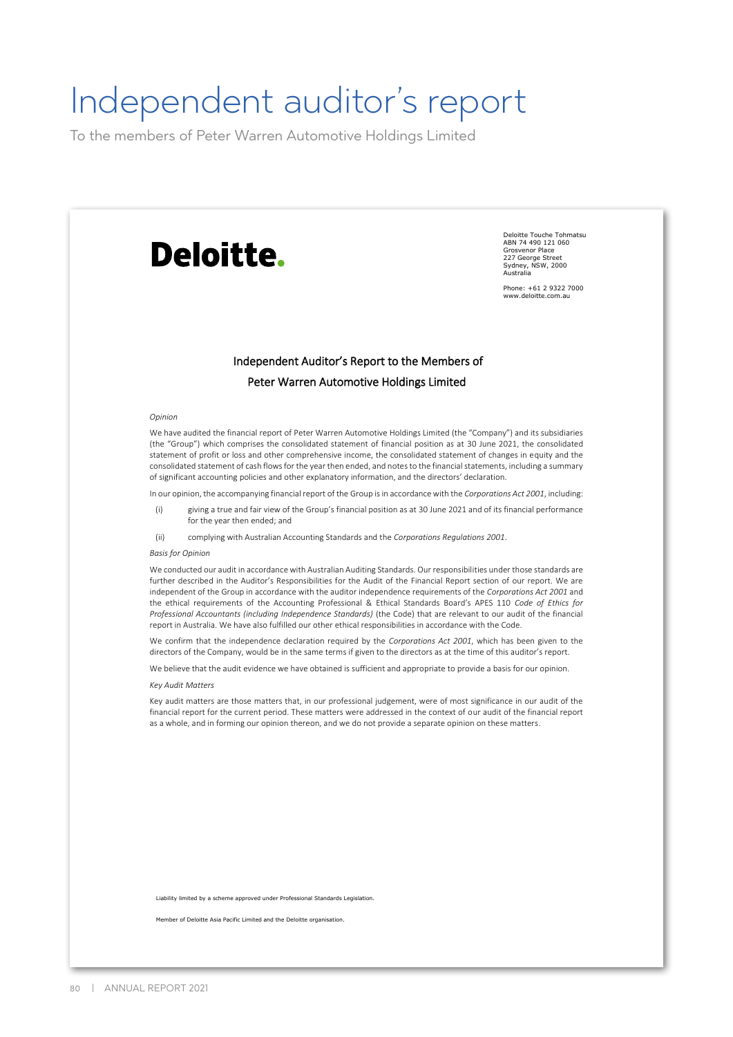# Independent auditor's report

To the members of Peter Warren Automotive Holdings Limited

**Deloitte.**

Deloitte Touche Tohmatsu
ABN 74 490 121 060
Grosvenor Place
227 George Street
Sydney, NSW, 2000
Australia

Phone: +61 2 9322 7000
www.deloitte.com.au

## Independent Auditor's Report to the Members of Peter Warren Automotive Holdings Limited

*Opinion*

We have audited the financial report of Peter Warren Automotive Holdings Limited (the "Company") and its subsidiaries (the "Group") which comprises the consolidated statement of financial position as at 30 June 2021, the consolidated statement of profit or loss and other comprehensive income, the consolidated statement of changes in equity and the consolidated statement of cash flows for the year then ended, and notes to the financial statements, including a summary of significant accounting policies and other explanatory information, and the directors' declaration.

In our opinion, the accompanying financial report of the Group is in accordance with the *Corporations Act 2001*, including:

(i) giving a true and fair view of the Group's financial position as at 30 June 2021 and of its financial performance for the year then ended; and

(ii) complying with Australian Accounting Standards and the *Corporations Regulations 2001*.

*Basis for Opinion*

We conducted our audit in accordance with Australian Auditing Standards. Our responsibilities under those standards are further described in the Auditor's Responsibilities for the Audit of the Financial Report section of our report. We are independent of the Group in accordance with the auditor independence requirements of the *Corporations Act 2001* and the ethical requirements of the Accounting Professional & Ethical Standards Board's APES 110 *Code of Ethics for Professional Accountants (including Independence Standards)* (the Code) that are relevant to our audit of the financial report in Australia. We have also fulfilled our other ethical responsibilities in accordance with the Code.

We confirm that the independence declaration required by the *Corporations Act 2001*, which has been given to the directors of the Company, would be in the same terms if given to the directors as at the time of this auditor's report.

We believe that the audit evidence we have obtained is sufficient and appropriate to provide a basis for our opinion.

*Key Audit Matters*

Key audit matters are those matters that, in our professional judgement, were of most significance in our audit of the financial report for the current period. These matters were addressed in the context of our audit of the financial report as a whole, and in forming our opinion thereon, and we do not provide a separate opinion on these matters.

Liability limited by a scheme approved under Professional Standards Legislation.

Member of Deloitte Asia Pacific Limited and the Deloitte organisation.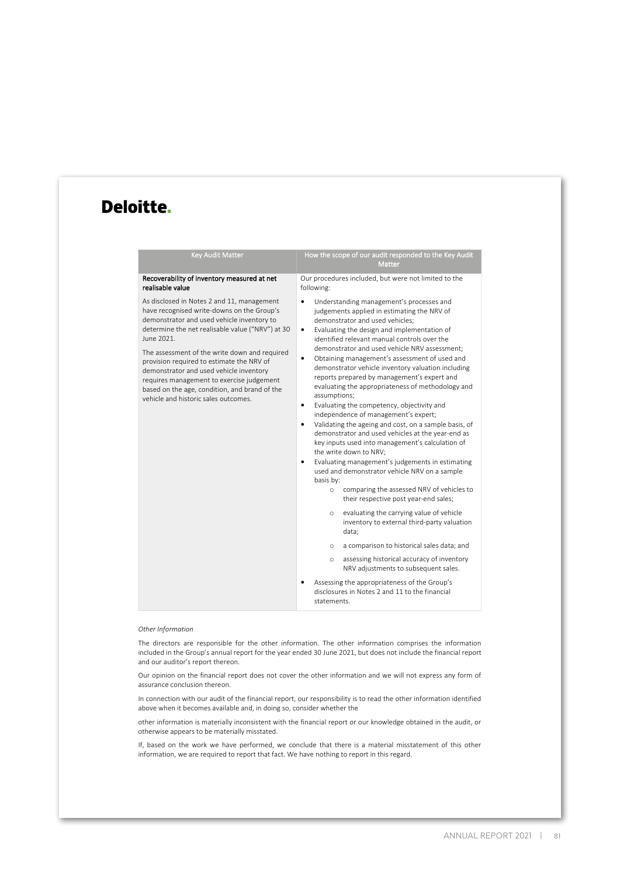**Deloitte.**

| Key Audit Matter | How the scope of our audit responded to the Key Audit Matter |
|---|---|
| **Recoverability of inventory measured at net realisable value**<br><br>As disclosed in Notes 2 and 11, management have recognised write-downs on the Group's demonstrator and used vehicle inventory to determine the net realisable value ("NRV") at 30 June 2021.<br><br>The assessment of the write down and required provision required to estimate the NRV of demonstrator and used vehicle inventory requires management to exercise judgement based on the age, condition, and brand of the vehicle and historic sales outcomes. | Our procedures included, but were not limited to the following:<br><br>• Understanding management's processes and judgements applied in estimating the NRV of demonstrator and used vehicles;<br>• Evaluating the design and implementation of identified relevant manual controls over the demonstrator and used vehicle NRV assessment;<br>• Obtaining management's assessment of used and demonstrator vehicle inventory valuation including reports prepared by management's expert and evaluating the appropriateness of methodology and assumptions;<br>• Evaluating the competency, objectivity and independence of management's expert;<br>• Validating the ageing and cost, on a sample basis, of demonstrator and used vehicles at the year-end as key inputs used into management's calculation of the write down to NRV;<br>• Evaluating management's judgements in estimating used and demonstrator vehicle NRV on a sample basis by:<br>&nbsp;&nbsp;&nbsp;&nbsp;o comparing the assessed NRV of vehicles to their respective post year-end sales;<br>&nbsp;&nbsp;&nbsp;&nbsp;o evaluating the carrying value of vehicle inventory to external third-party valuation data;<br>&nbsp;&nbsp;&nbsp;&nbsp;o a comparison to historical sales data; and<br>&nbsp;&nbsp;&nbsp;&nbsp;o assessing historical accuracy of inventory NRV adjustments to subsequent sales.<br>• Assessing the appropriateness of the Group's disclosures in Notes 2 and 11 to the financial statements. |

*Other Information*

The directors are responsible for the other information. The other information comprises the information included in the Group's annual report for the year ended 30 June 2021, but does not include the financial report and our auditor's report thereon.

Our opinion on the financial report does not cover the other information and we will not express any form of assurance conclusion thereon.

In connection with our audit of the financial report, our responsibility is to read the other information identified above when it becomes available and, in doing so, consider whether the

other information is materially inconsistent with the financial report or our knowledge obtained in the audit, or otherwise appears to be materially misstated.

If, based on the work we have performed, we conclude that there is a material misstatement of this other information, we are required to report that fact. We have nothing to report in this regard.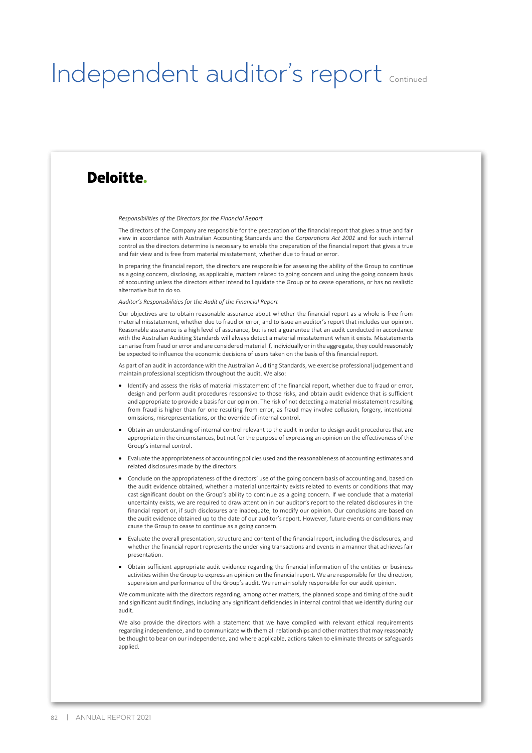# Independent auditor's report Continued

**Deloitte.**

*Responsibilities of the Directors for the Financial Report*

The directors of the Company are responsible for the preparation of the financial report that gives a true and fair view in accordance with Australian Accounting Standards and the *Corporations Act 2001* and for such internal control as the directors determine is necessary to enable the preparation of the financial report that gives a true and fair view and is free from material misstatement, whether due to fraud or error.

In preparing the financial report, the directors are responsible for assessing the ability of the Group to continue as a going concern, disclosing, as applicable, matters related to going concern and using the going concern basis of accounting unless the directors either intend to liquidate the Group or to cease operations, or has no realistic alternative but to do so.

*Auditor's Responsibilities for the Audit of the Financial Report*

Our objectives are to obtain reasonable assurance about whether the financial report as a whole is free from material misstatement, whether due to fraud or error, and to issue an auditor's report that includes our opinion. Reasonable assurance is a high level of assurance, but is not a guarantee that an audit conducted in accordance with the Australian Auditing Standards will always detect a material misstatement when it exists. Misstatements can arise from fraud or error and are considered material if, individually or in the aggregate, they could reasonably be expected to influence the economic decisions of users taken on the basis of this financial report.

As part of an audit in accordance with the Australian Auditing Standards, we exercise professional judgement and maintain professional scepticism throughout the audit. We also:

- Identify and assess the risks of material misstatement of the financial report, whether due to fraud or error, design and perform audit procedures responsive to those risks, and obtain audit evidence that is sufficient and appropriate to provide a basis for our opinion. The risk of not detecting a material misstatement resulting from fraud is higher than for one resulting from error, as fraud may involve collusion, forgery, intentional omissions, misrepresentations, or the override of internal control.
- Obtain an understanding of internal control relevant to the audit in order to design audit procedures that are appropriate in the circumstances, but not for the purpose of expressing an opinion on the effectiveness of the Group's internal control.
- Evaluate the appropriateness of accounting policies used and the reasonableness of accounting estimates and related disclosures made by the directors.
- Conclude on the appropriateness of the directors' use of the going concern basis of accounting and, based on the audit evidence obtained, whether a material uncertainty exists related to events or conditions that may cast significant doubt on the Group's ability to continue as a going concern. If we conclude that a material uncertainty exists, we are required to draw attention in our auditor's report to the related disclosures in the financial report or, if such disclosures are inadequate, to modify our opinion. Our conclusions are based on the audit evidence obtained up to the date of our auditor's report. However, future events or conditions may cause the Group to cease to continue as a going concern.
- Evaluate the overall presentation, structure and content of the financial report, including the disclosures, and whether the financial report represents the underlying transactions and events in a manner that achieves fair presentation.
- Obtain sufficient appropriate audit evidence regarding the financial information of the entities or business activities within the Group to express an opinion on the financial report. We are responsible for the direction, supervision and performance of the Group's audit. We remain solely responsible for our audit opinion.

We communicate with the directors regarding, among other matters, the planned scope and timing of the audit and significant audit findings, including any significant deficiencies in internal control that we identify during our audit.

We also provide the directors with a statement that we have complied with relevant ethical requirements regarding independence, and to communicate with them all relationships and other matters that may reasonably be thought to bear on our independence, and where applicable, actions taken to eliminate threats or safeguards applied.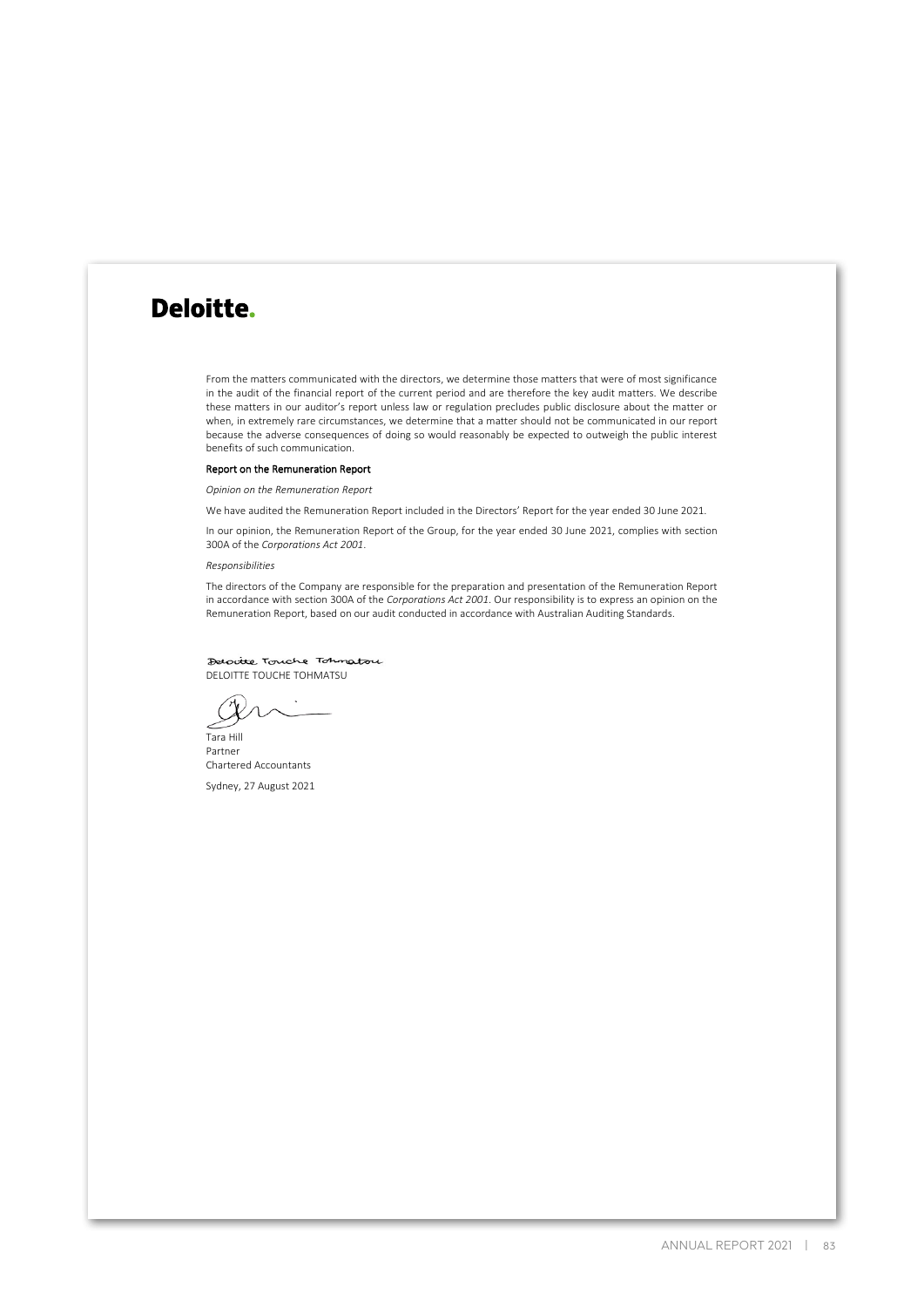**Deloitte.**

From the matters communicated with the directors, we determine those matters that were of most significance in the audit of the financial report of the current period and are therefore the key audit matters. We describe these matters in our auditor's report unless law or regulation precludes public disclosure about the matter or when, in extremely rare circumstances, we determine that a matter should not be communicated in our report because the adverse consequences of doing so would reasonably be expected to outweigh the public interest benefits of such communication.

**Report on the Remuneration Report**

*Opinion on the Remuneration Report*

We have audited the Remuneration Report included in the Directors' Report for the year ended 30 June 2021.

In our opinion, the Remuneration Report of the Group, for the year ended 30 June 2021, complies with section 300A of the *Corporations Act 2001*.

*Responsibilities*

The directors of the Company are responsible for the preparation and presentation of the Remuneration Report in accordance with section 300A of the *Corporations Act 2001*. Our responsibility is to express an opinion on the Remuneration Report, based on our audit conducted in accordance with Australian Auditing Standards.

Deloitte Touche Tohmatsu

DELOITTE TOUCHE TOHMATSU

Tara Hill
Partner
Chartered Accountants

Sydney, 27 August 2021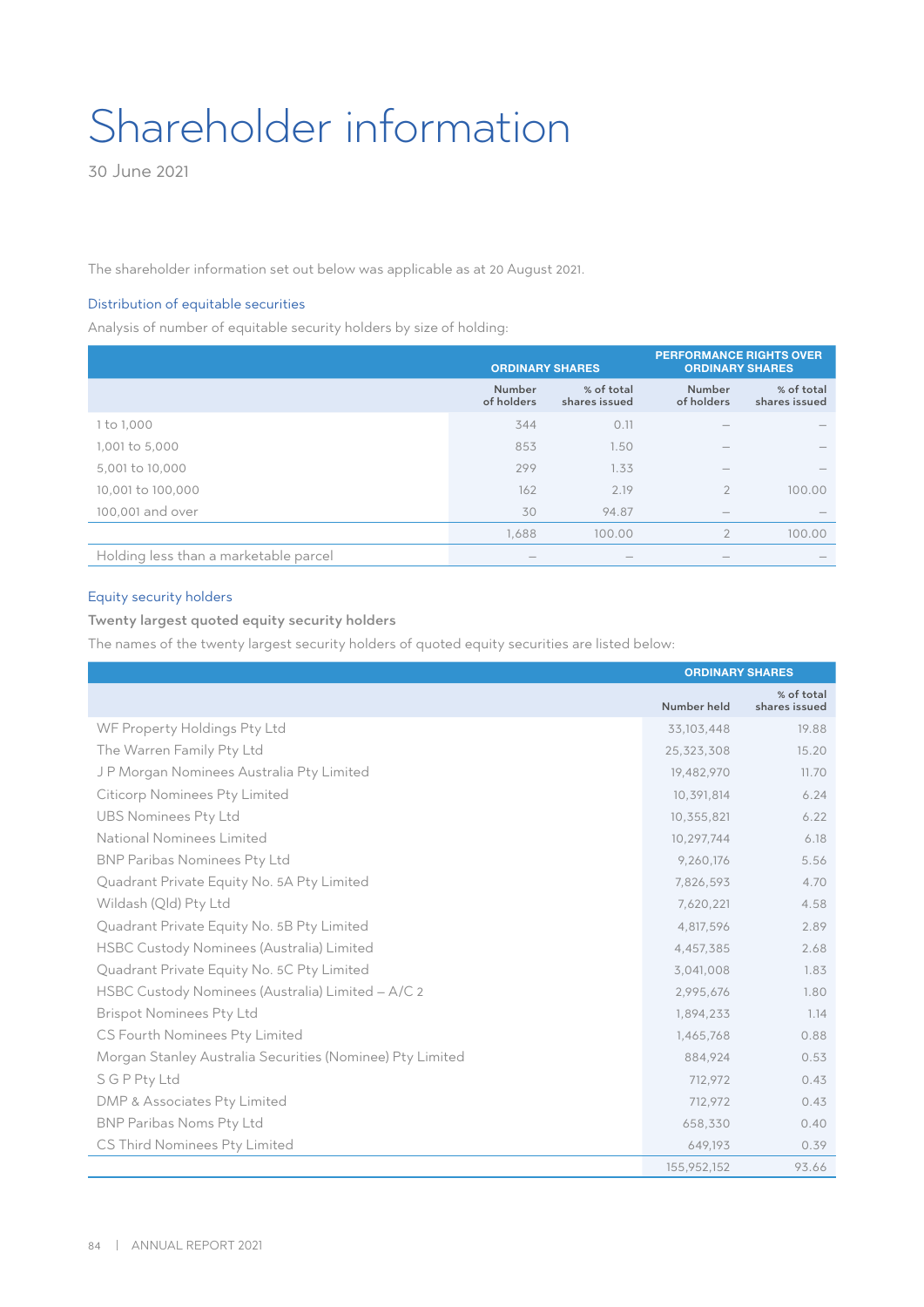# Shareholder information

30 June 2021

The shareholder information set out below was applicable as at 20 August 2021.

### Distribution of equitable securities

Analysis of number of equitable security holders by size of holding:

| | ORDINARY SHARES | | PERFORMANCE RIGHTS OVER ORDINARY SHARES | |
|---|---|---|---|---|
| | Number of holders | % of total shares issued | Number of holders | % of total shares issued |
| 1 to 1,000 | 344 | 0.11 | – | – |
| 1,001 to 5,000 | 853 | 1.50 | – | – |
| 5,001 to 10,000 | 299 | 1.33 | – | – |
| 10,001 to 100,000 | 162 | 2.19 | 2 | 100.00 |
| 100,001 and over | 30 | 94.87 | – | – |
| | 1,688 | 100.00 | 2 | 100.00 |
| Holding less than a marketable parcel | – | – | – | – |

### Equity security holders

**Twenty largest quoted equity security holders**

The names of the twenty largest security holders of quoted equity securities are listed below:

| | ORDINARY SHARES | |
|---|---|---|
| | Number held | % of total shares issued |
| WF Property Holdings Pty Ltd | 33,103,448 | 19.88 |
| The Warren Family Pty Ltd | 25,323,308 | 15.20 |
| J P Morgan Nominees Australia Pty Limited | 19,482,970 | 11.70 |
| Citicorp Nominees Pty Limited | 10,391,814 | 6.24 |
| UBS Nominees Pty Ltd | 10,355,821 | 6.22 |
| National Nominees Limited | 10,297,744 | 6.18 |
| BNP Paribas Nominees Pty Ltd | 9,260,176 | 5.56 |
| Quadrant Private Equity No. 5A Pty Limited | 7,826,593 | 4.70 |
| Wildash (Qld) Pty Ltd | 7,620,221 | 4.58 |
| Quadrant Private Equity No. 5B Pty Limited | 4,817,596 | 2.89 |
| HSBC Custody Nominees (Australia) Limited | 4,457,385 | 2.68 |
| Quadrant Private Equity No. 5C Pty Limited | 3,041,008 | 1.83 |
| HSBC Custody Nominees (Australia) Limited – A/C 2 | 2,995,676 | 1.80 |
| Brispot Nominees Pty Ltd | 1,894,233 | 1.14 |
| CS Fourth Nominees Pty Limited | 1,465,768 | 0.88 |
| Morgan Stanley Australia Securities (Nominee) Pty Limited | 884,924 | 0.53 |
| S G P Pty Ltd | 712,972 | 0.43 |
| DMP & Associates Pty Limited | 712,972 | 0.43 |
| BNP Paribas Noms Pty Ltd | 658,330 | 0.40 |
| CS Third Nominees Pty Limited | 649,193 | 0.39 |
| | 155,952,152 | 93.66 |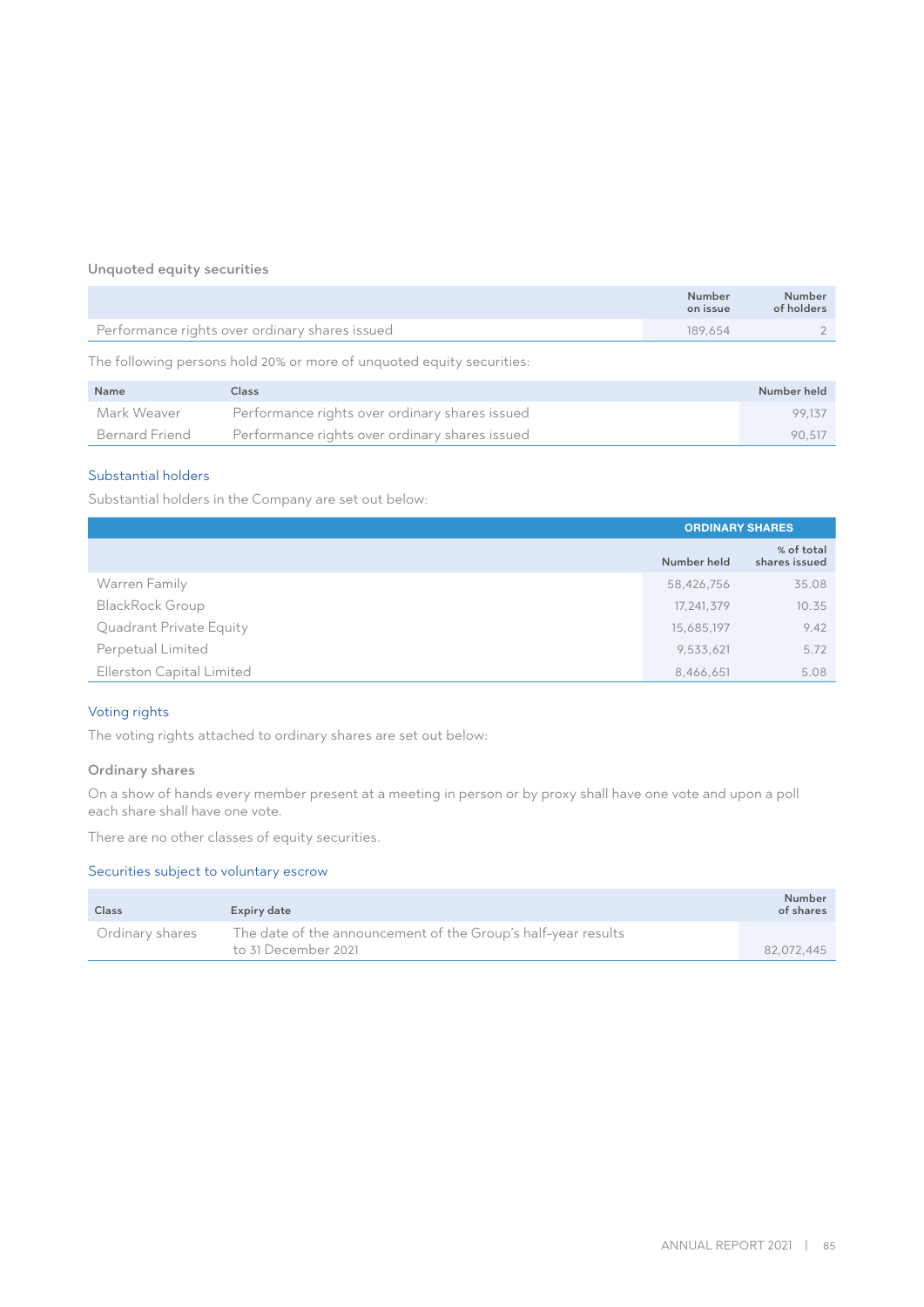### Unquoted equity securities

| | Number on issue | Number of holders |
|---|---|---|
| Performance rights over ordinary shares issued | 189,654 | 2 |

The following persons hold 20% or more of unquoted equity securities:

| Name | Class | Number held |
|---|---|---|
| Mark Weaver | Performance rights over ordinary shares issued | 99,137 |
| Bernard Friend | Performance rights over ordinary shares issued | 90,517 |

## Substantial holders

Substantial holders in the Company are set out below:

| | ORDINARY SHARES | |
|---|---|---|
| | Number held | % of total shares issued |
| Warren Family | 58,426,756 | 35.08 |
| BlackRock Group | 17,241,379 | 10.35 |
| Quadrant Private Equity | 15,685,197 | 9.42 |
| Perpetual Limited | 9,533,621 | 5.72 |
| Ellerston Capital Limited | 8,466,651 | 5.08 |

## Voting rights

The voting rights attached to ordinary shares are set out below:

### Ordinary shares

On a show of hands every member present at a meeting in person or by proxy shall have one vote and upon a poll each share shall have one vote.

There are no other classes of equity securities.

## Securities subject to voluntary escrow

| Class | Expiry date | Number of shares |
|---|---|---|
| Ordinary shares | The date of the announcement of the Group's half-year results to 31 December 2021 | 82,072,445 |